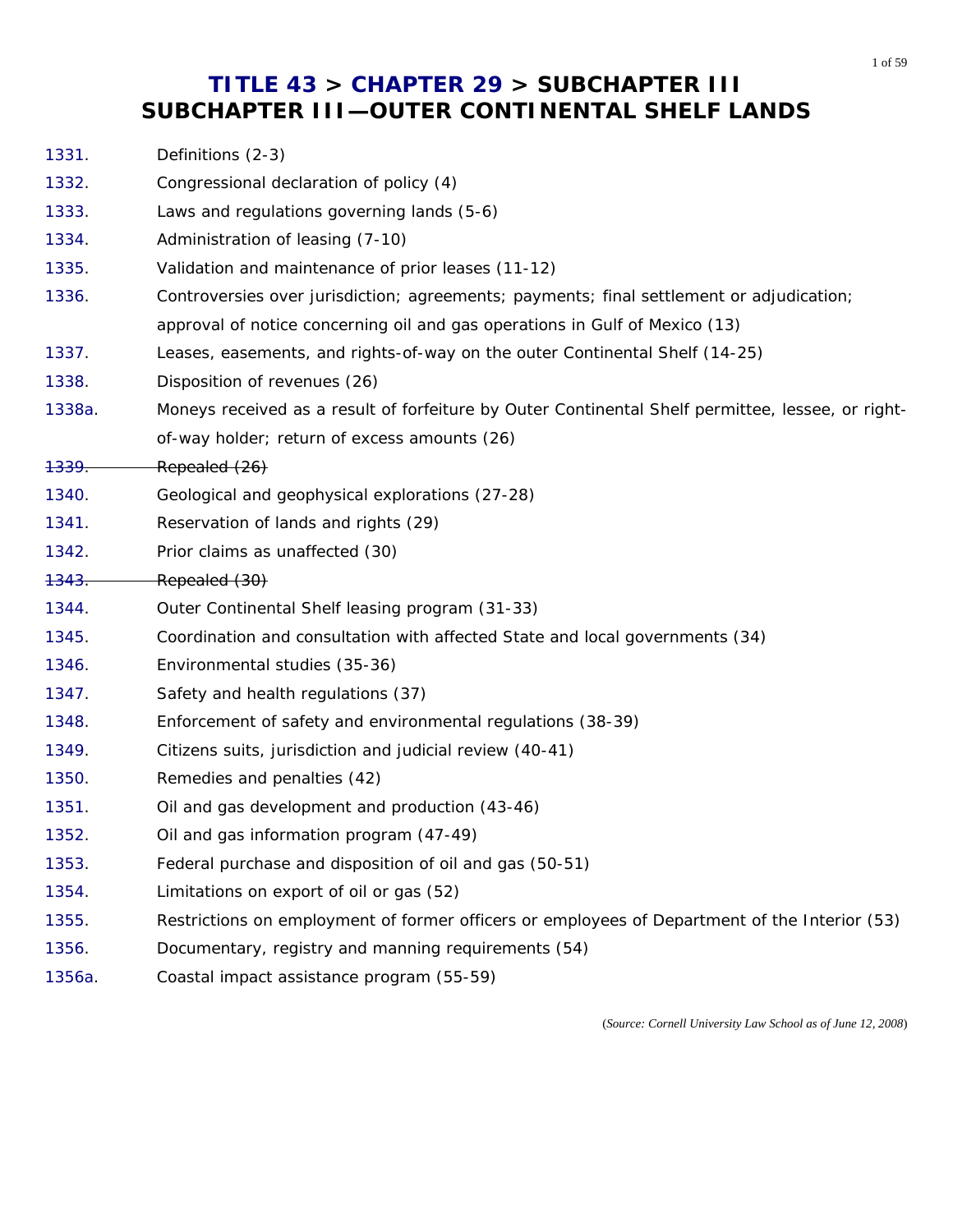# TITLE 43 > CHAPTER 29 > SUBCHAPTER III
# SUBCHAPTER III—OUTER CONTINENTAL SHELF LANDS

| | |
|---|---|
| 1331. | Definitions (2-3) |
| 1332. | Congressional declaration of policy (4) |
| 1333. | Laws and regulations governing lands (5-6) |
| 1334. | Administration of leasing (7-10) |
| 1335. | Validation and maintenance of prior leases (11-12) |
| 1336. | Controversies over jurisdiction; agreements; payments; final settlement or adjudication; approval of notice concerning oil and gas operations in Gulf of Mexico (13) |
| 1337. | Leases, easements, and rights-of-way on the outer Continental Shelf (14-25) |
| 1338. | Disposition of revenues (26) |
| 1338a. | Moneys received as a result of forfeiture by Outer Continental Shelf permittee, lessee, or right-of-way holder; return of excess amounts (26) |
| ~~1339.~~ | ~~Repealed (26)~~ |
| 1340. | Geological and geophysical explorations (27-28) |
| 1341. | Reservation of lands and rights (29) |
| 1342. | Prior claims as unaffected (30) |
| ~~1343.~~ | ~~Repealed (30)~~ |
| 1344. | Outer Continental Shelf leasing program (31-33) |
| 1345. | Coordination and consultation with affected State and local governments (34) |
| 1346. | Environmental studies (35-36) |
| 1347. | Safety and health regulations (37) |
| 1348. | Enforcement of safety and environmental regulations (38-39) |
| 1349. | Citizens suits, jurisdiction and judicial review (40-41) |
| 1350. | Remedies and penalties (42) |
| 1351. | Oil and gas development and production (43-46) |
| 1352. | Oil and gas information program (47-49) |
| 1353. | Federal purchase and disposition of oil and gas (50-51) |
| 1354. | Limitations on export of oil or gas (52) |
| 1355. | Restrictions on employment of former officers or employees of Department of the Interior (53) |
| 1356. | Documentary, registry and manning requirements (54) |
| 1356a. | Coastal impact assistance program (55-59) |

(*Source: Cornell University Law School as of June 12, 2008*)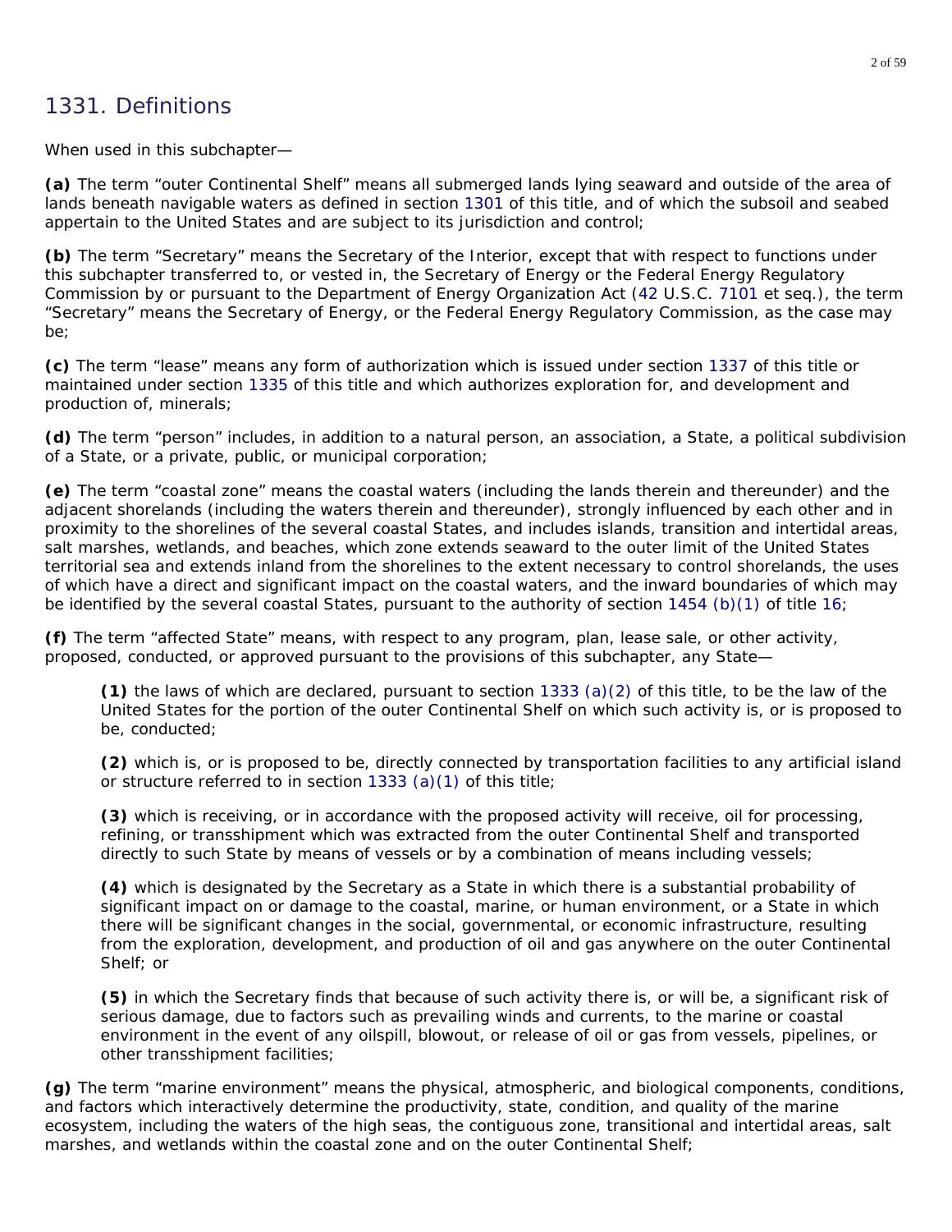## 1331. Definitions

When used in this subchapter—

**(a)** The term “outer Continental Shelf” means all submerged lands lying seaward and outside of the area of lands beneath navigable waters as defined in section 1301 of this title, and of which the subsoil and seabed appertain to the United States and are subject to its jurisdiction and control;

**(b)** The term “Secretary” means the Secretary of the Interior, except that with respect to functions under this subchapter transferred to, or vested in, the Secretary of Energy or the Federal Energy Regulatory Commission by or pursuant to the Department of Energy Organization Act (42 U.S.C. 7101 et seq.), the term “Secretary” means the Secretary of Energy, or the Federal Energy Regulatory Commission, as the case may be;

**(c)** The term “lease” means any form of authorization which is issued under section 1337 of this title or maintained under section 1335 of this title and which authorizes exploration for, and development and production of, minerals;

**(d)** The term “person” includes, in addition to a natural person, an association, a State, a political subdivision of a State, or a private, public, or municipal corporation;

**(e)** The term “coastal zone” means the coastal waters (including the lands therein and thereunder) and the adjacent shorelands (including the waters therein and thereunder), strongly influenced by each other and in proximity to the shorelines of the several coastal States, and includes islands, transition and intertidal areas, salt marshes, wetlands, and beaches, which zone extends seaward to the outer limit of the United States territorial sea and extends inland from the shorelines to the extent necessary to control shorelands, the uses of which have a direct and significant impact on the coastal waters, and the inward boundaries of which may be identified by the several coastal States, pursuant to the authority of section 1454 (b)(1) of title 16;

**(f)** The term “affected State” means, with respect to any program, plan, lease sale, or other activity, proposed, conducted, or approved pursuant to the provisions of this subchapter, any State—

> **(1)** the laws of which are declared, pursuant to section 1333 (a)(2) of this title, to be the law of the United States for the portion of the outer Continental Shelf on which such activity is, or is proposed to be, conducted;
>
> **(2)** which is, or is proposed to be, directly connected by transportation facilities to any artificial island or structure referred to in section 1333 (a)(1) of this title;
>
> **(3)** which is receiving, or in accordance with the proposed activity will receive, oil for processing, refining, or transshipment which was extracted from the outer Continental Shelf and transported directly to such State by means of vessels or by a combination of means including vessels;
>
> **(4)** which is designated by the Secretary as a State in which there is a substantial probability of significant impact on or damage to the coastal, marine, or human environment, or a State in which there will be significant changes in the social, governmental, or economic infrastructure, resulting from the exploration, development, and production of oil and gas anywhere on the outer Continental Shelf; or
>
> **(5)** in which the Secretary finds that because of such activity there is, or will be, a significant risk of serious damage, due to factors such as prevailing winds and currents, to the marine or coastal environment in the event of any oilspill, blowout, or release of oil or gas from vessels, pipelines, or other transshipment facilities;

**(g)** The term “marine environment” means the physical, atmospheric, and biological components, conditions, and factors which interactively determine the productivity, state, condition, and quality of the marine ecosystem, including the waters of the high seas, the contiguous zone, transitional and intertidal areas, salt marshes, and wetlands within the coastal zone and on the outer Continental Shelf;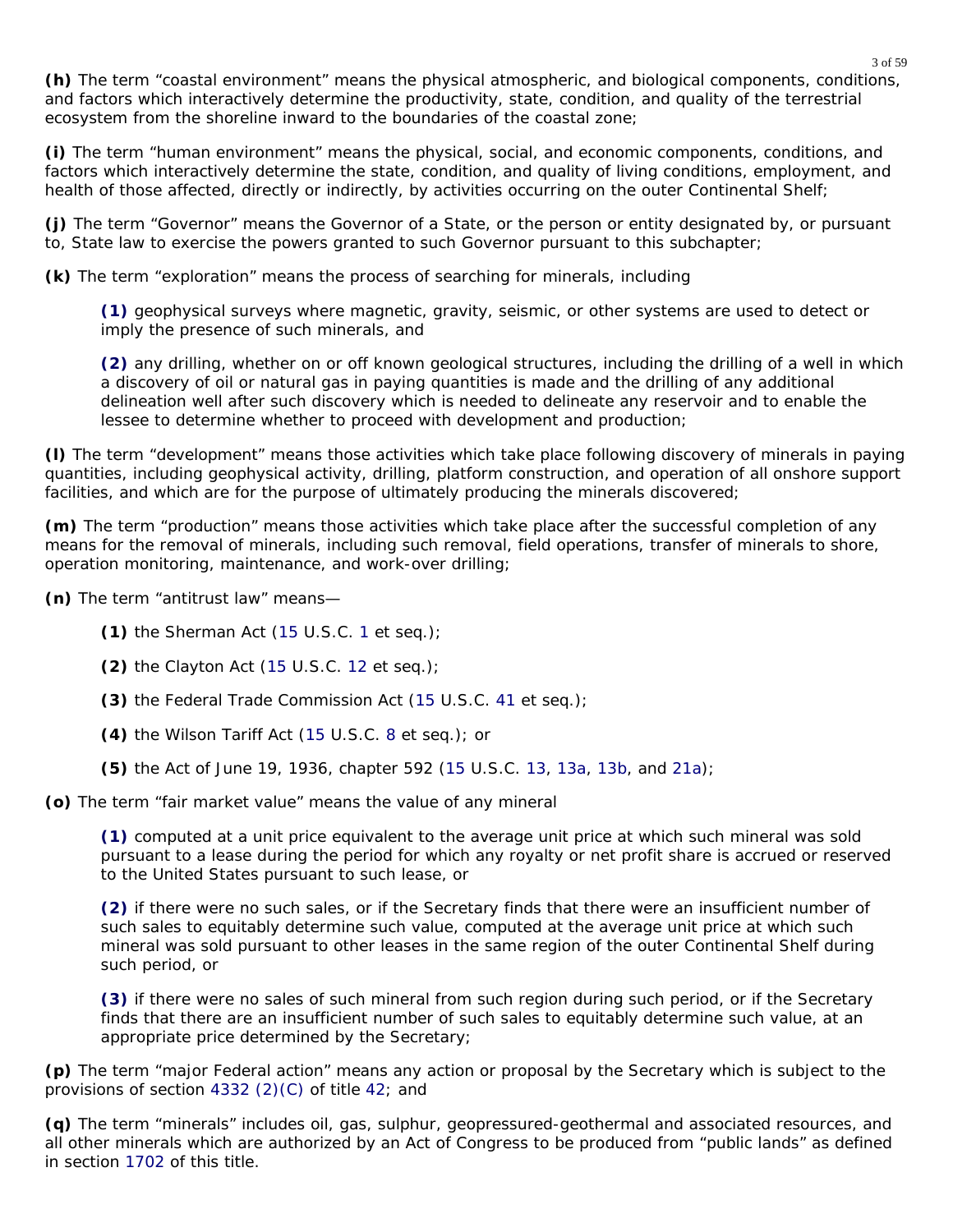**(h)** The term “coastal environment” means the physical atmospheric, and biological components, conditions, and factors which interactively determine the productivity, state, condition, and quality of the terrestrial ecosystem from the shoreline inward to the boundaries of the coastal zone;

**(i)** The term “human environment” means the physical, social, and economic components, conditions, and factors which interactively determine the state, condition, and quality of living conditions, employment, and health of those affected, directly or indirectly, by activities occurring on the outer Continental Shelf;

**(j)** The term “Governor” means the Governor of a State, or the person or entity designated by, or pursuant to, State law to exercise the powers granted to such Governor pursuant to this subchapter;

**(k)** The term “exploration” means the process of searching for minerals, including

> **(1)** geophysical surveys where magnetic, gravity, seismic, or other systems are used to detect or imply the presence of such minerals, and
>
> **(2)** any drilling, whether on or off known geological structures, including the drilling of a well in which a discovery of oil or natural gas in paying quantities is made and the drilling of any additional delineation well after such discovery which is needed to delineate any reservoir and to enable the lessee to determine whether to proceed with development and production;

**(l)** The term “development” means those activities which take place following discovery of minerals in paying quantities, including geophysical activity, drilling, platform construction, and operation of all onshore support facilities, and which are for the purpose of ultimately producing the minerals discovered;

**(m)** The term “production” means those activities which take place after the successful completion of any means for the removal of minerals, including such removal, field operations, transfer of minerals to shore, operation monitoring, maintenance, and work-over drilling;

**(n)** The term “antitrust law” means—

> **(1)** the Sherman Act (15 U.S.C. 1 et seq.);
>
> **(2)** the Clayton Act (15 U.S.C. 12 et seq.);
>
> **(3)** the Federal Trade Commission Act (15 U.S.C. 41 et seq.);
>
> **(4)** the Wilson Tariff Act (15 U.S.C. 8 et seq.); or
>
> **(5)** the Act of June 19, 1936, chapter 592 (15 U.S.C. 13, 13a, 13b, and 21a);

**(o)** The term “fair market value” means the value of any mineral

> **(1)** computed at a unit price equivalent to the average unit price at which such mineral was sold pursuant to a lease during the period for which any royalty or net profit share is accrued or reserved to the United States pursuant to such lease, or
>
> **(2)** if there were no such sales, or if the Secretary finds that there were an insufficient number of such sales to equitably determine such value, computed at the average unit price at which such mineral was sold pursuant to other leases in the same region of the outer Continental Shelf during such period, or
>
> **(3)** if there were no sales of such mineral from such region during such period, or if the Secretary finds that there are an insufficient number of such sales to equitably determine such value, at an appropriate price determined by the Secretary;

**(p)** The term “major Federal action” means any action or proposal by the Secretary which is subject to the provisions of section 4332 (2)(C) of title 42; and

**(q)** The term “minerals” includes oil, gas, sulphur, geopressured-geothermal and associated resources, and all other minerals which are authorized by an Act of Congress to be produced from “public lands” as defined in section 1702 of this title.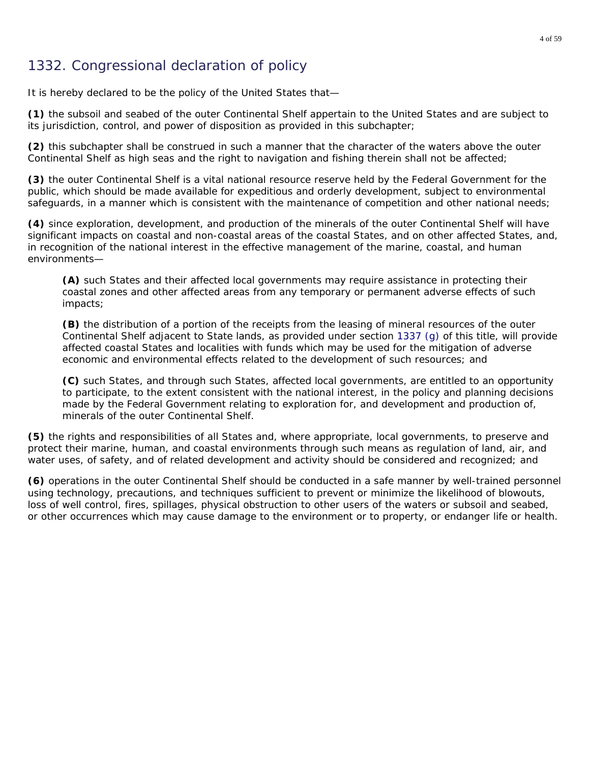# 1332. Congressional declaration of policy

It is hereby declared to be the policy of the United States that—

**(1)** the subsoil and seabed of the outer Continental Shelf appertain to the United States and are subject to its jurisdiction, control, and power of disposition as provided in this subchapter;

**(2)** this subchapter shall be construed in such a manner that the character of the waters above the outer Continental Shelf as high seas and the right to navigation and fishing therein shall not be affected;

**(3)** the outer Continental Shelf is a vital national resource reserve held by the Federal Government for the public, which should be made available for expeditious and orderly development, subject to environmental safeguards, in a manner which is consistent with the maintenance of competition and other national needs;

**(4)** since exploration, development, and production of the minerals of the outer Continental Shelf will have significant impacts on coastal and non-coastal areas of the coastal States, and on other affected States, and, in recognition of the national interest in the effective management of the marine, coastal, and human environments—

> **(A)** such States and their affected local governments may require assistance in protecting their coastal zones and other affected areas from any temporary or permanent adverse effects of such impacts;
>
> **(B)** the distribution of a portion of the receipts from the leasing of mineral resources of the outer Continental Shelf adjacent to State lands, as provided under section 1337 (g) of this title, will provide affected coastal States and localities with funds which may be used for the mitigation of adverse economic and environmental effects related to the development of such resources; and
>
> **(C)** such States, and through such States, affected local governments, are entitled to an opportunity to participate, to the extent consistent with the national interest, in the policy and planning decisions made by the Federal Government relating to exploration for, and development and production of, minerals of the outer Continental Shelf.

**(5)** the rights and responsibilities of all States and, where appropriate, local governments, to preserve and protect their marine, human, and coastal environments through such means as regulation of land, air, and water uses, of safety, and of related development and activity should be considered and recognized; and

**(6)** operations in the outer Continental Shelf should be conducted in a safe manner by well-trained personnel using technology, precautions, and techniques sufficient to prevent or minimize the likelihood of blowouts, loss of well control, fires, spillages, physical obstruction to other users of the waters or subsoil and seabed, or other occurrences which may cause damage to the environment or to property, or endanger life or health.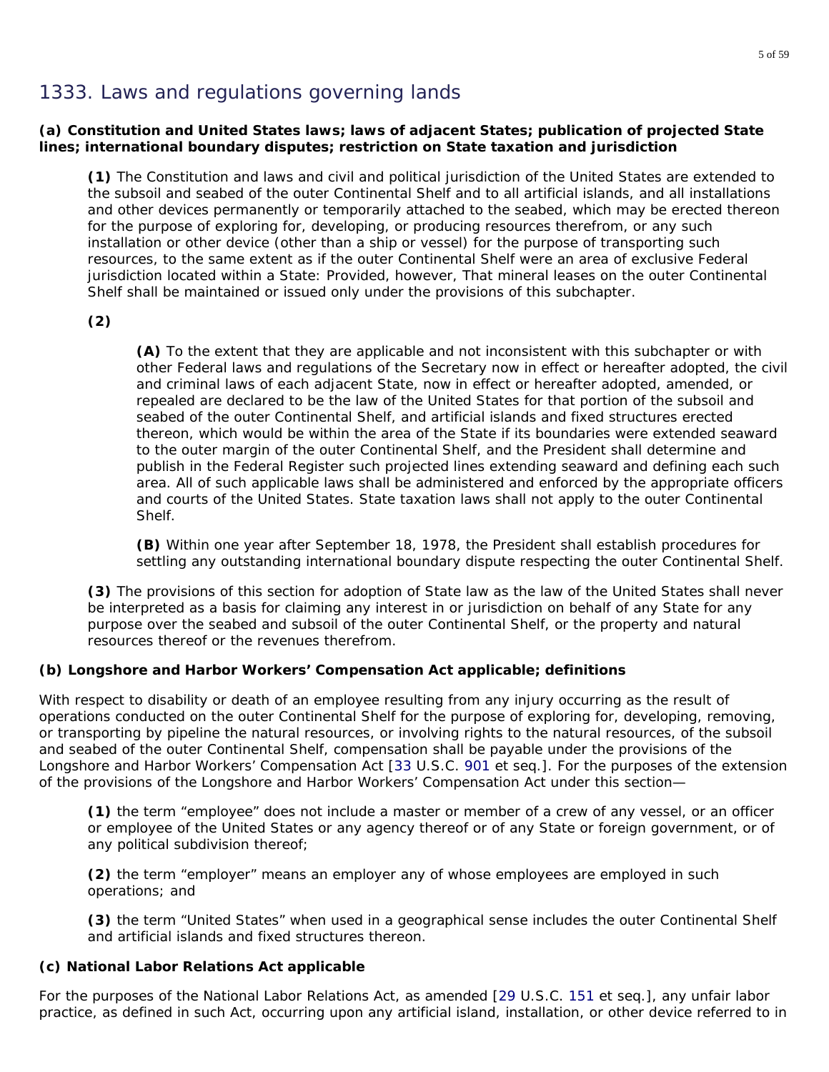# 1333. Laws and regulations governing lands

**(a) Constitution and United States laws; laws of adjacent States; publication of projected State lines; international boundary disputes; restriction on State taxation and jurisdiction**

**(1)** The Constitution and laws and civil and political jurisdiction of the United States are extended to the subsoil and seabed of the outer Continental Shelf and to all artificial islands, and all installations and other devices permanently or temporarily attached to the seabed, which may be erected thereon for the purpose of exploring for, developing, or producing resources therefrom, or any such installation or other device (other than a ship or vessel) for the purpose of transporting such resources, to the same extent as if the outer Continental Shelf were an area of exclusive Federal jurisdiction located within a State: Provided, however, That mineral leases on the outer Continental Shelf shall be maintained or issued only under the provisions of this subchapter.

**(2)**

**(A)** To the extent that they are applicable and not inconsistent with this subchapter or with other Federal laws and regulations of the Secretary now in effect or hereafter adopted, the civil and criminal laws of each adjacent State, now in effect or hereafter adopted, amended, or repealed are declared to be the law of the United States for that portion of the subsoil and seabed of the outer Continental Shelf, and artificial islands and fixed structures erected thereon, which would be within the area of the State if its boundaries were extended seaward to the outer margin of the outer Continental Shelf, and the President shall determine and publish in the Federal Register such projected lines extending seaward and defining each such area. All of such applicable laws shall be administered and enforced by the appropriate officers and courts of the United States. State taxation laws shall not apply to the outer Continental Shelf.

**(B)** Within one year after September 18, 1978, the President shall establish procedures for settling any outstanding international boundary dispute respecting the outer Continental Shelf.

**(3)** The provisions of this section for adoption of State law as the law of the United States shall never be interpreted as a basis for claiming any interest in or jurisdiction on behalf of any State for any purpose over the seabed and subsoil of the outer Continental Shelf, or the property and natural resources thereof or the revenues therefrom.

**(b) Longshore and Harbor Workers' Compensation Act applicable; definitions**

With respect to disability or death of an employee resulting from any injury occurring as the result of operations conducted on the outer Continental Shelf for the purpose of exploring for, developing, removing, or transporting by pipeline the natural resources, or involving rights to the natural resources, of the subsoil and seabed of the outer Continental Shelf, compensation shall be payable under the provisions of the Longshore and Harbor Workers' Compensation Act [33 U.S.C. 901 et seq.]. For the purposes of the extension of the provisions of the Longshore and Harbor Workers' Compensation Act under this section—

**(1)** the term "employee" does not include a master or member of a crew of any vessel, or an officer or employee of the United States or any agency thereof or of any State or foreign government, or of any political subdivision thereof;

**(2)** the term "employer" means an employer any of whose employees are employed in such operations; and

**(3)** the term "United States" when used in a geographical sense includes the outer Continental Shelf and artificial islands and fixed structures thereon.

**(c) National Labor Relations Act applicable**

For the purposes of the National Labor Relations Act, as amended [29 U.S.C. 151 et seq.], any unfair labor practice, as defined in such Act, occurring upon any artificial island, installation, or other device referred to in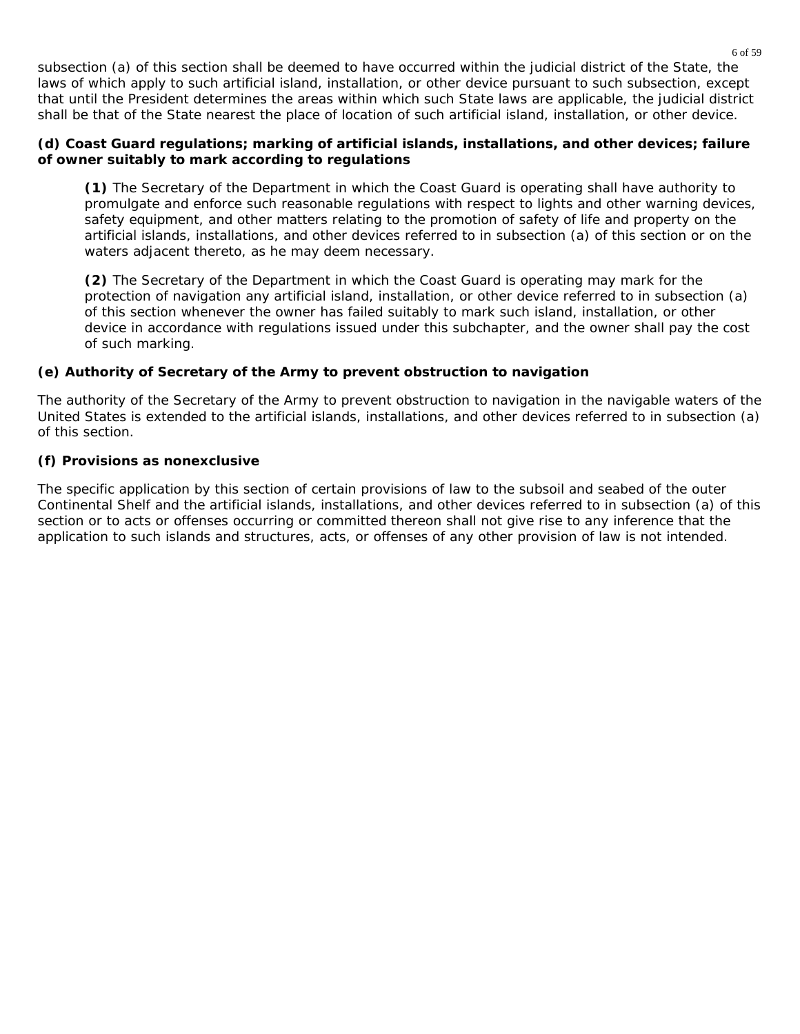subsection (a) of this section shall be deemed to have occurred within the judicial district of the State, the laws of which apply to such artificial island, installation, or other device pursuant to such subsection, except that until the President determines the areas within which such State laws are applicable, the judicial district shall be that of the State nearest the place of location of such artificial island, installation, or other device.

**(d) Coast Guard regulations; marking of artificial islands, installations, and other devices; failure of owner suitably to mark according to regulations**

> **(1)** The Secretary of the Department in which the Coast Guard is operating shall have authority to promulgate and enforce such reasonable regulations with respect to lights and other warning devices, safety equipment, and other matters relating to the promotion of safety of life and property on the artificial islands, installations, and other devices referred to in subsection (a) of this section or on the waters adjacent thereto, as he may deem necessary.
>
> **(2)** The Secretary of the Department in which the Coast Guard is operating may mark for the protection of navigation any artificial island, installation, or other device referred to in subsection (a) of this section whenever the owner has failed suitably to mark such island, installation, or other device in accordance with regulations issued under this subchapter, and the owner shall pay the cost of such marking.

**(e) Authority of Secretary of the Army to prevent obstruction to navigation**

The authority of the Secretary of the Army to prevent obstruction to navigation in the navigable waters of the United States is extended to the artificial islands, installations, and other devices referred to in subsection (a) of this section.

**(f) Provisions as nonexclusive**

The specific application by this section of certain provisions of law to the subsoil and seabed of the outer Continental Shelf and the artificial islands, installations, and other devices referred to in subsection (a) of this section or to acts or offenses occurring or committed thereon shall not give rise to any inference that the application to such islands and structures, acts, or offenses of any other provision of law is not intended.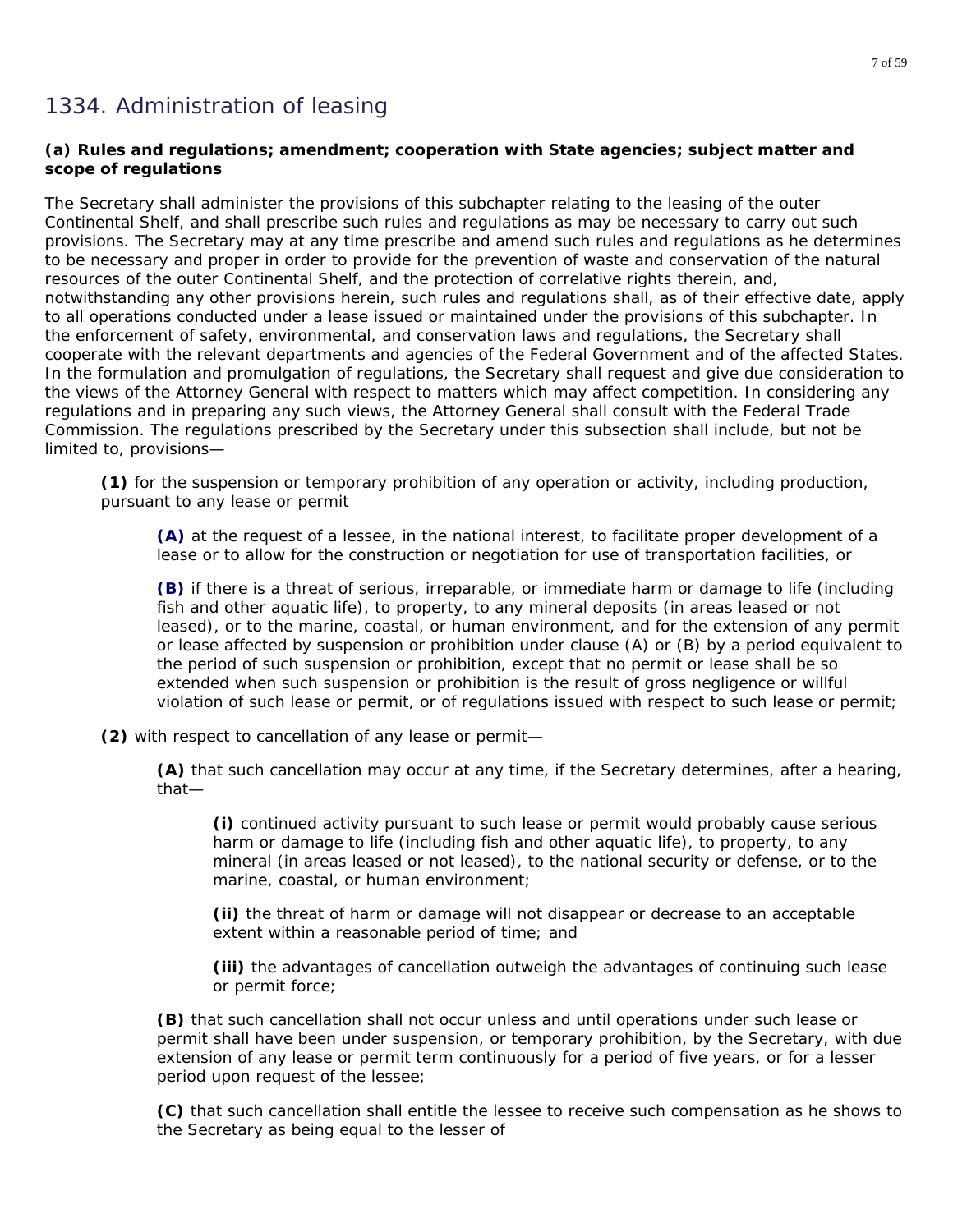# 1334. Administration of leasing

**(a) Rules and regulations; amendment; cooperation with State agencies; subject matter and scope of regulations**

The Secretary shall administer the provisions of this subchapter relating to the leasing of the outer Continental Shelf, and shall prescribe such rules and regulations as may be necessary to carry out such provisions. The Secretary may at any time prescribe and amend such rules and regulations as he determines to be necessary and proper in order to provide for the prevention of waste and conservation of the natural resources of the outer Continental Shelf, and the protection of correlative rights therein, and, notwithstanding any other provisions herein, such rules and regulations shall, as of their effective date, apply to all operations conducted under a lease issued or maintained under the provisions of this subchapter. In the enforcement of safety, environmental, and conservation laws and regulations, the Secretary shall cooperate with the relevant departments and agencies of the Federal Government and of the affected States. In the formulation and promulgation of regulations, the Secretary shall request and give due consideration to the views of the Attorney General with respect to matters which may affect competition. In considering any regulations and in preparing any such views, the Attorney General shall consult with the Federal Trade Commission. The regulations prescribed by the Secretary under this subsection shall include, but not be limited to, provisions—

> **(1)** for the suspension or temporary prohibition of any operation or activity, including production, pursuant to any lease or permit
>
> > **(A)** at the request of a lessee, in the national interest, to facilitate proper development of a lease or to allow for the construction or negotiation for use of transportation facilities, or
> >
> > **(B)** if there is a threat of serious, irreparable, or immediate harm or damage to life (including fish and other aquatic life), to property, to any mineral deposits (in areas leased or not leased), or to the marine, coastal, or human environment, and for the extension of any permit or lease affected by suspension or prohibition under clause (A) or (B) by a period equivalent to the period of such suspension or prohibition, except that no permit or lease shall be so extended when such suspension or prohibition is the result of gross negligence or willful violation of such lease or permit, or of regulations issued with respect to such lease or permit;
>
> **(2)** with respect to cancellation of any lease or permit—
>
> > **(A)** that such cancellation may occur at any time, if the Secretary determines, after a hearing, that—
> >
> > > **(i)** continued activity pursuant to such lease or permit would probably cause serious harm or damage to life (including fish and other aquatic life), to property, to any mineral (in areas leased or not leased), to the national security or defense, or to the marine, coastal, or human environment;
> > >
> > > **(ii)** the threat of harm or damage will not disappear or decrease to an acceptable extent within a reasonable period of time; and
> > >
> > > **(iii)** the advantages of cancellation outweigh the advantages of continuing such lease or permit force;
> >
> > **(B)** that such cancellation shall not occur unless and until operations under such lease or permit shall have been under suspension, or temporary prohibition, by the Secretary, with due extension of any lease or permit term continuously for a period of five years, or for a lesser period upon request of the lessee;
> >
> > **(C)** that such cancellation shall entitle the lessee to receive such compensation as he shows to the Secretary as being equal to the lesser of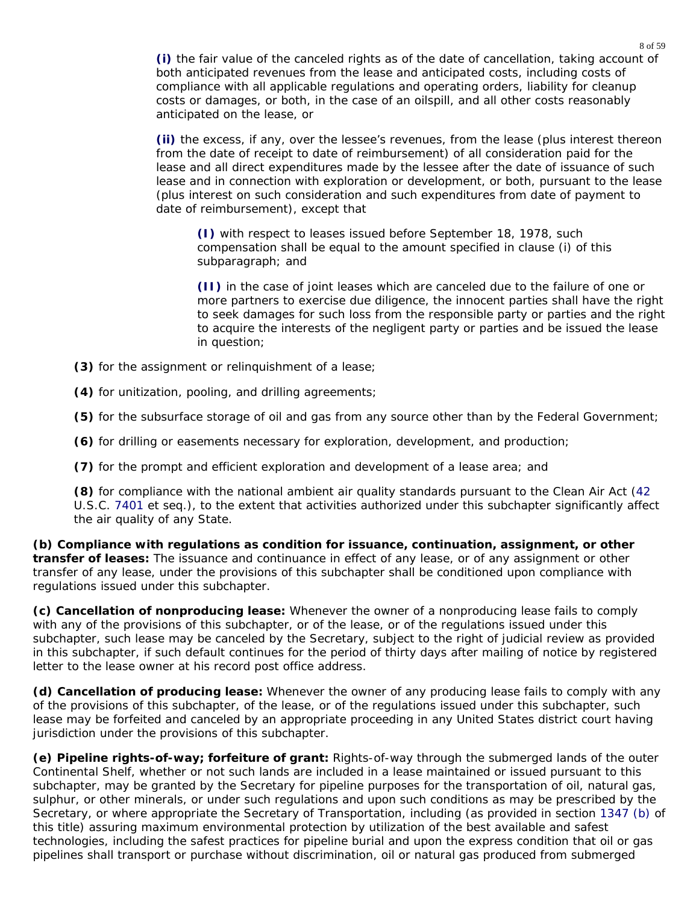**(i)** the fair value of the canceled rights as of the date of cancellation, taking account of both anticipated revenues from the lease and anticipated costs, including costs of compliance with all applicable regulations and operating orders, liability for cleanup costs or damages, or both, in the case of an oilspill, and all other costs reasonably anticipated on the lease, or

**(ii)** the excess, if any, over the lessee's revenues, from the lease (plus interest thereon from the date of receipt to date of reimbursement) of all consideration paid for the lease and all direct expenditures made by the lessee after the date of issuance of such lease and in connection with exploration or development, or both, pursuant to the lease (plus interest on such consideration and such expenditures from date of payment to date of reimbursement), except that

**(I)** with respect to leases issued before September 18, 1978, such compensation shall be equal to the amount specified in clause (i) of this subparagraph; and

**(II)** in the case of joint leases which are canceled due to the failure of one or more partners to exercise due diligence, the innocent parties shall have the right to seek damages for such loss from the responsible party or parties and the right to acquire the interests of the negligent party or parties and be issued the lease in question;

**(3)** for the assignment or relinquishment of a lease;

**(4)** for unitization, pooling, and drilling agreements;

**(5)** for the subsurface storage of oil and gas from any source other than by the Federal Government;

**(6)** for drilling or easements necessary for exploration, development, and production;

**(7)** for the prompt and efficient exploration and development of a lease area; and

**(8)** for compliance with the national ambient air quality standards pursuant to the Clean Air Act (42 U.S.C. 7401 et seq.), to the extent that activities authorized under this subchapter significantly affect the air quality of any State.

**(b) Compliance with regulations as condition for issuance, continuation, assignment, or other transfer of leases:** The issuance and continuance in effect of any lease, or of any assignment or other transfer of any lease, under the provisions of this subchapter shall be conditioned upon compliance with regulations issued under this subchapter.

**(c) Cancellation of nonproducing lease:** Whenever the owner of a nonproducing lease fails to comply with any of the provisions of this subchapter, or of the lease, or of the regulations issued under this subchapter, such lease may be canceled by the Secretary, subject to the right of judicial review as provided in this subchapter, if such default continues for the period of thirty days after mailing of notice by registered letter to the lease owner at his record post office address.

**(d) Cancellation of producing lease:** Whenever the owner of any producing lease fails to comply with any of the provisions of this subchapter, of the lease, or of the regulations issued under this subchapter, such lease may be forfeited and canceled by an appropriate proceeding in any United States district court having jurisdiction under the provisions of this subchapter.

**(e) Pipeline rights-of-way; forfeiture of grant:** Rights-of-way through the submerged lands of the outer Continental Shelf, whether or not such lands are included in a lease maintained or issued pursuant to this subchapter, may be granted by the Secretary for pipeline purposes for the transportation of oil, natural gas, sulphur, or other minerals, or under such regulations and upon such conditions as may be prescribed by the Secretary, or where appropriate the Secretary of Transportation, including (as provided in section 1347 (b) of this title) assuring maximum environmental protection by utilization of the best available and safest technologies, including the safest practices for pipeline burial and upon the express condition that oil or gas pipelines shall transport or purchase without discrimination, oil or natural gas produced from submerged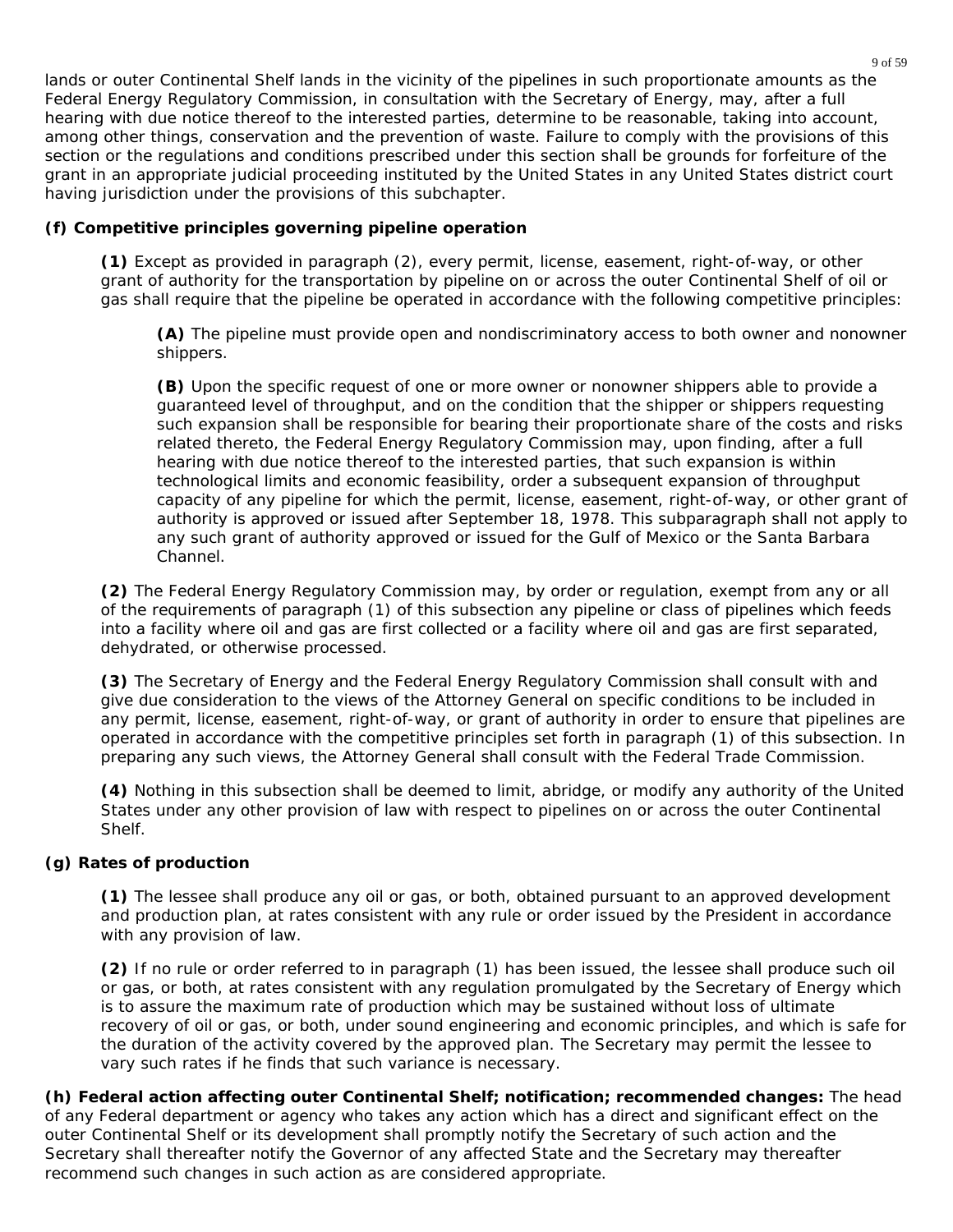lands or outer Continental Shelf lands in the vicinity of the pipelines in such proportionate amounts as the Federal Energy Regulatory Commission, in consultation with the Secretary of Energy, may, after a full hearing with due notice thereof to the interested parties, determine to be reasonable, taking into account, among other things, conservation and the prevention of waste. Failure to comply with the provisions of this section or the regulations and conditions prescribed under this section shall be grounds for forfeiture of the grant in an appropriate judicial proceeding instituted by the United States in any United States district court having jurisdiction under the provisions of this subchapter.

**(f) Competitive principles governing pipeline operation**

**(1)** Except as provided in paragraph (2), every permit, license, easement, right-of-way, or other grant of authority for the transportation by pipeline on or across the outer Continental Shelf of oil or gas shall require that the pipeline be operated in accordance with the following competitive principles:

**(A)** The pipeline must provide open and nondiscriminatory access to both owner and nonowner shippers.

**(B)** Upon the specific request of one or more owner or nonowner shippers able to provide a guaranteed level of throughput, and on the condition that the shipper or shippers requesting such expansion shall be responsible for bearing their proportionate share of the costs and risks related thereto, the Federal Energy Regulatory Commission may, upon finding, after a full hearing with due notice thereof to the interested parties, that such expansion is within technological limits and economic feasibility, order a subsequent expansion of throughput capacity of any pipeline for which the permit, license, easement, right-of-way, or other grant of authority is approved or issued after September 18, 1978. This subparagraph shall not apply to any such grant of authority approved or issued for the Gulf of Mexico or the Santa Barbara Channel.

**(2)** The Federal Energy Regulatory Commission may, by order or regulation, exempt from any or all of the requirements of paragraph (1) of this subsection any pipeline or class of pipelines which feeds into a facility where oil and gas are first collected or a facility where oil and gas are first separated, dehydrated, or otherwise processed.

**(3)** The Secretary of Energy and the Federal Energy Regulatory Commission shall consult with and give due consideration to the views of the Attorney General on specific conditions to be included in any permit, license, easement, right-of-way, or grant of authority in order to ensure that pipelines are operated in accordance with the competitive principles set forth in paragraph (1) of this subsection. In preparing any such views, the Attorney General shall consult with the Federal Trade Commission.

**(4)** Nothing in this subsection shall be deemed to limit, abridge, or modify any authority of the United States under any other provision of law with respect to pipelines on or across the outer Continental Shelf.

**(g) Rates of production**

**(1)** The lessee shall produce any oil or gas, or both, obtained pursuant to an approved development and production plan, at rates consistent with any rule or order issued by the President in accordance with any provision of law.

**(2)** If no rule or order referred to in paragraph (1) has been issued, the lessee shall produce such oil or gas, or both, at rates consistent with any regulation promulgated by the Secretary of Energy which is to assure the maximum rate of production which may be sustained without loss of ultimate recovery of oil or gas, or both, under sound engineering and economic principles, and which is safe for the duration of the activity covered by the approved plan. The Secretary may permit the lessee to vary such rates if he finds that such variance is necessary.

**(h) Federal action affecting outer Continental Shelf; notification; recommended changes:** The head of any Federal department or agency who takes any action which has a direct and significant effect on the outer Continental Shelf or its development shall promptly notify the Secretary of such action and the Secretary shall thereafter notify the Governor of any affected State and the Secretary may thereafter recommend such changes in such action as are considered appropriate.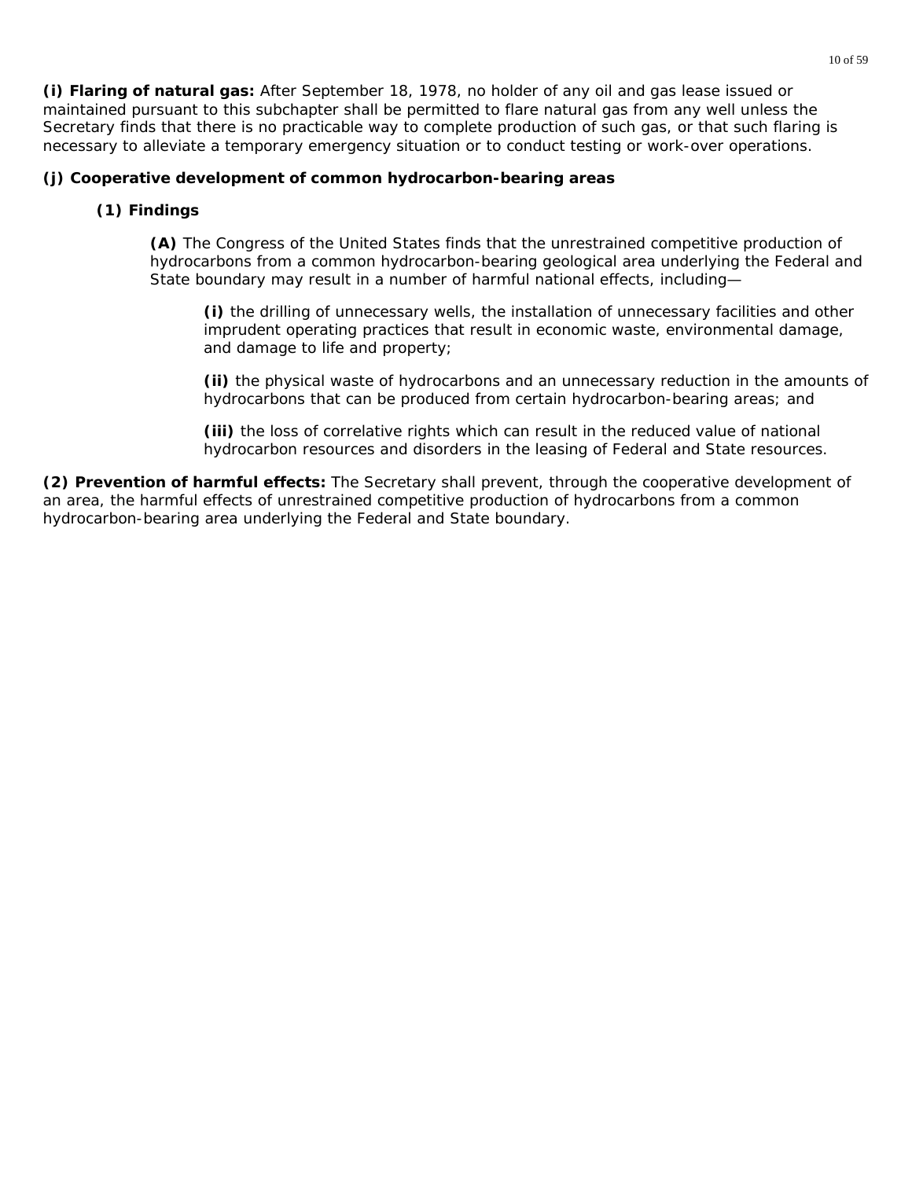**(i) Flaring of natural gas:** After September 18, 1978, no holder of any oil and gas lease issued or maintained pursuant to this subchapter shall be permitted to flare natural gas from any well unless the Secretary finds that there is no practicable way to complete production of such gas, or that such flaring is necessary to alleviate a temporary emergency situation or to conduct testing or work-over operations.

**(j) Cooperative development of common hydrocarbon-bearing areas**

**(1) Findings**

**(A)** The Congress of the United States finds that the unrestrained competitive production of hydrocarbons from a common hydrocarbon-bearing geological area underlying the Federal and State boundary may result in a number of harmful national effects, including—

**(i)** the drilling of unnecessary wells, the installation of unnecessary facilities and other imprudent operating practices that result in economic waste, environmental damage, and damage to life and property;

**(ii)** the physical waste of hydrocarbons and an unnecessary reduction in the amounts of hydrocarbons that can be produced from certain hydrocarbon-bearing areas; and

**(iii)** the loss of correlative rights which can result in the reduced value of national hydrocarbon resources and disorders in the leasing of Federal and State resources.

**(2) Prevention of harmful effects:** The Secretary shall prevent, through the cooperative development of an area, the harmful effects of unrestrained competitive production of hydrocarbons from a common hydrocarbon-bearing area underlying the Federal and State boundary.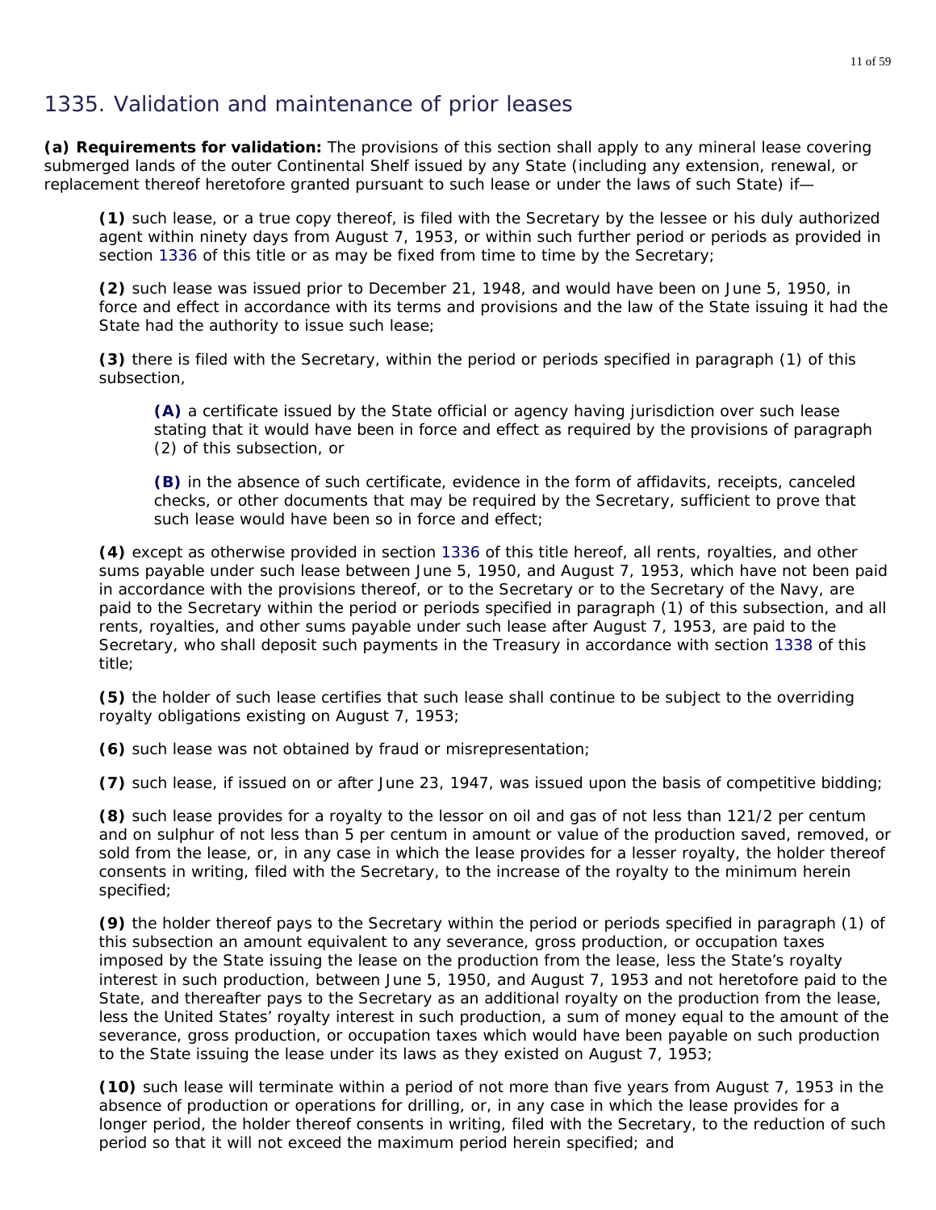# 1335. Validation and maintenance of prior leases

**(a) Requirements for validation:** The provisions of this section shall apply to any mineral lease covering submerged lands of the outer Continental Shelf issued by any State (including any extension, renewal, or replacement thereof heretofore granted pursuant to such lease or under the laws of such State) if—

**(1)** such lease, or a true copy thereof, is filed with the Secretary by the lessee or his duly authorized agent within ninety days from August 7, 1953, or within such further period or periods as provided in section 1336 of this title or as may be fixed from time to time by the Secretary;

**(2)** such lease was issued prior to December 21, 1948, and would have been on June 5, 1950, in force and effect in accordance with its terms and provisions and the law of the State issuing it had the State had the authority to issue such lease;

**(3)** there is filed with the Secretary, within the period or periods specified in paragraph (1) of this subsection,

> **(A)** a certificate issued by the State official or agency having jurisdiction over such lease stating that it would have been in force and effect as required by the provisions of paragraph (2) of this subsection, or
>
> **(B)** in the absence of such certificate, evidence in the form of affidavits, receipts, canceled checks, or other documents that may be required by the Secretary, sufficient to prove that such lease would have been so in force and effect;

**(4)** except as otherwise provided in section 1336 of this title hereof, all rents, royalties, and other sums payable under such lease between June 5, 1950, and August 7, 1953, which have not been paid in accordance with the provisions thereof, or to the Secretary or to the Secretary of the Navy, are paid to the Secretary within the period or periods specified in paragraph (1) of this subsection, and all rents, royalties, and other sums payable under such lease after August 7, 1953, are paid to the Secretary, who shall deposit such payments in the Treasury in accordance with section 1338 of this title;

**(5)** the holder of such lease certifies that such lease shall continue to be subject to the overriding royalty obligations existing on August 7, 1953;

**(6)** such lease was not obtained by fraud or misrepresentation;

**(7)** such lease, if issued on or after June 23, 1947, was issued upon the basis of competitive bidding;

**(8)** such lease provides for a royalty to the lessor on oil and gas of not less than 121/2 per centum and on sulphur of not less than 5 per centum in amount or value of the production saved, removed, or sold from the lease, or, in any case in which the lease provides for a lesser royalty, the holder thereof consents in writing, filed with the Secretary, to the increase of the royalty to the minimum herein specified;

**(9)** the holder thereof pays to the Secretary within the period or periods specified in paragraph (1) of this subsection an amount equivalent to any severance, gross production, or occupation taxes imposed by the State issuing the lease on the production from the lease, less the State's royalty interest in such production, between June 5, 1950, and August 7, 1953 and not heretofore paid to the State, and thereafter pays to the Secretary as an additional royalty on the production from the lease, less the United States' royalty interest in such production, a sum of money equal to the amount of the severance, gross production, or occupation taxes which would have been payable on such production to the State issuing the lease under its laws as they existed on August 7, 1953;

**(10)** such lease will terminate within a period of not more than five years from August 7, 1953 in the absence of production or operations for drilling, or, in any case in which the lease provides for a longer period, the holder thereof consents in writing, filed with the Secretary, to the reduction of such period so that it will not exceed the maximum period herein specified; and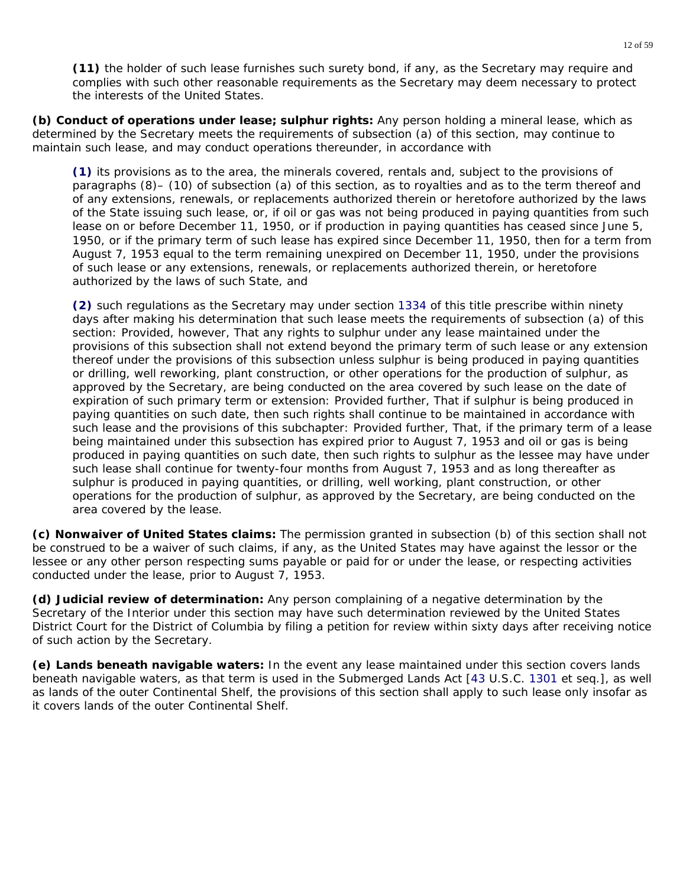**(11)** the holder of such lease furnishes such surety bond, if any, as the Secretary may require and complies with such other reasonable requirements as the Secretary may deem necessary to protect the interests of the United States.

**(b) Conduct of operations under lease; sulphur rights:** Any person holding a mineral lease, which as determined by the Secretary meets the requirements of subsection (a) of this section, may continue to maintain such lease, and may conduct operations thereunder, in accordance with

**(1)** its provisions as to the area, the minerals covered, rentals and, subject to the provisions of paragraphs (8)– (10) of subsection (a) of this section, as to royalties and as to the term thereof and of any extensions, renewals, or replacements authorized therein or heretofore authorized by the laws of the State issuing such lease, or, if oil or gas was not being produced in paying quantities from such lease on or before December 11, 1950, or if production in paying quantities has ceased since June 5, 1950, or if the primary term of such lease has expired since December 11, 1950, then for a term from August 7, 1953 equal to the term remaining unexpired on December 11, 1950, under the provisions of such lease or any extensions, renewals, or replacements authorized therein, or heretofore authorized by the laws of such State, and

**(2)** such regulations as the Secretary may under section 1334 of this title prescribe within ninety days after making his determination that such lease meets the requirements of subsection (a) of this section: Provided, however, That any rights to sulphur under any lease maintained under the provisions of this subsection shall not extend beyond the primary term of such lease or any extension thereof under the provisions of this subsection unless sulphur is being produced in paying quantities or drilling, well reworking, plant construction, or other operations for the production of sulphur, as approved by the Secretary, are being conducted on the area covered by such lease on the date of expiration of such primary term or extension: Provided further, That if sulphur is being produced in paying quantities on such date, then such rights shall continue to be maintained in accordance with such lease and the provisions of this subchapter: Provided further, That, if the primary term of a lease being maintained under this subsection has expired prior to August 7, 1953 and oil or gas is being produced in paying quantities on such date, then such rights to sulphur as the lessee may have under such lease shall continue for twenty-four months from August 7, 1953 and as long thereafter as sulphur is produced in paying quantities, or drilling, well working, plant construction, or other operations for the production of sulphur, as approved by the Secretary, are being conducted on the area covered by the lease.

**(c) Nonwaiver of United States claims:** The permission granted in subsection (b) of this section shall not be construed to be a waiver of such claims, if any, as the United States may have against the lessor or the lessee or any other person respecting sums payable or paid for or under the lease, or respecting activities conducted under the lease, prior to August 7, 1953.

**(d) Judicial review of determination:** Any person complaining of a negative determination by the Secretary of the Interior under this section may have such determination reviewed by the United States District Court for the District of Columbia by filing a petition for review within sixty days after receiving notice of such action by the Secretary.

**(e) Lands beneath navigable waters:** In the event any lease maintained under this section covers lands beneath navigable waters, as that term is used in the Submerged Lands Act [43 U.S.C. 1301 et seq.], as well as lands of the outer Continental Shelf, the provisions of this section shall apply to such lease only insofar as it covers lands of the outer Continental Shelf.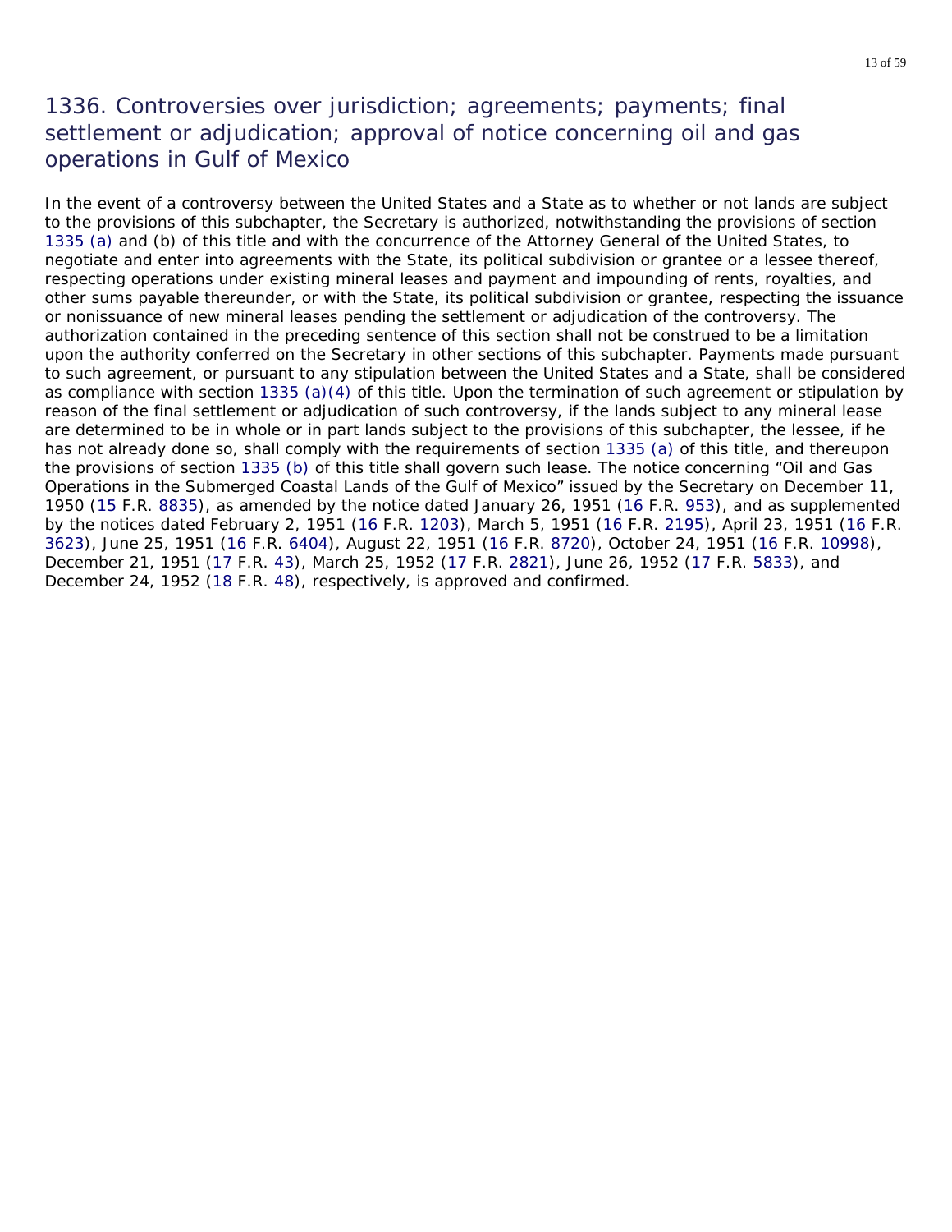## 1336. Controversies over jurisdiction; agreements; payments; final settlement or adjudication; approval of notice concerning oil and gas operations in Gulf of Mexico

In the event of a controversy between the United States and a State as to whether or not lands are subject to the provisions of this subchapter, the Secretary is authorized, notwithstanding the provisions of section 1335 (a) and (b) of this title and with the concurrence of the Attorney General of the United States, to negotiate and enter into agreements with the State, its political subdivision or grantee or a lessee thereof, respecting operations under existing mineral leases and payment and impounding of rents, royalties, and other sums payable thereunder, or with the State, its political subdivision or grantee, respecting the issuance or nonissuance of new mineral leases pending the settlement or adjudication of the controversy. The authorization contained in the preceding sentence of this section shall not be construed to be a limitation upon the authority conferred on the Secretary in other sections of this subchapter. Payments made pursuant to such agreement, or pursuant to any stipulation between the United States and a State, shall be considered as compliance with section 1335 (a)(4) of this title. Upon the termination of such agreement or stipulation by reason of the final settlement or adjudication of such controversy, if the lands subject to any mineral lease are determined to be in whole or in part lands subject to the provisions of this subchapter, the lessee, if he has not already done so, shall comply with the requirements of section 1335 (a) of this title, and thereupon the provisions of section 1335 (b) of this title shall govern such lease. The notice concerning "Oil and Gas Operations in the Submerged Coastal Lands of the Gulf of Mexico" issued by the Secretary on December 11, 1950 (15 F.R. 8835), as amended by the notice dated January 26, 1951 (16 F.R. 953), and as supplemented by the notices dated February 2, 1951 (16 F.R. 1203), March 5, 1951 (16 F.R. 2195), April 23, 1951 (16 F.R. 3623), June 25, 1951 (16 F.R. 6404), August 22, 1951 (16 F.R. 8720), October 24, 1951 (16 F.R. 10998), December 21, 1951 (17 F.R. 43), March 25, 1952 (17 F.R. 2821), June 26, 1952 (17 F.R. 5833), and December 24, 1952 (18 F.R. 48), respectively, is approved and confirmed.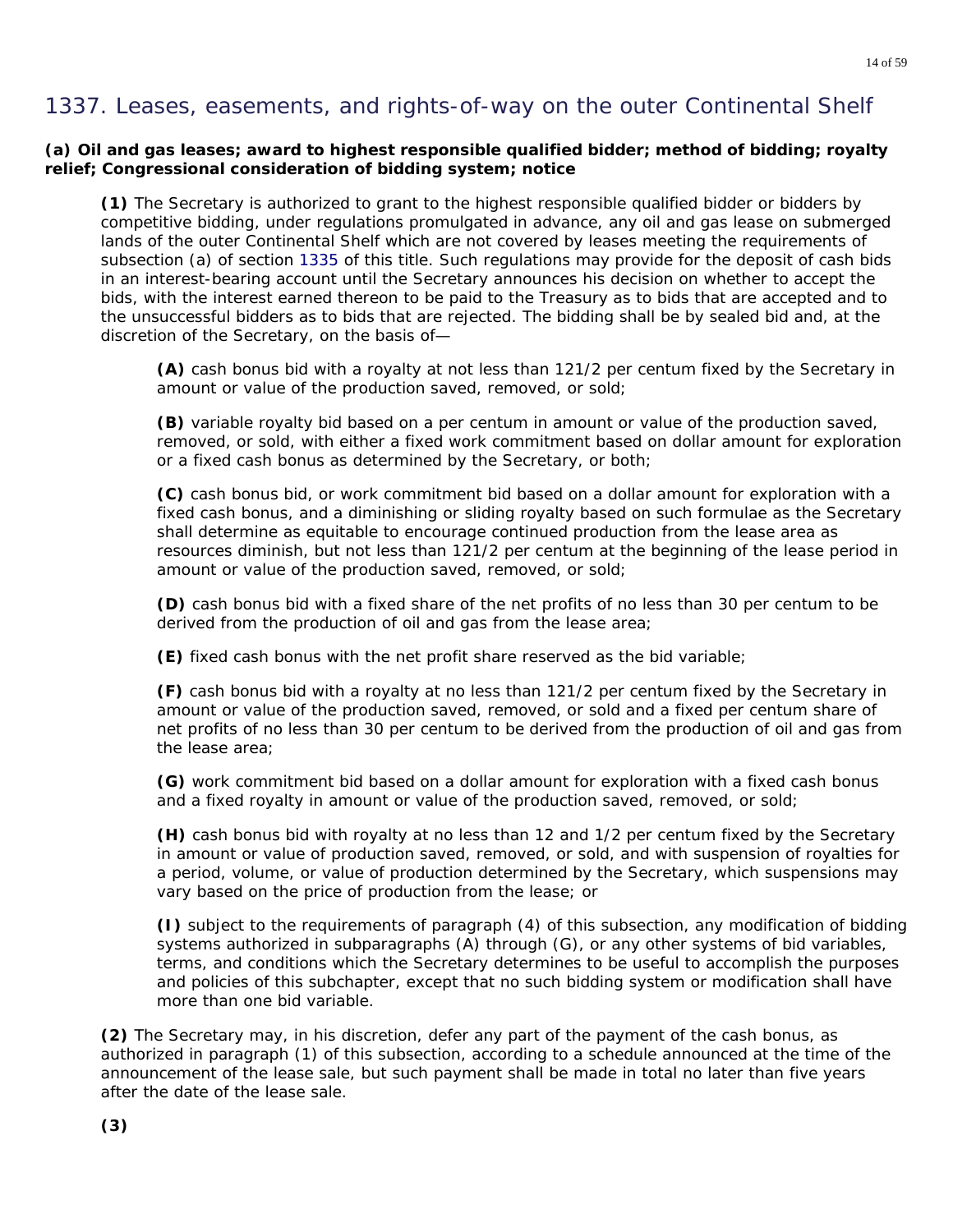## 1337. Leases, easements, and rights-of-way on the outer Continental Shelf

**(a) Oil and gas leases; award to highest responsible qualified bidder; method of bidding; royalty relief; Congressional consideration of bidding system; notice**

**(1)** The Secretary is authorized to grant to the highest responsible qualified bidder or bidders by competitive bidding, under regulations promulgated in advance, any oil and gas lease on submerged lands of the outer Continental Shelf which are not covered by leases meeting the requirements of subsection (a) of section 1335 of this title. Such regulations may provide for the deposit of cash bids in an interest-bearing account until the Secretary announces his decision on whether to accept the bids, with the interest earned thereon to be paid to the Treasury as to bids that are accepted and to the unsuccessful bidders as to bids that are rejected. The bidding shall be by sealed bid and, at the discretion of the Secretary, on the basis of—

**(A)** cash bonus bid with a royalty at not less than 121/2 per centum fixed by the Secretary in amount or value of the production saved, removed, or sold;

**(B)** variable royalty bid based on a per centum in amount or value of the production saved, removed, or sold, with either a fixed work commitment based on dollar amount for exploration or a fixed cash bonus as determined by the Secretary, or both;

**(C)** cash bonus bid, or work commitment bid based on a dollar amount for exploration with a fixed cash bonus, and a diminishing or sliding royalty based on such formulae as the Secretary shall determine as equitable to encourage continued production from the lease area as resources diminish, but not less than 121/2 per centum at the beginning of the lease period in amount or value of the production saved, removed, or sold;

**(D)** cash bonus bid with a fixed share of the net profits of no less than 30 per centum to be derived from the production of oil and gas from the lease area;

**(E)** fixed cash bonus with the net profit share reserved as the bid variable;

**(F)** cash bonus bid with a royalty at no less than 121/2 per centum fixed by the Secretary in amount or value of the production saved, removed, or sold and a fixed per centum share of net profits of no less than 30 per centum to be derived from the production of oil and gas from the lease area;

**(G)** work commitment bid based on a dollar amount for exploration with a fixed cash bonus and a fixed royalty in amount or value of the production saved, removed, or sold;

**(H)** cash bonus bid with royalty at no less than 12 and 1/2 per centum fixed by the Secretary in amount or value of production saved, removed, or sold, and with suspension of royalties for a period, volume, or value of production determined by the Secretary, which suspensions may vary based on the price of production from the lease; or

**(I)** subject to the requirements of paragraph (4) of this subsection, any modification of bidding systems authorized in subparagraphs (A) through (G), or any other systems of bid variables, terms, and conditions which the Secretary determines to be useful to accomplish the purposes and policies of this subchapter, except that no such bidding system or modification shall have more than one bid variable.

**(2)** The Secretary may, in his discretion, defer any part of the payment of the cash bonus, as authorized in paragraph (1) of this subsection, according to a schedule announced at the time of the announcement of the lease sale, but such payment shall be made in total no later than five years after the date of the lease sale.

**(3)**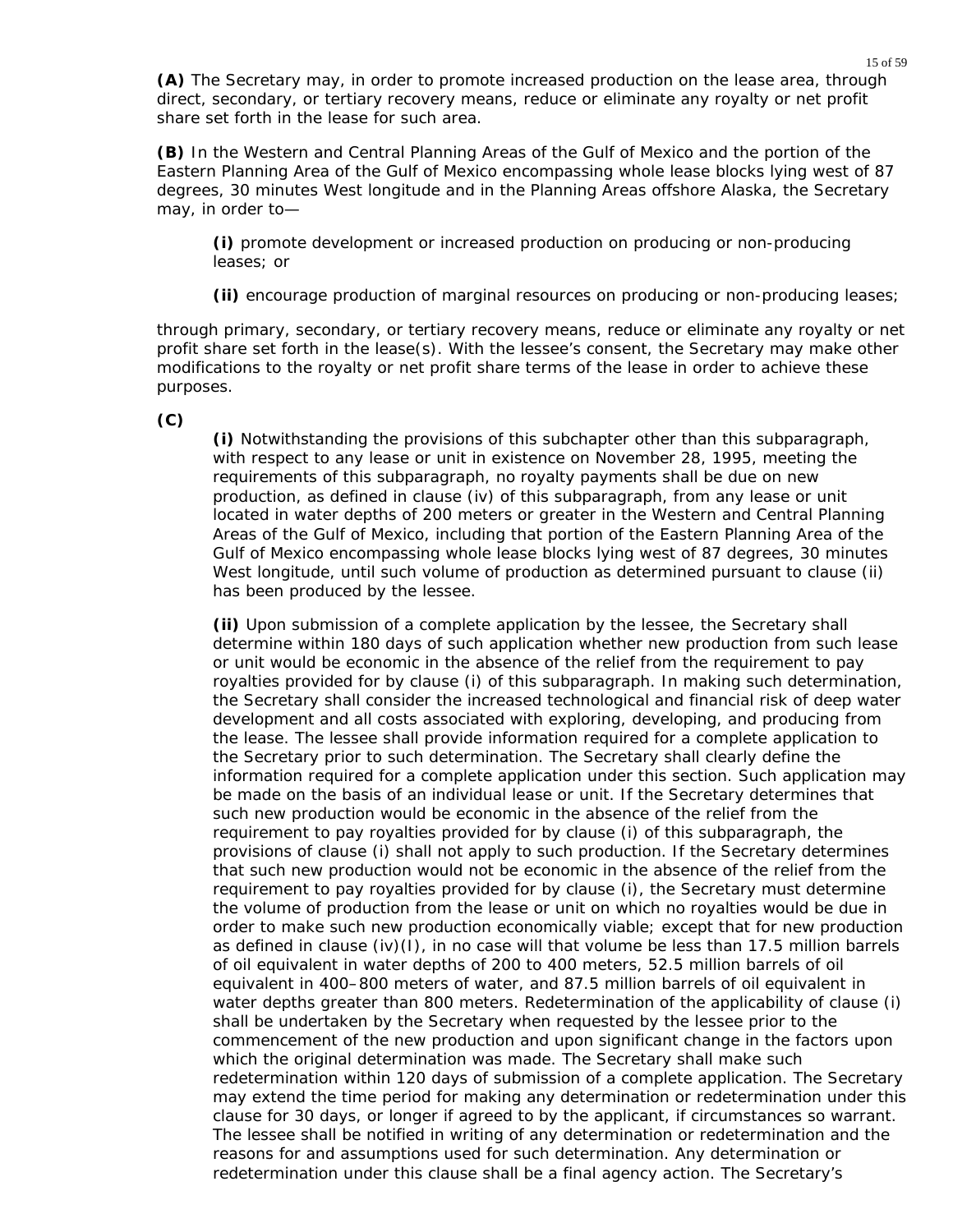**(A)** The Secretary may, in order to promote increased production on the lease area, through direct, secondary, or tertiary recovery means, reduce or eliminate any royalty or net profit share set forth in the lease for such area.

**(B)** In the Western and Central Planning Areas of the Gulf of Mexico and the portion of the Eastern Planning Area of the Gulf of Mexico encompassing whole lease blocks lying west of 87 degrees, 30 minutes West longitude and in the Planning Areas offshore Alaska, the Secretary may, in order to—

> **(i)** promote development or increased production on producing or non-producing leases; or
>
> **(ii)** encourage production of marginal resources on producing or non-producing leases;

through primary, secondary, or tertiary recovery means, reduce or eliminate any royalty or net profit share set forth in the lease(s). With the lessee's consent, the Secretary may make other modifications to the royalty or net profit share terms of the lease in order to achieve these purposes.

**(C)**

> **(i)** Notwithstanding the provisions of this subchapter other than this subparagraph, with respect to any lease or unit in existence on November 28, 1995, meeting the requirements of this subparagraph, no royalty payments shall be due on new production, as defined in clause (iv) of this subparagraph, from any lease or unit located in water depths of 200 meters or greater in the Western and Central Planning Areas of the Gulf of Mexico, including that portion of the Eastern Planning Area of the Gulf of Mexico encompassing whole lease blocks lying west of 87 degrees, 30 minutes West longitude, until such volume of production as determined pursuant to clause (ii) has been produced by the lessee.
>
> **(ii)** Upon submission of a complete application by the lessee, the Secretary shall determine within 180 days of such application whether new production from such lease or unit would be economic in the absence of the relief from the requirement to pay royalties provided for by clause (i) of this subparagraph. In making such determination, the Secretary shall consider the increased technological and financial risk of deep water development and all costs associated with exploring, developing, and producing from the lease. The lessee shall provide information required for a complete application to the Secretary prior to such determination. The Secretary shall clearly define the information required for a complete application under this section. Such application may be made on the basis of an individual lease or unit. If the Secretary determines that such new production would be economic in the absence of the relief from the requirement to pay royalties provided for by clause (i) of this subparagraph, the provisions of clause (i) shall not apply to such production. If the Secretary determines that such new production would not be economic in the absence of the relief from the requirement to pay royalties provided for by clause (i), the Secretary must determine the volume of production from the lease or unit on which no royalties would be due in order to make such new production economically viable; except that for new production as defined in clause (iv)(I), in no case will that volume be less than 17.5 million barrels of oil equivalent in water depths of 200 to 400 meters, 52.5 million barrels of oil equivalent in 400–800 meters of water, and 87.5 million barrels of oil equivalent in water depths greater than 800 meters. Redetermination of the applicability of clause (i) shall be undertaken by the Secretary when requested by the lessee prior to the commencement of the new production and upon significant change in the factors upon which the original determination was made. The Secretary shall make such redetermination within 120 days of submission of a complete application. The Secretary may extend the time period for making any determination or redetermination under this clause for 30 days, or longer if agreed to by the applicant, if circumstances so warrant. The lessee shall be notified in writing of any determination or redetermination and the reasons for and assumptions used for such determination. Any determination or redetermination under this clause shall be a final agency action. The Secretary's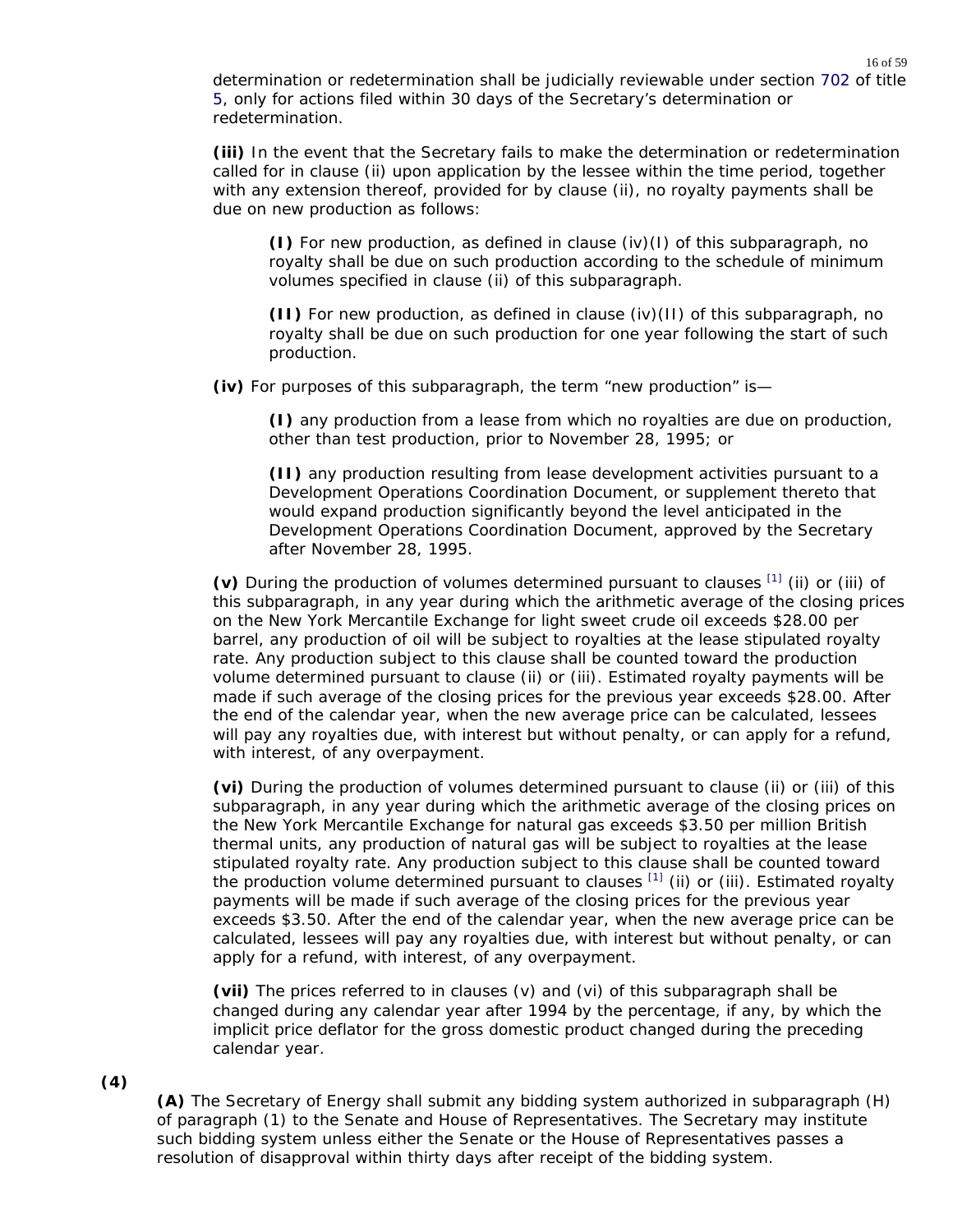determination or redetermination shall be judicially reviewable under section 702 of title 5, only for actions filed within 30 days of the Secretary's determination or redetermination.

**(iii)** In the event that the Secretary fails to make the determination or redetermination called for in clause (ii) upon application by the lessee within the time period, together with any extension thereof, provided for by clause (ii), no royalty payments shall be due on new production as follows:

**(I)** For new production, as defined in clause (iv)(I) of this subparagraph, no royalty shall be due on such production according to the schedule of minimum volumes specified in clause (ii) of this subparagraph.

**(II)** For new production, as defined in clause (iv)(II) of this subparagraph, no royalty shall be due on such production for one year following the start of such production.

**(iv)** For purposes of this subparagraph, the term "new production" is—

**(I)** any production from a lease from which no royalties are due on production, other than test production, prior to November 28, 1995; or

**(II)** any production resulting from lease development activities pursuant to a Development Operations Coordination Document, or supplement thereto that would expand production significantly beyond the level anticipated in the Development Operations Coordination Document, approved by the Secretary after November 28, 1995.

**(v)** During the production of volumes determined pursuant to clauses [1] (ii) or (iii) of this subparagraph, in any year during which the arithmetic average of the closing prices on the New York Mercantile Exchange for light sweet crude oil exceeds $28.00 per barrel, any production of oil will be subject to royalties at the lease stipulated royalty rate. Any production subject to this clause shall be counted toward the production volume determined pursuant to clause (ii) or (iii). Estimated royalty payments will be made if such average of the closing prices for the previous year exceeds $28.00. After the end of the calendar year, when the new average price can be calculated, lessees will pay any royalties due, with interest but without penalty, or can apply for a refund, with interest, of any overpayment.

**(vi)** During the production of volumes determined pursuant to clause (ii) or (iii) of this subparagraph, in any year during which the arithmetic average of the closing prices on the New York Mercantile Exchange for natural gas exceeds $3.50 per million British thermal units, any production of natural gas will be subject to royalties at the lease stipulated royalty rate. Any production subject to this clause shall be counted toward the production volume determined pursuant to clauses [1] (ii) or (iii). Estimated royalty payments will be made if such average of the closing prices for the previous year exceeds $3.50. After the end of the calendar year, when the new average price can be calculated, lessees will pay any royalties due, with interest but without penalty, or can apply for a refund, with interest, of any overpayment.

**(vii)** The prices referred to in clauses (v) and (vi) of this subparagraph shall be changed during any calendar year after 1994 by the percentage, if any, by which the implicit price deflator for the gross domestic product changed during the preceding calendar year.

**(4)**

**(A)** The Secretary of Energy shall submit any bidding system authorized in subparagraph (H) of paragraph (1) to the Senate and House of Representatives. The Secretary may institute such bidding system unless either the Senate or the House of Representatives passes a resolution of disapproval within thirty days after receipt of the bidding system.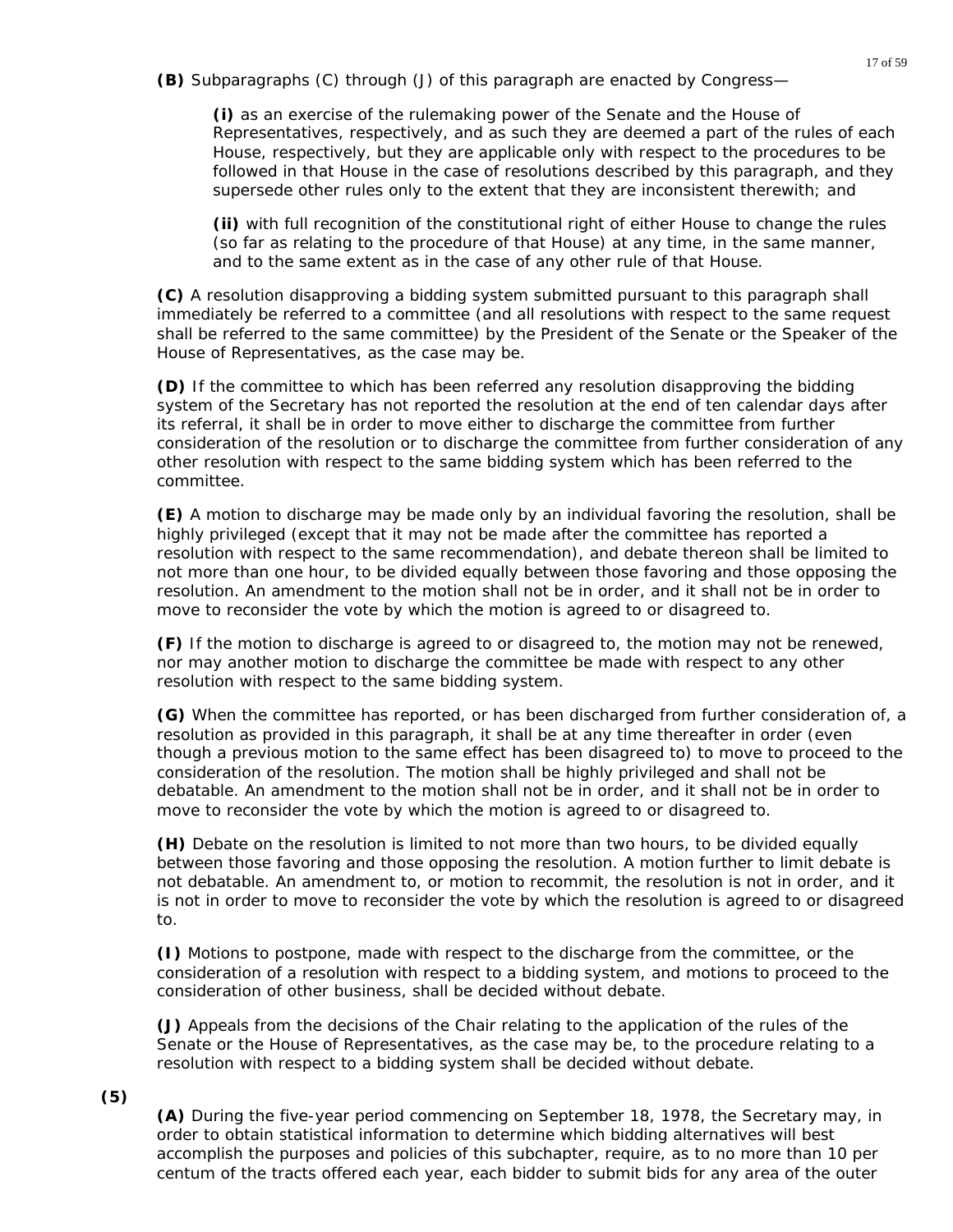**(B)** Subparagraphs (C) through (J) of this paragraph are enacted by Congress—

**(i)** as an exercise of the rulemaking power of the Senate and the House of Representatives, respectively, and as such they are deemed a part of the rules of each House, respectively, but they are applicable only with respect to the procedures to be followed in that House in the case of resolutions described by this paragraph, and they supersede other rules only to the extent that they are inconsistent therewith; and

**(ii)** with full recognition of the constitutional right of either House to change the rules (so far as relating to the procedure of that House) at any time, in the same manner, and to the same extent as in the case of any other rule of that House.

**(C)** A resolution disapproving a bidding system submitted pursuant to this paragraph shall immediately be referred to a committee (and all resolutions with respect to the same request shall be referred to the same committee) by the President of the Senate or the Speaker of the House of Representatives, as the case may be.

**(D)** If the committee to which has been referred any resolution disapproving the bidding system of the Secretary has not reported the resolution at the end of ten calendar days after its referral, it shall be in order to move either to discharge the committee from further consideration of the resolution or to discharge the committee from further consideration of any other resolution with respect to the same bidding system which has been referred to the committee.

**(E)** A motion to discharge may be made only by an individual favoring the resolution, shall be highly privileged (except that it may not be made after the committee has reported a resolution with respect to the same recommendation), and debate thereon shall be limited to not more than one hour, to be divided equally between those favoring and those opposing the resolution. An amendment to the motion shall not be in order, and it shall not be in order to move to reconsider the vote by which the motion is agreed to or disagreed to.

**(F)** If the motion to discharge is agreed to or disagreed to, the motion may not be renewed, nor may another motion to discharge the committee be made with respect to any other resolution with respect to the same bidding system.

**(G)** When the committee has reported, or has been discharged from further consideration of, a resolution as provided in this paragraph, it shall be at any time thereafter in order (even though a previous motion to the same effect has been disagreed to) to move to proceed to the consideration of the resolution. The motion shall be highly privileged and shall not be debatable. An amendment to the motion shall not be in order, and it shall not be in order to move to reconsider the vote by which the motion is agreed to or disagreed to.

**(H)** Debate on the resolution is limited to not more than two hours, to be divided equally between those favoring and those opposing the resolution. A motion further to limit debate is not debatable. An amendment to, or motion to recommit, the resolution is not in order, and it is not in order to move to reconsider the vote by which the resolution is agreed to or disagreed to.

**(I)** Motions to postpone, made with respect to the discharge from the committee, or the consideration of a resolution with respect to a bidding system, and motions to proceed to the consideration of other business, shall be decided without debate.

**(J)** Appeals from the decisions of the Chair relating to the application of the rules of the Senate or the House of Representatives, as the case may be, to the procedure relating to a resolution with respect to a bidding system shall be decided without debate.

**(5)**

**(A)** During the five-year period commencing on September 18, 1978, the Secretary may, in order to obtain statistical information to determine which bidding alternatives will best accomplish the purposes and policies of this subchapter, require, as to no more than 10 per centum of the tracts offered each year, each bidder to submit bids for any area of the outer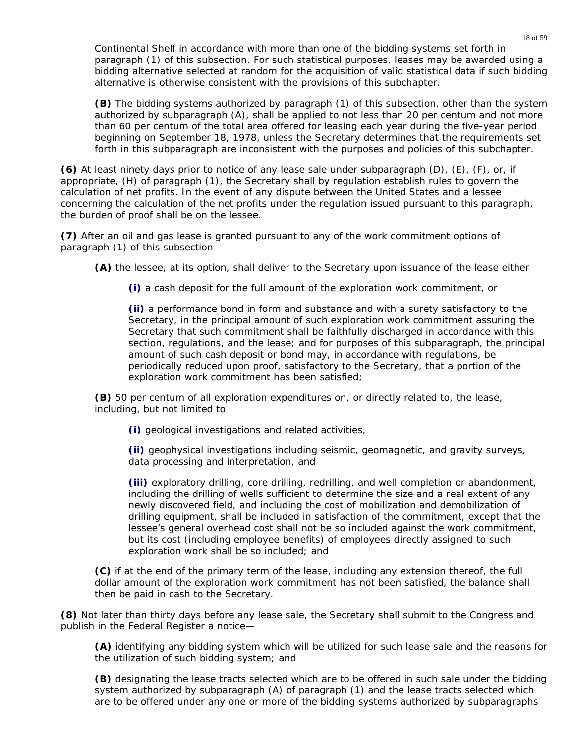Continental Shelf in accordance with more than one of the bidding systems set forth in paragraph (1) of this subsection. For such statistical purposes, leases may be awarded using a bidding alternative selected at random for the acquisition of valid statistical data if such bidding alternative is otherwise consistent with the provisions of this subchapter.

**(B)** The bidding systems authorized by paragraph (1) of this subsection, other than the system authorized by subparagraph (A), shall be applied to not less than 20 per centum and not more than 60 per centum of the total area offered for leasing each year during the five-year period beginning on September 18, 1978, unless the Secretary determines that the requirements set forth in this subparagraph are inconsistent with the purposes and policies of this subchapter.

**(6)** At least ninety days prior to notice of any lease sale under subparagraph (D), (E), (F), or, if appropriate, (H) of paragraph (1), the Secretary shall by regulation establish rules to govern the calculation of net profits. In the event of any dispute between the United States and a lessee concerning the calculation of the net profits under the regulation issued pursuant to this paragraph, the burden of proof shall be on the lessee.

**(7)** After an oil and gas lease is granted pursuant to any of the work commitment options of paragraph (1) of this subsection—

**(A)** the lessee, at its option, shall deliver to the Secretary upon issuance of the lease either

**(i)** a cash deposit for the full amount of the exploration work commitment, or

**(ii)** a performance bond in form and substance and with a surety satisfactory to the Secretary, in the principal amount of such exploration work commitment assuring the Secretary that such commitment shall be faithfully discharged in accordance with this section, regulations, and the lease; and for purposes of this subparagraph, the principal amount of such cash deposit or bond may, in accordance with regulations, be periodically reduced upon proof, satisfactory to the Secretary, that a portion of the exploration work commitment has been satisfied;

**(B)** 50 per centum of all exploration expenditures on, or directly related to, the lease, including, but not limited to

**(i)** geological investigations and related activities,

**(ii)** geophysical investigations including seismic, geomagnetic, and gravity surveys, data processing and interpretation, and

**(iii)** exploratory drilling, core drilling, redrilling, and well completion or abandonment, including the drilling of wells sufficient to determine the size and a real extent of any newly discovered field, and including the cost of mobilization and demobilization of drilling equipment, shall be included in satisfaction of the commitment, except that the lessee's general overhead cost shall not be so included against the work commitment, but its cost (including employee benefits) of employees directly assigned to such exploration work shall be so included; and

**(C)** if at the end of the primary term of the lease, including any extension thereof, the full dollar amount of the exploration work commitment has not been satisfied, the balance shall then be paid in cash to the Secretary.

**(8)** Not later than thirty days before any lease sale, the Secretary shall submit to the Congress and publish in the Federal Register a notice—

**(A)** identifying any bidding system which will be utilized for such lease sale and the reasons for the utilization of such bidding system; and

**(B)** designating the lease tracts selected which are to be offered in such sale under the bidding system authorized by subparagraph (A) of paragraph (1) and the lease tracts selected which are to be offered under any one or more of the bidding systems authorized by subparagraphs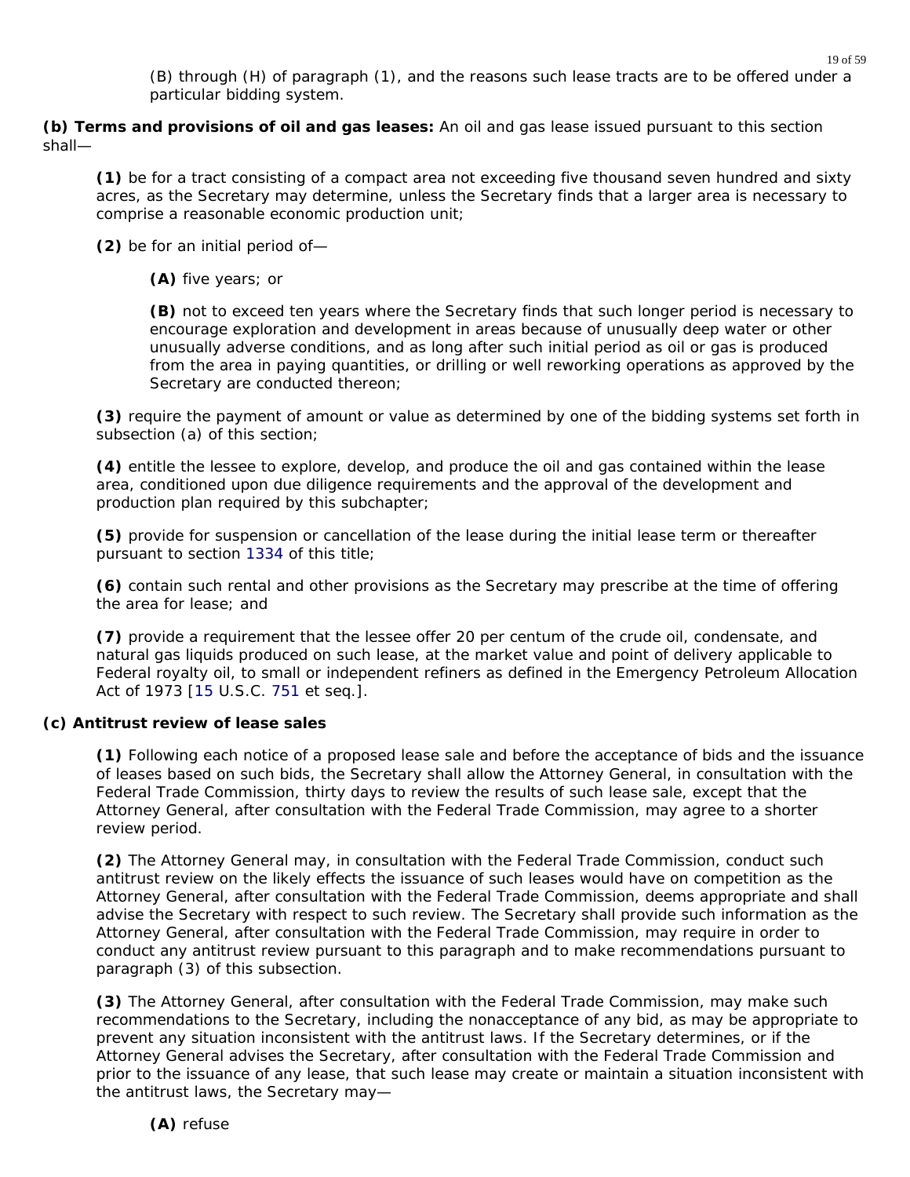(B) through (H) of paragraph (1), and the reasons such lease tracts are to be offered under a particular bidding system.

**(b) Terms and provisions of oil and gas leases:** An oil and gas lease issued pursuant to this section shall—

**(1)** be for a tract consisting of a compact area not exceeding five thousand seven hundred and sixty acres, as the Secretary may determine, unless the Secretary finds that a larger area is necessary to comprise a reasonable economic production unit;

**(2)** be for an initial period of—

**(A)** five years; or

**(B)** not to exceed ten years where the Secretary finds that such longer period is necessary to encourage exploration and development in areas because of unusually deep water or other unusually adverse conditions, and as long after such initial period as oil or gas is produced from the area in paying quantities, or drilling or well reworking operations as approved by the Secretary are conducted thereon;

**(3)** require the payment of amount or value as determined by one of the bidding systems set forth in subsection (a) of this section;

**(4)** entitle the lessee to explore, develop, and produce the oil and gas contained within the lease area, conditioned upon due diligence requirements and the approval of the development and production plan required by this subchapter;

**(5)** provide for suspension or cancellation of the lease during the initial lease term or thereafter pursuant to section 1334 of this title;

**(6)** contain such rental and other provisions as the Secretary may prescribe at the time of offering the area for lease; and

**(7)** provide a requirement that the lessee offer 20 per centum of the crude oil, condensate, and natural gas liquids produced on such lease, at the market value and point of delivery applicable to Federal royalty oil, to small or independent refiners as defined in the Emergency Petroleum Allocation Act of 1973 [15 U.S.C. 751 et seq.].

**(c) Antitrust review of lease sales**

**(1)** Following each notice of a proposed lease sale and before the acceptance of bids and the issuance of leases based on such bids, the Secretary shall allow the Attorney General, in consultation with the Federal Trade Commission, thirty days to review the results of such lease sale, except that the Attorney General, after consultation with the Federal Trade Commission, may agree to a shorter review period.

**(2)** The Attorney General may, in consultation with the Federal Trade Commission, conduct such antitrust review on the likely effects the issuance of such leases would have on competition as the Attorney General, after consultation with the Federal Trade Commission, deems appropriate and shall advise the Secretary with respect to such review. The Secretary shall provide such information as the Attorney General, after consultation with the Federal Trade Commission, may require in order to conduct any antitrust review pursuant to this paragraph and to make recommendations pursuant to paragraph (3) of this subsection.

**(3)** The Attorney General, after consultation with the Federal Trade Commission, may make such recommendations to the Secretary, including the nonacceptance of any bid, as may be appropriate to prevent any situation inconsistent with the antitrust laws. If the Secretary determines, or if the Attorney General advises the Secretary, after consultation with the Federal Trade Commission and prior to the issuance of any lease, that such lease may create or maintain a situation inconsistent with the antitrust laws, the Secretary may—

**(A)** refuse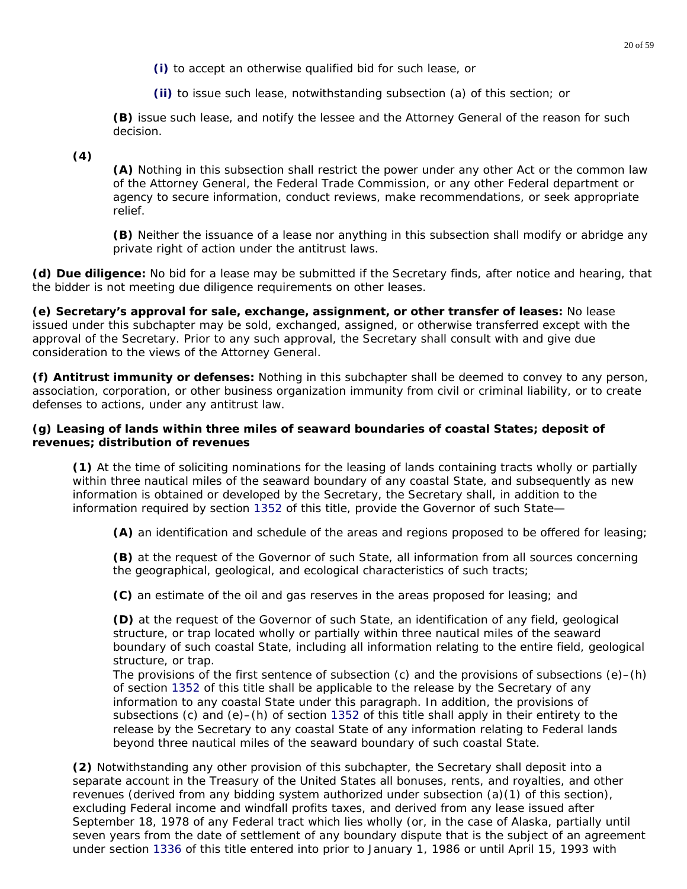**(i)** to accept an otherwise qualified bid for such lease, or

**(ii)** to issue such lease, notwithstanding subsection (a) of this section; or

**(B)** issue such lease, and notify the lessee and the Attorney General of the reason for such decision.

**(4)**

**(A)** Nothing in this subsection shall restrict the power under any other Act or the common law of the Attorney General, the Federal Trade Commission, or any other Federal department or agency to secure information, conduct reviews, make recommendations, or seek appropriate relief.

**(B)** Neither the issuance of a lease nor anything in this subsection shall modify or abridge any private right of action under the antitrust laws.

**(d) Due diligence:** No bid for a lease may be submitted if the Secretary finds, after notice and hearing, that the bidder is not meeting due diligence requirements on other leases.

**(e) Secretary's approval for sale, exchange, assignment, or other transfer of leases:** No lease issued under this subchapter may be sold, exchanged, assigned, or otherwise transferred except with the approval of the Secretary. Prior to any such approval, the Secretary shall consult with and give due consideration to the views of the Attorney General.

**(f) Antitrust immunity or defenses:** Nothing in this subchapter shall be deemed to convey to any person, association, corporation, or other business organization immunity from civil or criminal liability, or to create defenses to actions, under any antitrust law.

**(g) Leasing of lands within three miles of seaward boundaries of coastal States; deposit of revenues; distribution of revenues**

**(1)** At the time of soliciting nominations for the leasing of lands containing tracts wholly or partially within three nautical miles of the seaward boundary of any coastal State, and subsequently as new information is obtained or developed by the Secretary, the Secretary shall, in addition to the information required by section 1352 of this title, provide the Governor of such State—

**(A)** an identification and schedule of the areas and regions proposed to be offered for leasing;

**(B)** at the request of the Governor of such State, all information from all sources concerning the geographical, geological, and ecological characteristics of such tracts;

**(C)** an estimate of the oil and gas reserves in the areas proposed for leasing; and

**(D)** at the request of the Governor of such State, an identification of any field, geological structure, or trap located wholly or partially within three nautical miles of the seaward boundary of such coastal State, including all information relating to the entire field, geological structure, or trap.

The provisions of the first sentence of subsection (c) and the provisions of subsections (e)–(h) of section 1352 of this title shall be applicable to the release by the Secretary of any information to any coastal State under this paragraph. In addition, the provisions of subsections (c) and (e)–(h) of section 1352 of this title shall apply in their entirety to the release by the Secretary to any coastal State of any information relating to Federal lands beyond three nautical miles of the seaward boundary of such coastal State.

**(2)** Notwithstanding any other provision of this subchapter, the Secretary shall deposit into a separate account in the Treasury of the United States all bonuses, rents, and royalties, and other revenues (derived from any bidding system authorized under subsection (a)(1) of this section), excluding Federal income and windfall profits taxes, and derived from any lease issued after September 18, 1978 of any Federal tract which lies wholly (or, in the case of Alaska, partially until seven years from the date of settlement of any boundary dispute that is the subject of an agreement under section 1336 of this title entered into prior to January 1, 1986 or until April 15, 1993 with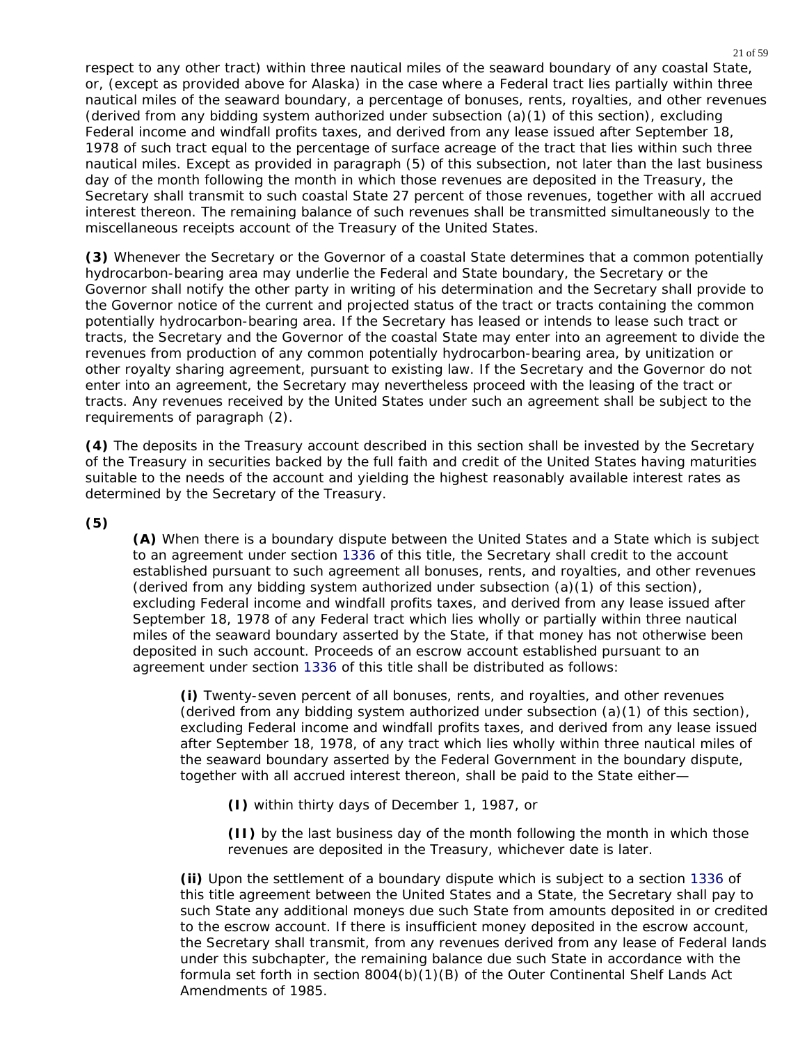respect to any other tract) within three nautical miles of the seaward boundary of any coastal State, or, (except as provided above for Alaska) in the case where a Federal tract lies partially within three nautical miles of the seaward boundary, a percentage of bonuses, rents, royalties, and other revenues (derived from any bidding system authorized under subsection (a)(1) of this section), excluding Federal income and windfall profits taxes, and derived from any lease issued after September 18, 1978 of such tract equal to the percentage of surface acreage of the tract that lies within such three nautical miles. Except as provided in paragraph (5) of this subsection, not later than the last business day of the month following the month in which those revenues are deposited in the Treasury, the Secretary shall transmit to such coastal State 27 percent of those revenues, together with all accrued interest thereon. The remaining balance of such revenues shall be transmitted simultaneously to the miscellaneous receipts account of the Treasury of the United States.

**(3)** Whenever the Secretary or the Governor of a coastal State determines that a common potentially hydrocarbon-bearing area may underlie the Federal and State boundary, the Secretary or the Governor shall notify the other party in writing of his determination and the Secretary shall provide to the Governor notice of the current and projected status of the tract or tracts containing the common potentially hydrocarbon-bearing area. If the Secretary has leased or intends to lease such tract or tracts, the Secretary and the Governor of the coastal State may enter into an agreement to divide the revenues from production of any common potentially hydrocarbon-bearing area, by unitization or other royalty sharing agreement, pursuant to existing law. If the Secretary and the Governor do not enter into an agreement, the Secretary may nevertheless proceed with the leasing of the tract or tracts. Any revenues received by the United States under such an agreement shall be subject to the requirements of paragraph (2).

**(4)** The deposits in the Treasury account described in this section shall be invested by the Secretary of the Treasury in securities backed by the full faith and credit of the United States having maturities suitable to the needs of the account and yielding the highest reasonably available interest rates as determined by the Secretary of the Treasury.

**(5)**

**(A)** When there is a boundary dispute between the United States and a State which is subject to an agreement under section 1336 of this title, the Secretary shall credit to the account established pursuant to such agreement all bonuses, rents, and royalties, and other revenues (derived from any bidding system authorized under subsection (a)(1) of this section), excluding Federal income and windfall profits taxes, and derived from any lease issued after September 18, 1978 of any Federal tract which lies wholly or partially within three nautical miles of the seaward boundary asserted by the State, if that money has not otherwise been deposited in such account. Proceeds of an escrow account established pursuant to an agreement under section 1336 of this title shall be distributed as follows:

**(i)** Twenty-seven percent of all bonuses, rents, and royalties, and other revenues (derived from any bidding system authorized under subsection (a)(1) of this section), excluding Federal income and windfall profits taxes, and derived from any lease issued after September 18, 1978, of any tract which lies wholly within three nautical miles of the seaward boundary asserted by the Federal Government in the boundary dispute, together with all accrued interest thereon, shall be paid to the State either—

**(I)** within thirty days of December 1, 1987, or

**(II)** by the last business day of the month following the month in which those revenues are deposited in the Treasury, whichever date is later.

**(ii)** Upon the settlement of a boundary dispute which is subject to a section 1336 of this title agreement between the United States and a State, the Secretary shall pay to such State any additional moneys due such State from amounts deposited in or credited to the escrow account. If there is insufficient money deposited in the escrow account, the Secretary shall transmit, from any revenues derived from any lease of Federal lands under this subchapter, the remaining balance due such State in accordance with the formula set forth in section 8004(b)(1)(B) of the Outer Continental Shelf Lands Act Amendments of 1985.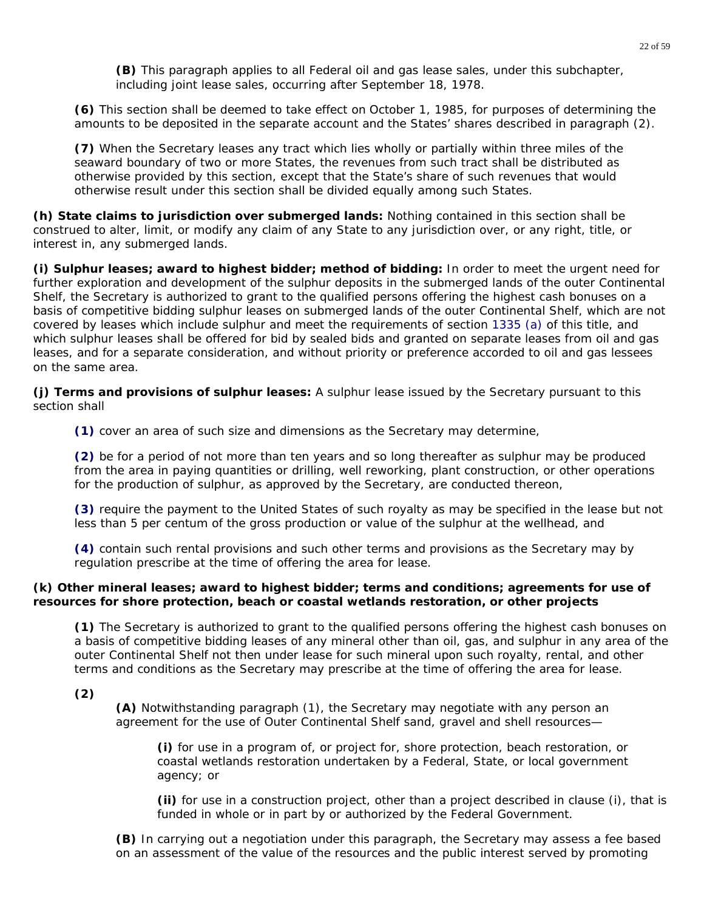**(B)** This paragraph applies to all Federal oil and gas lease sales, under this subchapter, including joint lease sales, occurring after September 18, 1978.

**(6)** This section shall be deemed to take effect on October 1, 1985, for purposes of determining the amounts to be deposited in the separate account and the States' shares described in paragraph (2).

**(7)** When the Secretary leases any tract which lies wholly or partially within three miles of the seaward boundary of two or more States, the revenues from such tract shall be distributed as otherwise provided by this section, except that the State's share of such revenues that would otherwise result under this section shall be divided equally among such States.

**(h) State claims to jurisdiction over submerged lands:** Nothing contained in this section shall be construed to alter, limit, or modify any claim of any State to any jurisdiction over, or any right, title, or interest in, any submerged lands.

**(i) Sulphur leases; award to highest bidder; method of bidding:** In order to meet the urgent need for further exploration and development of the sulphur deposits in the submerged lands of the outer Continental Shelf, the Secretary is authorized to grant to the qualified persons offering the highest cash bonuses on a basis of competitive bidding sulphur leases on submerged lands of the outer Continental Shelf, which are not covered by leases which include sulphur and meet the requirements of section 1335 (a) of this title, and which sulphur leases shall be offered for bid by sealed bids and granted on separate leases from oil and gas leases, and for a separate consideration, and without priority or preference accorded to oil and gas lessees on the same area.

**(j) Terms and provisions of sulphur leases:** A sulphur lease issued by the Secretary pursuant to this section shall

**(1)** cover an area of such size and dimensions as the Secretary may determine,

**(2)** be for a period of not more than ten years and so long thereafter as sulphur may be produced from the area in paying quantities or drilling, well reworking, plant construction, or other operations for the production of sulphur, as approved by the Secretary, are conducted thereon,

**(3)** require the payment to the United States of such royalty as may be specified in the lease but not less than 5 per centum of the gross production or value of the sulphur at the wellhead, and

**(4)** contain such rental provisions and such other terms and provisions as the Secretary may by regulation prescribe at the time of offering the area for lease.

**(k) Other mineral leases; award to highest bidder; terms and conditions; agreements for use of resources for shore protection, beach or coastal wetlands restoration, or other projects**

**(1)** The Secretary is authorized to grant to the qualified persons offering the highest cash bonuses on a basis of competitive bidding leases of any mineral other than oil, gas, and sulphur in any area of the outer Continental Shelf not then under lease for such mineral upon such royalty, rental, and other terms and conditions as the Secretary may prescribe at the time of offering the area for lease.

**(2)**

**(A)** Notwithstanding paragraph (1), the Secretary may negotiate with any person an agreement for the use of Outer Continental Shelf sand, gravel and shell resources—

**(i)** for use in a program of, or project for, shore protection, beach restoration, or coastal wetlands restoration undertaken by a Federal, State, or local government agency; or

**(ii)** for use in a construction project, other than a project described in clause (i), that is funded in whole or in part by or authorized by the Federal Government.

**(B)** In carrying out a negotiation under this paragraph, the Secretary may assess a fee based on an assessment of the value of the resources and the public interest served by promoting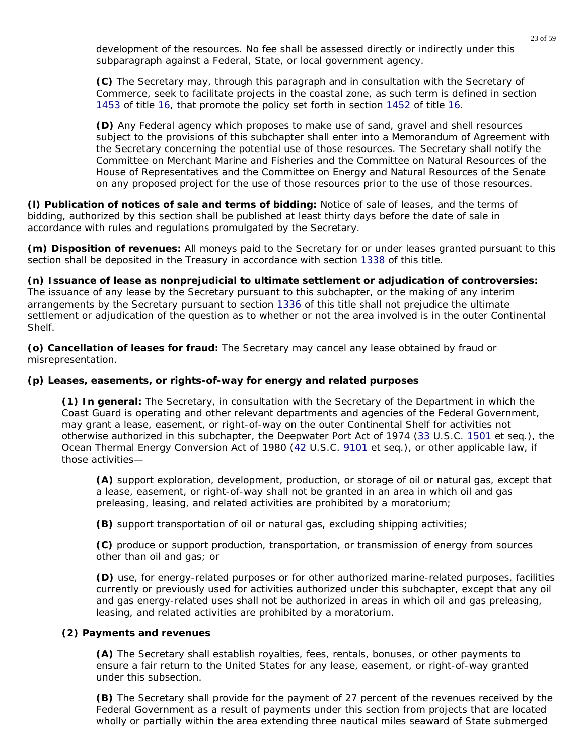development of the resources. No fee shall be assessed directly or indirectly under this subparagraph against a Federal, State, or local government agency.

**(C)** The Secretary may, through this paragraph and in consultation with the Secretary of Commerce, seek to facilitate projects in the coastal zone, as such term is defined in section 1453 of title 16, that promote the policy set forth in section 1452 of title 16.

**(D)** Any Federal agency which proposes to make use of sand, gravel and shell resources subject to the provisions of this subchapter shall enter into a Memorandum of Agreement with the Secretary concerning the potential use of those resources. The Secretary shall notify the Committee on Merchant Marine and Fisheries and the Committee on Natural Resources of the House of Representatives and the Committee on Energy and Natural Resources of the Senate on any proposed project for the use of those resources prior to the use of those resources.

**(l) Publication of notices of sale and terms of bidding:** Notice of sale of leases, and the terms of bidding, authorized by this section shall be published at least thirty days before the date of sale in accordance with rules and regulations promulgated by the Secretary.

**(m) Disposition of revenues:** All moneys paid to the Secretary for or under leases granted pursuant to this section shall be deposited in the Treasury in accordance with section 1338 of this title.

**(n) Issuance of lease as nonprejudicial to ultimate settlement or adjudication of controversies:** The issuance of any lease by the Secretary pursuant to this subchapter, or the making of any interim arrangements by the Secretary pursuant to section 1336 of this title shall not prejudice the ultimate settlement or adjudication of the question as to whether or not the area involved is in the outer Continental Shelf.

**(o) Cancellation of leases for fraud:** The Secretary may cancel any lease obtained by fraud or misrepresentation.

**(p) Leases, easements, or rights-of-way for energy and related purposes**

**(1) In general:** The Secretary, in consultation with the Secretary of the Department in which the Coast Guard is operating and other relevant departments and agencies of the Federal Government, may grant a lease, easement, or right-of-way on the outer Continental Shelf for activities not otherwise authorized in this subchapter, the Deepwater Port Act of 1974 (33 U.S.C. 1501 et seq.), the Ocean Thermal Energy Conversion Act of 1980 (42 U.S.C. 9101 et seq.), or other applicable law, if those activities—

**(A)** support exploration, development, production, or storage of oil or natural gas, except that a lease, easement, or right-of-way shall not be granted in an area in which oil and gas preleasing, leasing, and related activities are prohibited by a moratorium;

**(B)** support transportation of oil or natural gas, excluding shipping activities;

**(C)** produce or support production, transportation, or transmission of energy from sources other than oil and gas; or

**(D)** use, for energy-related purposes or for other authorized marine-related purposes, facilities currently or previously used for activities authorized under this subchapter, except that any oil and gas energy-related uses shall not be authorized in areas in which oil and gas preleasing, leasing, and related activities are prohibited by a moratorium.

**(2) Payments and revenues**

**(A)** The Secretary shall establish royalties, fees, rentals, bonuses, or other payments to ensure a fair return to the United States for any lease, easement, or right-of-way granted under this subsection.

**(B)** The Secretary shall provide for the payment of 27 percent of the revenues received by the Federal Government as a result of payments under this section from projects that are located wholly or partially within the area extending three nautical miles seaward of State submerged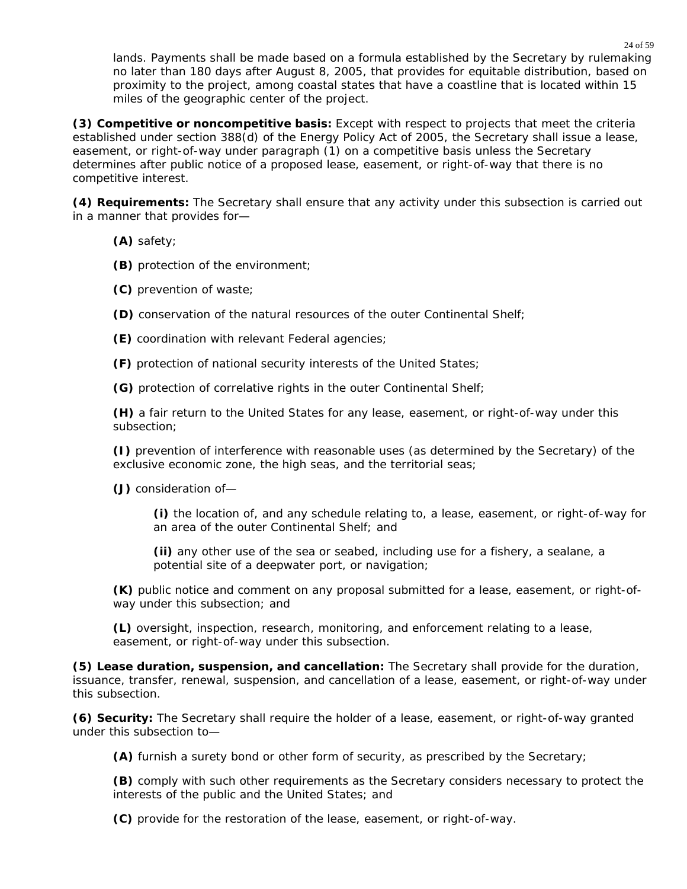lands. Payments shall be made based on a formula established by the Secretary by rulemaking no later than 180 days after August 8, 2005, that provides for equitable distribution, based on proximity to the project, among coastal states that have a coastline that is located within 15 miles of the geographic center of the project.

**(3) Competitive or noncompetitive basis:** Except with respect to projects that meet the criteria established under section 388(d) of the Energy Policy Act of 2005, the Secretary shall issue a lease, easement, or right-of-way under paragraph (1) on a competitive basis unless the Secretary determines after public notice of a proposed lease, easement, or right-of-way that there is no competitive interest.

**(4) Requirements:** The Secretary shall ensure that any activity under this subsection is carried out in a manner that provides for—

**(A)** safety;

**(B)** protection of the environment;

**(C)** prevention of waste;

**(D)** conservation of the natural resources of the outer Continental Shelf;

**(E)** coordination with relevant Federal agencies;

**(F)** protection of national security interests of the United States;

**(G)** protection of correlative rights in the outer Continental Shelf;

**(H)** a fair return to the United States for any lease, easement, or right-of-way under this subsection;

**(I)** prevention of interference with reasonable uses (as determined by the Secretary) of the exclusive economic zone, the high seas, and the territorial seas;

**(J)** consideration of—

**(i)** the location of, and any schedule relating to, a lease, easement, or right-of-way for an area of the outer Continental Shelf; and

**(ii)** any other use of the sea or seabed, including use for a fishery, a sealane, a potential site of a deepwater port, or navigation;

**(K)** public notice and comment on any proposal submitted for a lease, easement, or right-of-way under this subsection; and

**(L)** oversight, inspection, research, monitoring, and enforcement relating to a lease, easement, or right-of-way under this subsection.

**(5) Lease duration, suspension, and cancellation:** The Secretary shall provide for the duration, issuance, transfer, renewal, suspension, and cancellation of a lease, easement, or right-of-way under this subsection.

**(6) Security:** The Secretary shall require the holder of a lease, easement, or right-of-way granted under this subsection to—

**(A)** furnish a surety bond or other form of security, as prescribed by the Secretary;

**(B)** comply with such other requirements as the Secretary considers necessary to protect the interests of the public and the United States; and

**(C)** provide for the restoration of the lease, easement, or right-of-way.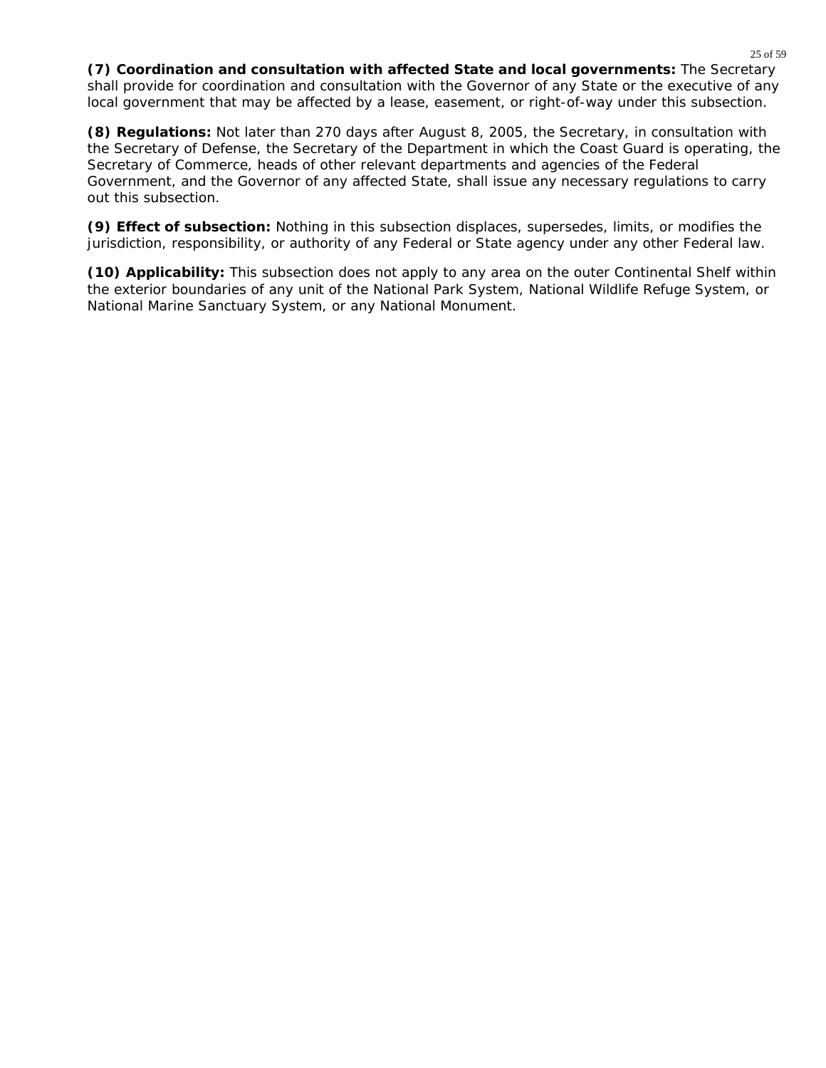**(7) Coordination and consultation with affected State and local governments:** The Secretary shall provide for coordination and consultation with the Governor of any State or the executive of any local government that may be affected by a lease, easement, or right-of-way under this subsection.

**(8) Regulations:** Not later than 270 days after August 8, 2005, the Secretary, in consultation with the Secretary of Defense, the Secretary of the Department in which the Coast Guard is operating, the Secretary of Commerce, heads of other relevant departments and agencies of the Federal Government, and the Governor of any affected State, shall issue any necessary regulations to carry out this subsection.

**(9) Effect of subsection:** Nothing in this subsection displaces, supersedes, limits, or modifies the jurisdiction, responsibility, or authority of any Federal or State agency under any other Federal law.

**(10) Applicability:** This subsection does not apply to any area on the outer Continental Shelf within the exterior boundaries of any unit of the National Park System, National Wildlife Refuge System, or National Marine Sanctuary System, or any National Monument.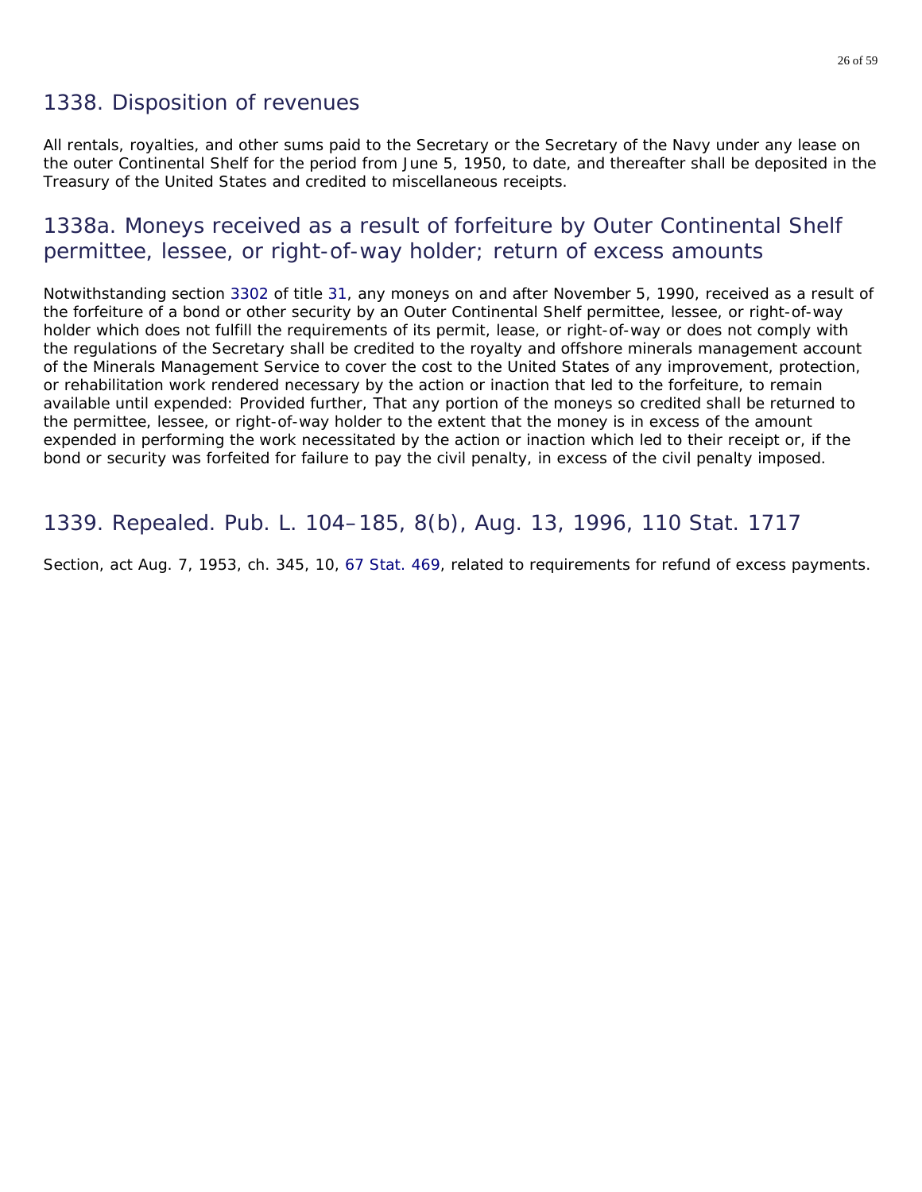## 1338. Disposition of revenues

All rentals, royalties, and other sums paid to the Secretary or the Secretary of the Navy under any lease on the outer Continental Shelf for the period from June 5, 1950, to date, and thereafter shall be deposited in the Treasury of the United States and credited to miscellaneous receipts.

## 1338a. Moneys received as a result of forfeiture by Outer Continental Shelf permittee, lessee, or right-of-way holder; return of excess amounts

Notwithstanding section 3302 of title 31, any moneys on and after November 5, 1990, received as a result of the forfeiture of a bond or other security by an Outer Continental Shelf permittee, lessee, or right-of-way holder which does not fulfill the requirements of its permit, lease, or right-of-way or does not comply with the regulations of the Secretary shall be credited to the royalty and offshore minerals management account of the Minerals Management Service to cover the cost to the United States of any improvement, protection, or rehabilitation work rendered necessary by the action or inaction that led to the forfeiture, to remain available until expended: Provided further, That any portion of the moneys so credited shall be returned to the permittee, lessee, or right-of-way holder to the extent that the money is in excess of the amount expended in performing the work necessitated by the action or inaction which led to their receipt or, if the bond or security was forfeited for failure to pay the civil penalty, in excess of the civil penalty imposed.

## 1339. Repealed. Pub. L. 104–185, 8(b), Aug. 13, 1996, 110 Stat. 1717

Section, act Aug. 7, 1953, ch. 345, 10, 67 Stat. 469, related to requirements for refund of excess payments.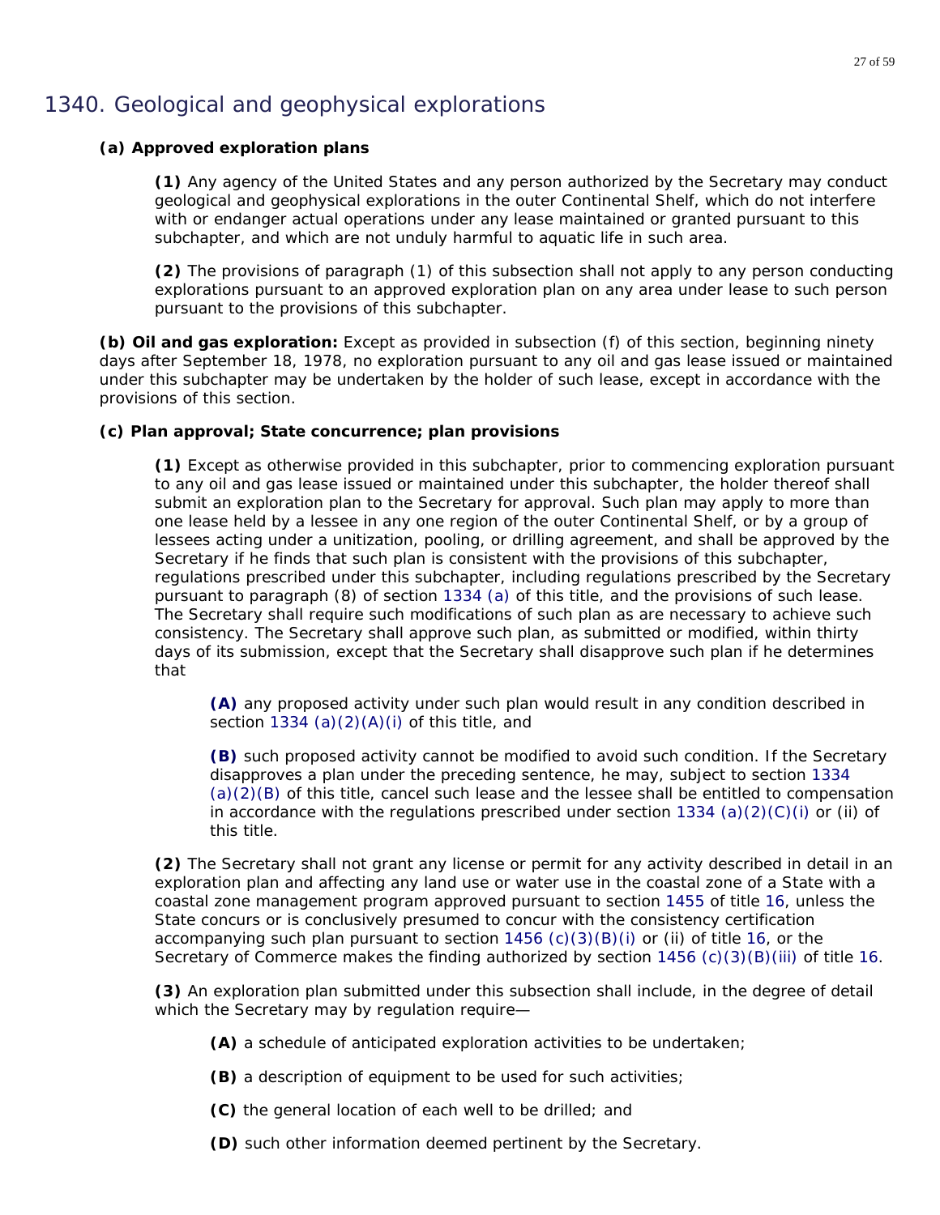# 1340. Geological and geophysical explorations

**(a) Approved exploration plans**

**(1)** Any agency of the United States and any person authorized by the Secretary may conduct geological and geophysical explorations in the outer Continental Shelf, which do not interfere with or endanger actual operations under any lease maintained or granted pursuant to this subchapter, and which are not unduly harmful to aquatic life in such area.

**(2)** The provisions of paragraph (1) of this subsection shall not apply to any person conducting explorations pursuant to an approved exploration plan on any area under lease to such person pursuant to the provisions of this subchapter.

**(b) Oil and gas exploration:** Except as provided in subsection (f) of this section, beginning ninety days after September 18, 1978, no exploration pursuant to any oil and gas lease issued or maintained under this subchapter may be undertaken by the holder of such lease, except in accordance with the provisions of this section.

**(c) Plan approval; State concurrence; plan provisions**

**(1)** Except as otherwise provided in this subchapter, prior to commencing exploration pursuant to any oil and gas lease issued or maintained under this subchapter, the holder thereof shall submit an exploration plan to the Secretary for approval. Such plan may apply to more than one lease held by a lessee in any one region of the outer Continental Shelf, or by a group of lessees acting under a unitization, pooling, or drilling agreement, and shall be approved by the Secretary if he finds that such plan is consistent with the provisions of this subchapter, regulations prescribed under this subchapter, including regulations prescribed by the Secretary pursuant to paragraph (8) of section 1334 (a) of this title, and the provisions of such lease. The Secretary shall require such modifications of such plan as are necessary to achieve such consistency. The Secretary shall approve such plan, as submitted or modified, within thirty days of its submission, except that the Secretary shall disapprove such plan if he determines that

**(A)** any proposed activity under such plan would result in any condition described in section 1334 (a)(2)(A)(i) of this title, and

**(B)** such proposed activity cannot be modified to avoid such condition. If the Secretary disapproves a plan under the preceding sentence, he may, subject to section 1334 (a)(2)(B) of this title, cancel such lease and the lessee shall be entitled to compensation in accordance with the regulations prescribed under section 1334 (a)(2)(C)(i) or (ii) of this title.

**(2)** The Secretary shall not grant any license or permit for any activity described in detail in an exploration plan and affecting any land use or water use in the coastal zone of a State with a coastal zone management program approved pursuant to section 1455 of title 16, unless the State concurs or is conclusively presumed to concur with the consistency certification accompanying such plan pursuant to section 1456 (c)(3)(B)(i) or (ii) of title 16, or the Secretary of Commerce makes the finding authorized by section 1456 (c)(3)(B)(iii) of title 16.

**(3)** An exploration plan submitted under this subsection shall include, in the degree of detail which the Secretary may by regulation require—

**(A)** a schedule of anticipated exploration activities to be undertaken;

**(B)** a description of equipment to be used for such activities;

**(C)** the general location of each well to be drilled; and

**(D)** such other information deemed pertinent by the Secretary.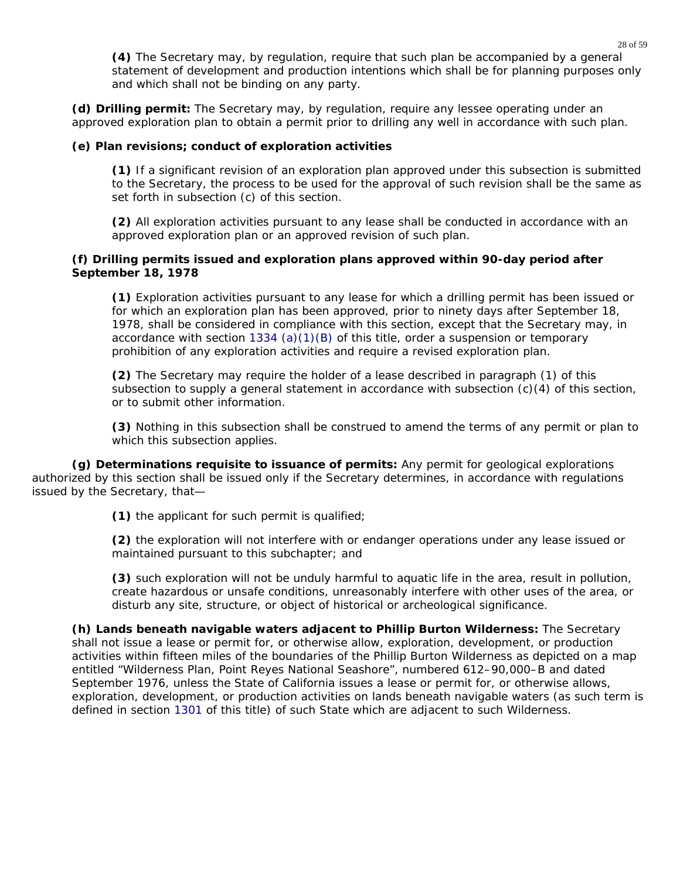**(4)** The Secretary may, by regulation, require that such plan be accompanied by a general statement of development and production intentions which shall be for planning purposes only and which shall not be binding on any party.

**(d) Drilling permit:** The Secretary may, by regulation, require any lessee operating under an approved exploration plan to obtain a permit prior to drilling any well in accordance with such plan.

**(e) Plan revisions; conduct of exploration activities**

**(1)** If a significant revision of an exploration plan approved under this subsection is submitted to the Secretary, the process to be used for the approval of such revision shall be the same as set forth in subsection (c) of this section.

**(2)** All exploration activities pursuant to any lease shall be conducted in accordance with an approved exploration plan or an approved revision of such plan.

**(f) Drilling permits issued and exploration plans approved within 90-day period after September 18, 1978**

**(1)** Exploration activities pursuant to any lease for which a drilling permit has been issued or for which an exploration plan has been approved, prior to ninety days after September 18, 1978, shall be considered in compliance with this section, except that the Secretary may, in accordance with section 1334 (a)(1)(B) of this title, order a suspension or temporary prohibition of any exploration activities and require a revised exploration plan.

**(2)** The Secretary may require the holder of a lease described in paragraph (1) of this subsection to supply a general statement in accordance with subsection (c)(4) of this section, or to submit other information.

**(3)** Nothing in this subsection shall be construed to amend the terms of any permit or plan to which this subsection applies.

**(g) Determinations requisite to issuance of permits:** Any permit for geological explorations authorized by this section shall be issued only if the Secretary determines, in accordance with regulations issued by the Secretary, that—

**(1)** the applicant for such permit is qualified;

**(2)** the exploration will not interfere with or endanger operations under any lease issued or maintained pursuant to this subchapter; and

**(3)** such exploration will not be unduly harmful to aquatic life in the area, result in pollution, create hazardous or unsafe conditions, unreasonably interfere with other uses of the area, or disturb any site, structure, or object of historical or archeological significance.

**(h) Lands beneath navigable waters adjacent to Phillip Burton Wilderness:** The Secretary shall not issue a lease or permit for, or otherwise allow, exploration, development, or production activities within fifteen miles of the boundaries of the Phillip Burton Wilderness as depicted on a map entitled “Wilderness Plan, Point Reyes National Seashore”, numbered 612–90,000–B and dated September 1976, unless the State of California issues a lease or permit for, or otherwise allows, exploration, development, or production activities on lands beneath navigable waters (as such term is defined in section 1301 of this title) of such State which are adjacent to such Wilderness.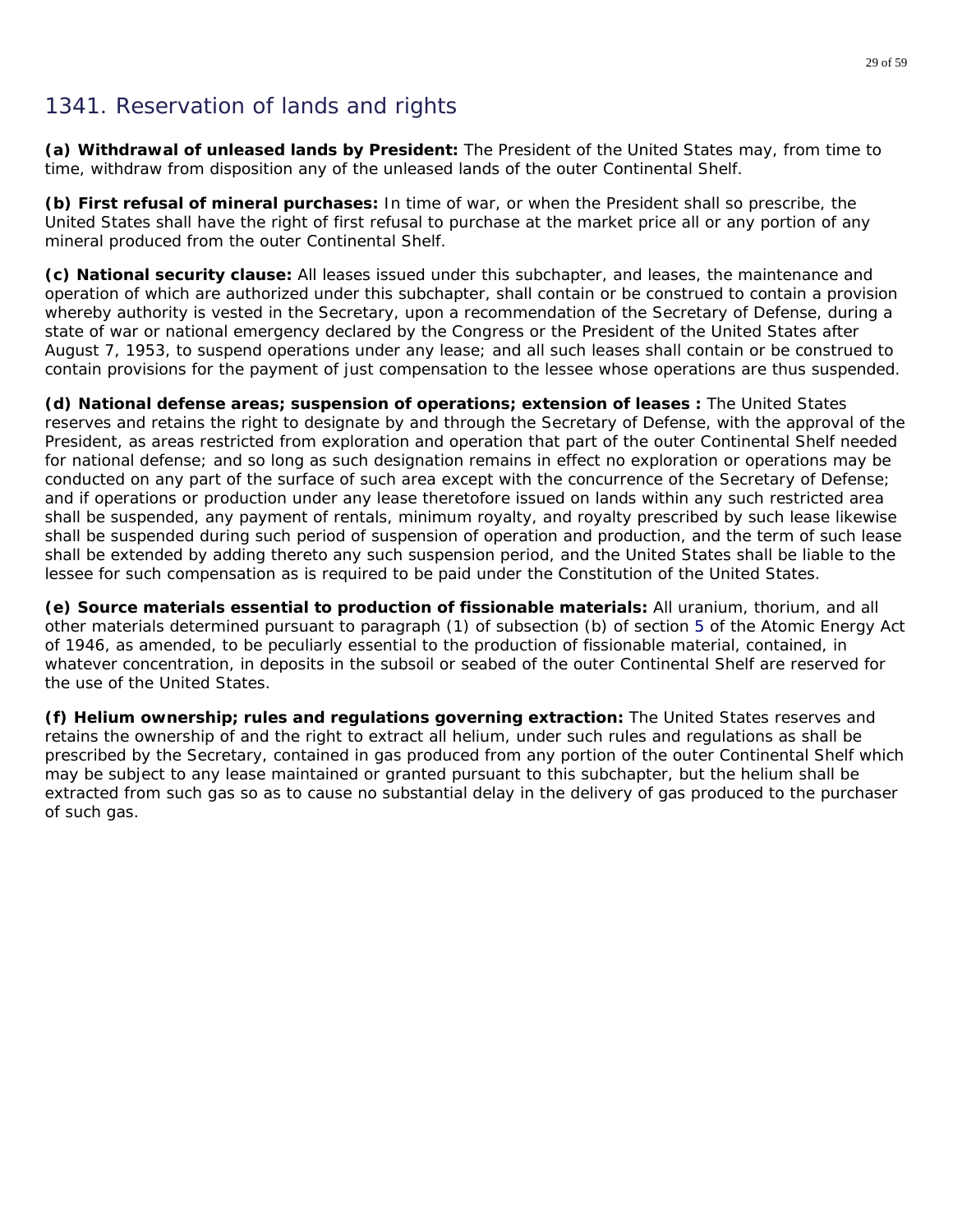## 1341. Reservation of lands and rights

**(a) Withdrawal of unleased lands by President:** The President of the United States may, from time to time, withdraw from disposition any of the unleased lands of the outer Continental Shelf.

**(b) First refusal of mineral purchases:** In time of war, or when the President shall so prescribe, the United States shall have the right of first refusal to purchase at the market price all or any portion of any mineral produced from the outer Continental Shelf.

**(c) National security clause:** All leases issued under this subchapter, and leases, the maintenance and operation of which are authorized under this subchapter, shall contain or be construed to contain a provision whereby authority is vested in the Secretary, upon a recommendation of the Secretary of Defense, during a state of war or national emergency declared by the Congress or the President of the United States after August 7, 1953, to suspend operations under any lease; and all such leases shall contain or be construed to contain provisions for the payment of just compensation to the lessee whose operations are thus suspended.

**(d) National defense areas; suspension of operations; extension of leases :** The United States reserves and retains the right to designate by and through the Secretary of Defense, with the approval of the President, as areas restricted from exploration and operation that part of the outer Continental Shelf needed for national defense; and so long as such designation remains in effect no exploration or operations may be conducted on any part of the surface of such area except with the concurrence of the Secretary of Defense; and if operations or production under any lease theretofore issued on lands within any such restricted area shall be suspended, any payment of rentals, minimum royalty, and royalty prescribed by such lease likewise shall be suspended during such period of suspension of operation and production, and the term of such lease shall be extended by adding thereto any such suspension period, and the United States shall be liable to the lessee for such compensation as is required to be paid under the Constitution of the United States.

**(e) Source materials essential to production of fissionable materials:** All uranium, thorium, and all other materials determined pursuant to paragraph (1) of subsection (b) of section 5 of the Atomic Energy Act of 1946, as amended, to be peculiarly essential to the production of fissionable material, contained, in whatever concentration, in deposits in the subsoil or seabed of the outer Continental Shelf are reserved for the use of the United States.

**(f) Helium ownership; rules and regulations governing extraction:** The United States reserves and retains the ownership of and the right to extract all helium, under such rules and regulations as shall be prescribed by the Secretary, contained in gas produced from any portion of the outer Continental Shelf which may be subject to any lease maintained or granted pursuant to this subchapter, but the helium shall be extracted from such gas so as to cause no substantial delay in the delivery of gas produced to the purchaser of such gas.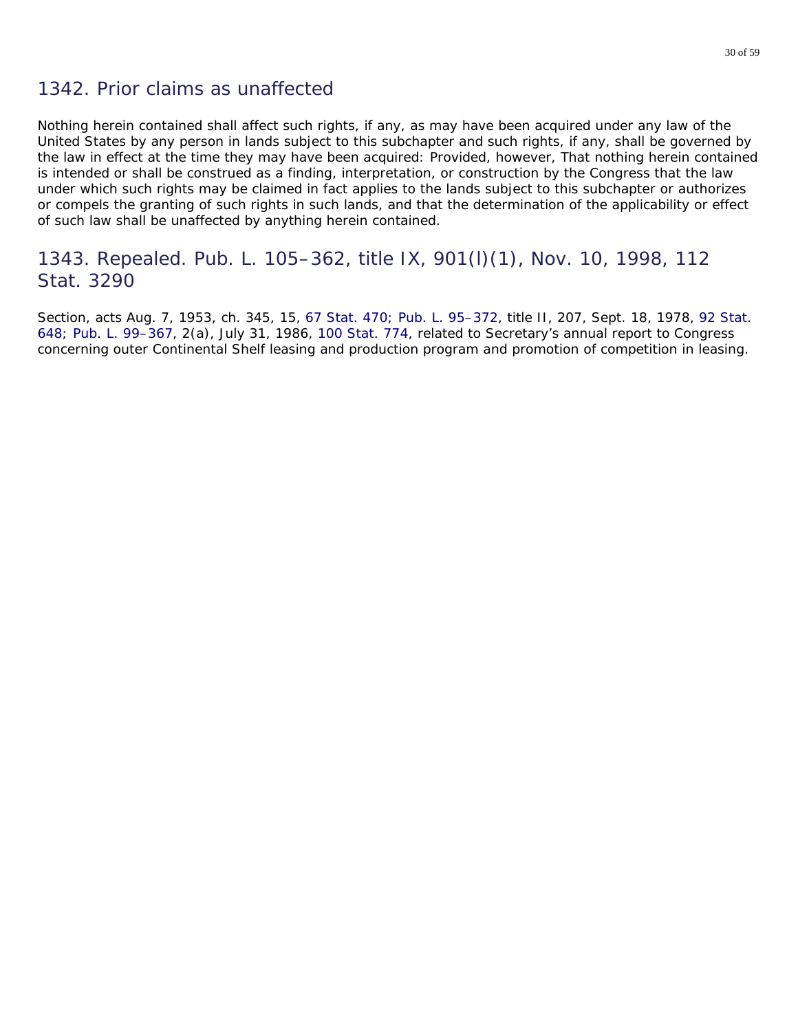## 1342. Prior claims as unaffected

Nothing herein contained shall affect such rights, if any, as may have been acquired under any law of the United States by any person in lands subject to this subchapter and such rights, if any, shall be governed by the law in effect at the time they may have been acquired: Provided, however, That nothing herein contained is intended or shall be construed as a finding, interpretation, or construction by the Congress that the law under which such rights may be claimed in fact applies to the lands subject to this subchapter or authorizes or compels the granting of such rights in such lands, and that the determination of the applicability or effect of such law shall be unaffected by anything herein contained.

## 1343. Repealed. Pub. L. 105–362, title IX, 901(l)(1), Nov. 10, 1998, 112 Stat. 3290

Section, acts Aug. 7, 1953, ch. 345, 15, 67 Stat. 470; Pub. L. 95–372, title II, 207, Sept. 18, 1978, 92 Stat. 648; Pub. L. 99–367, 2(a), July 31, 1986, 100 Stat. 774, related to Secretary's annual report to Congress concerning outer Continental Shelf leasing and production program and promotion of competition in leasing.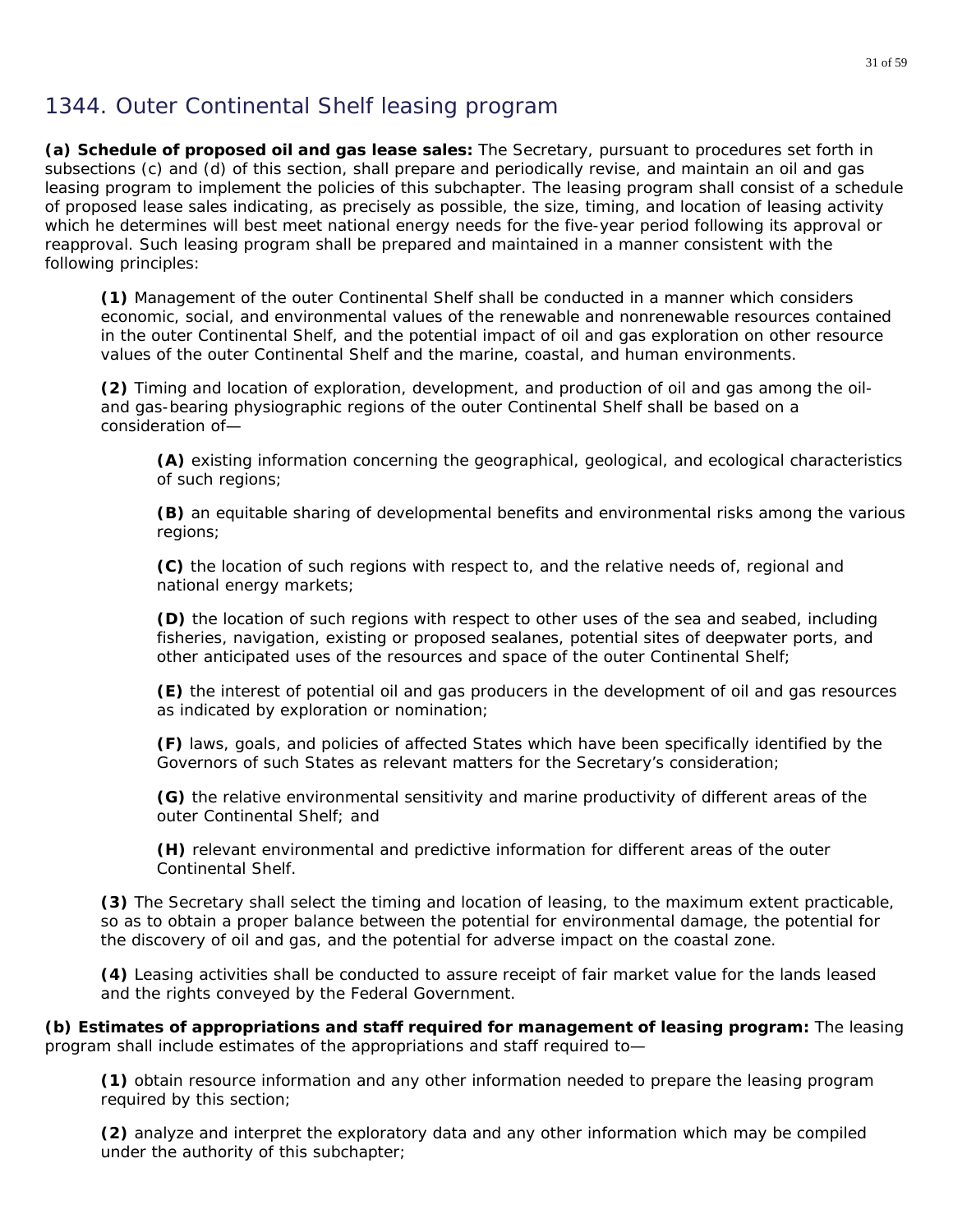# 1344. Outer Continental Shelf leasing program

**(a) Schedule of proposed oil and gas lease sales:** The Secretary, pursuant to procedures set forth in subsections (c) and (d) of this section, shall prepare and periodically revise, and maintain an oil and gas leasing program to implement the policies of this subchapter. The leasing program shall consist of a schedule of proposed lease sales indicating, as precisely as possible, the size, timing, and location of leasing activity which he determines will best meet national energy needs for the five-year period following its approval or reapproval. Such leasing program shall be prepared and maintained in a manner consistent with the following principles:

> **(1)** Management of the outer Continental Shelf shall be conducted in a manner which considers economic, social, and environmental values of the renewable and nonrenewable resources contained in the outer Continental Shelf, and the potential impact of oil and gas exploration on other resource values of the outer Continental Shelf and the marine, coastal, and human environments.
>
> **(2)** Timing and location of exploration, development, and production of oil and gas among the oil- and gas-bearing physiographic regions of the outer Continental Shelf shall be based on a consideration of—
>
> > **(A)** existing information concerning the geographical, geological, and ecological characteristics of such regions;
> >
> > **(B)** an equitable sharing of developmental benefits and environmental risks among the various regions;
> >
> > **(C)** the location of such regions with respect to, and the relative needs of, regional and national energy markets;
> >
> > **(D)** the location of such regions with respect to other uses of the sea and seabed, including fisheries, navigation, existing or proposed sealanes, potential sites of deepwater ports, and other anticipated uses of the resources and space of the outer Continental Shelf;
> >
> > **(E)** the interest of potential oil and gas producers in the development of oil and gas resources as indicated by exploration or nomination;
> >
> > **(F)** laws, goals, and policies of affected States which have been specifically identified by the Governors of such States as relevant matters for the Secretary's consideration;
> >
> > **(G)** the relative environmental sensitivity and marine productivity of different areas of the outer Continental Shelf; and
> >
> > **(H)** relevant environmental and predictive information for different areas of the outer Continental Shelf.
>
> **(3)** The Secretary shall select the timing and location of leasing, to the maximum extent practicable, so as to obtain a proper balance between the potential for environmental damage, the potential for the discovery of oil and gas, and the potential for adverse impact on the coastal zone.
>
> **(4)** Leasing activities shall be conducted to assure receipt of fair market value for the lands leased and the rights conveyed by the Federal Government.

**(b) Estimates of appropriations and staff required for management of leasing program:** The leasing program shall include estimates of the appropriations and staff required to—

> **(1)** obtain resource information and any other information needed to prepare the leasing program required by this section;
>
> **(2)** analyze and interpret the exploratory data and any other information which may be compiled under the authority of this subchapter;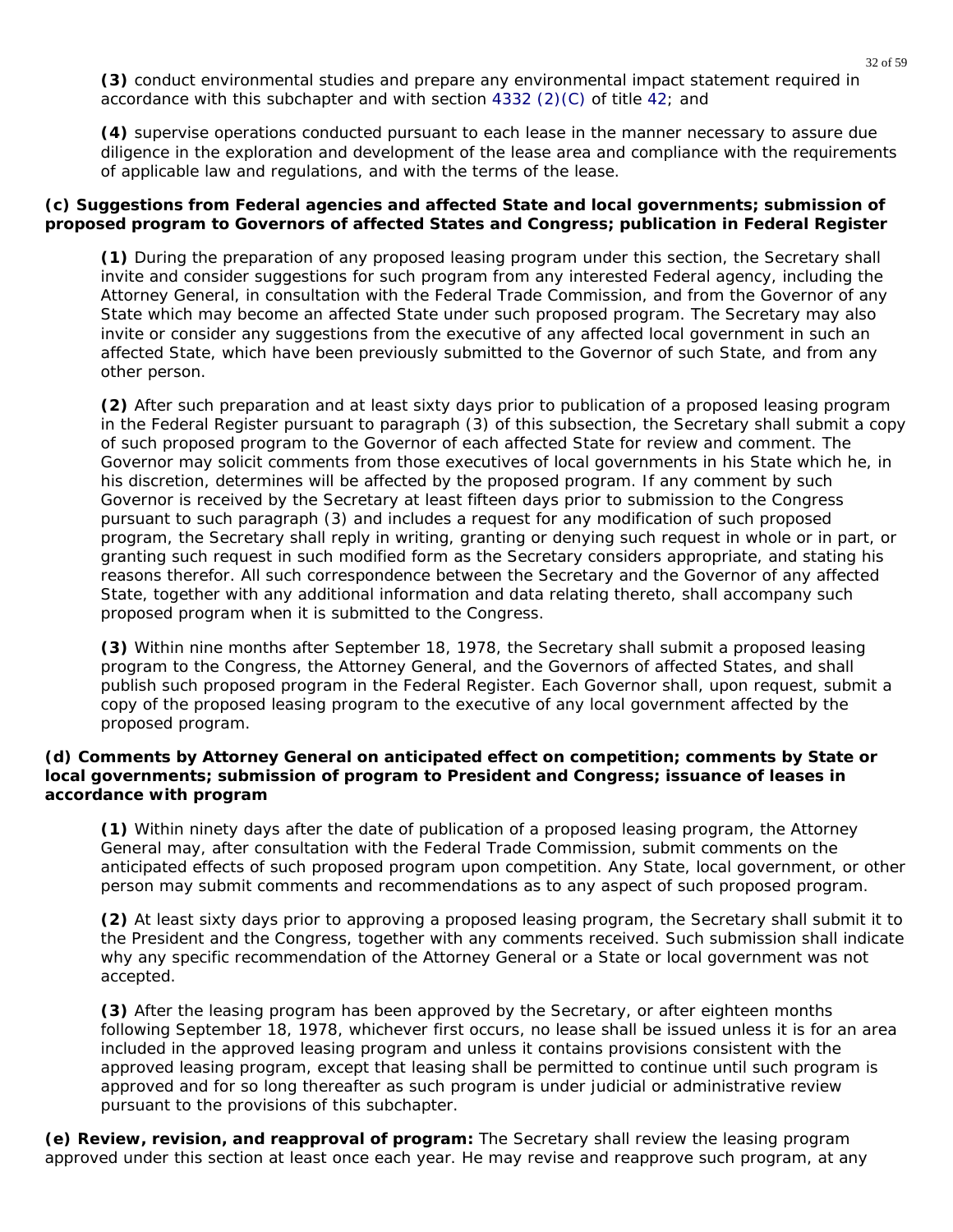**(3)** conduct environmental studies and prepare any environmental impact statement required in accordance with this subchapter and with section 4332 (2)(C) of title 42; and

**(4)** supervise operations conducted pursuant to each lease in the manner necessary to assure due diligence in the exploration and development of the lease area and compliance with the requirements of applicable law and regulations, and with the terms of the lease.

**(c) Suggestions from Federal agencies and affected State and local governments; submission of proposed program to Governors of affected States and Congress; publication in Federal Register**

**(1)** During the preparation of any proposed leasing program under this section, the Secretary shall invite and consider suggestions for such program from any interested Federal agency, including the Attorney General, in consultation with the Federal Trade Commission, and from the Governor of any State which may become an affected State under such proposed program. The Secretary may also invite or consider any suggestions from the executive of any affected local government in such an affected State, which have been previously submitted to the Governor of such State, and from any other person.

**(2)** After such preparation and at least sixty days prior to publication of a proposed leasing program in the Federal Register pursuant to paragraph (3) of this subsection, the Secretary shall submit a copy of such proposed program to the Governor of each affected State for review and comment. The Governor may solicit comments from those executives of local governments in his State which he, in his discretion, determines will be affected by the proposed program. If any comment by such Governor is received by the Secretary at least fifteen days prior to submission to the Congress pursuant to such paragraph (3) and includes a request for any modification of such proposed program, the Secretary shall reply in writing, granting or denying such request in whole or in part, or granting such request in such modified form as the Secretary considers appropriate, and stating his reasons therefor. All such correspondence between the Secretary and the Governor of any affected State, together with any additional information and data relating thereto, shall accompany such proposed program when it is submitted to the Congress.

**(3)** Within nine months after September 18, 1978, the Secretary shall submit a proposed leasing program to the Congress, the Attorney General, and the Governors of affected States, and shall publish such proposed program in the Federal Register. Each Governor shall, upon request, submit a copy of the proposed leasing program to the executive of any local government affected by the proposed program.

**(d) Comments by Attorney General on anticipated effect on competition; comments by State or local governments; submission of program to President and Congress; issuance of leases in accordance with program**

**(1)** Within ninety days after the date of publication of a proposed leasing program, the Attorney General may, after consultation with the Federal Trade Commission, submit comments on the anticipated effects of such proposed program upon competition. Any State, local government, or other person may submit comments and recommendations as to any aspect of such proposed program.

**(2)** At least sixty days prior to approving a proposed leasing program, the Secretary shall submit it to the President and the Congress, together with any comments received. Such submission shall indicate why any specific recommendation of the Attorney General or a State or local government was not accepted.

**(3)** After the leasing program has been approved by the Secretary, or after eighteen months following September 18, 1978, whichever first occurs, no lease shall be issued unless it is for an area included in the approved leasing program and unless it contains provisions consistent with the approved leasing program, except that leasing shall be permitted to continue until such program is approved and for so long thereafter as such program is under judicial or administrative review pursuant to the provisions of this subchapter.

**(e) Review, revision, and reapproval of program:** The Secretary shall review the leasing program approved under this section at least once each year. He may revise and reapprove such program, at any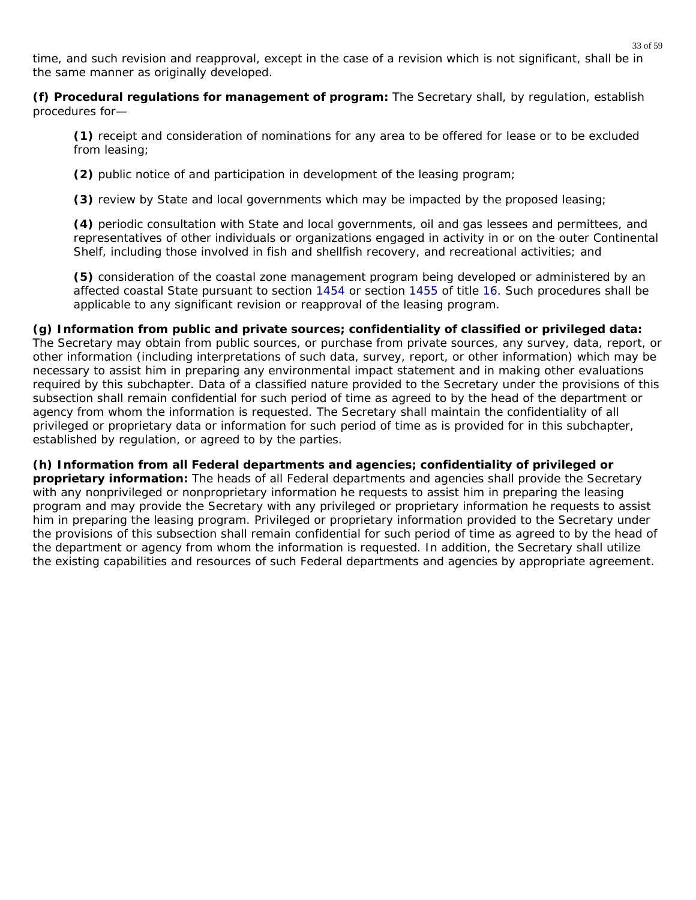time, and such revision and reapproval, except in the case of a revision which is not significant, shall be in the same manner as originally developed.

**(f) Procedural regulations for management of program:** The Secretary shall, by regulation, establish procedures for—

> **(1)** receipt and consideration of nominations for any area to be offered for lease or to be excluded from leasing;
>
> **(2)** public notice of and participation in development of the leasing program;
>
> **(3)** review by State and local governments which may be impacted by the proposed leasing;
>
> **(4)** periodic consultation with State and local governments, oil and gas lessees and permittees, and representatives of other individuals or organizations engaged in activity in or on the outer Continental Shelf, including those involved in fish and shellfish recovery, and recreational activities; and
>
> **(5)** consideration of the coastal zone management program being developed or administered by an affected coastal State pursuant to section 1454 or section 1455 of title 16. Such procedures shall be applicable to any significant revision or reapproval of the leasing program.

**(g) Information from public and private sources; confidentiality of classified or privileged data:** The Secretary may obtain from public sources, or purchase from private sources, any survey, data, report, or other information (including interpretations of such data, survey, report, or other information) which may be necessary to assist him in preparing any environmental impact statement and in making other evaluations required by this subchapter. Data of a classified nature provided to the Secretary under the provisions of this subsection shall remain confidential for such period of time as agreed to by the head of the department or agency from whom the information is requested. The Secretary shall maintain the confidentiality of all privileged or proprietary data or information for such period of time as is provided for in this subchapter, established by regulation, or agreed to by the parties.

**(h) Information from all Federal departments and agencies; confidentiality of privileged or proprietary information:** The heads of all Federal departments and agencies shall provide the Secretary with any nonprivileged or nonproprietary information he requests to assist him in preparing the leasing program and may provide the Secretary with any privileged or proprietary information he requests to assist him in preparing the leasing program. Privileged or proprietary information provided to the Secretary under the provisions of this subsection shall remain confidential for such period of time as agreed to by the head of the department or agency from whom the information is requested. In addition, the Secretary shall utilize the existing capabilities and resources of such Federal departments and agencies by appropriate agreement.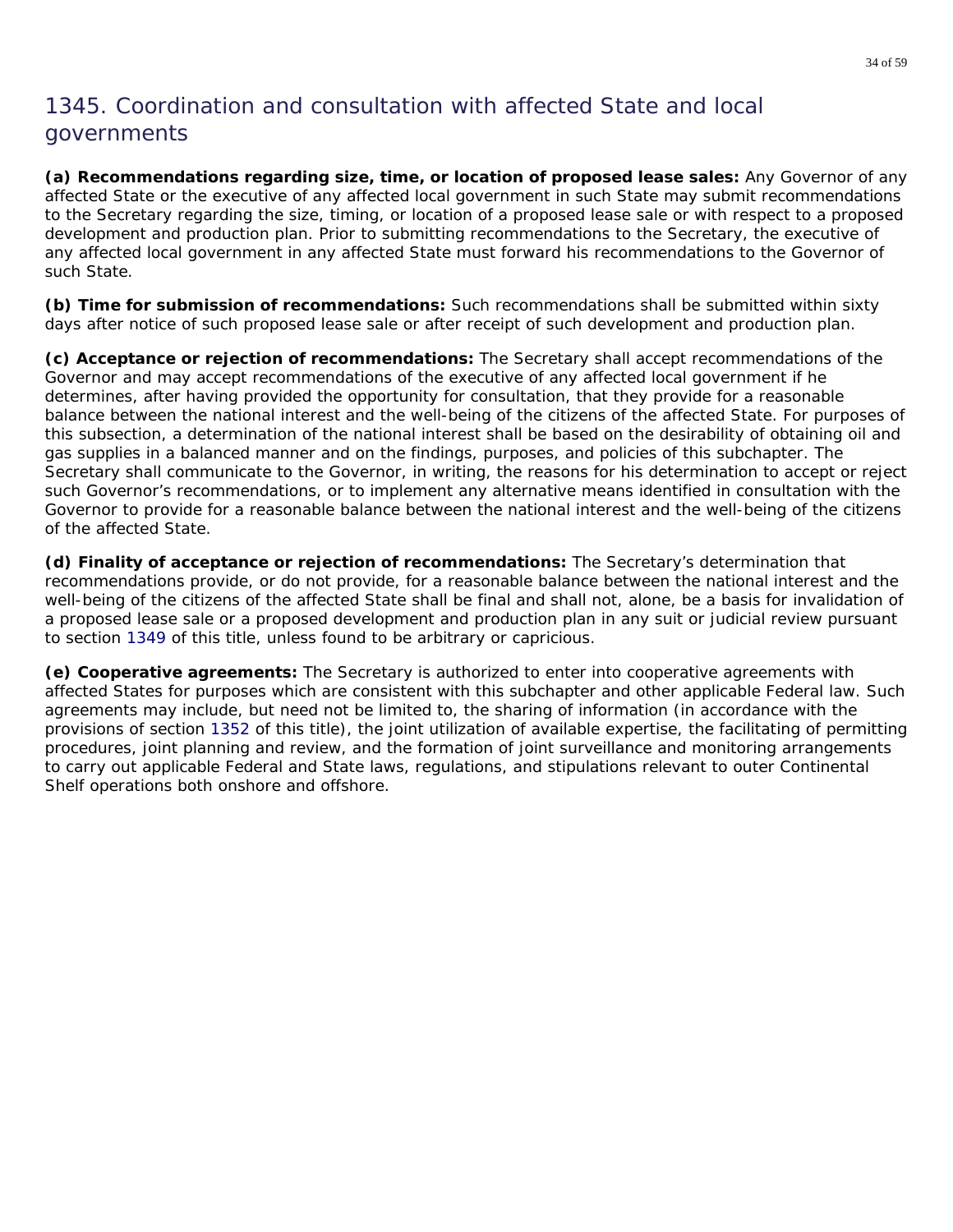# 1345. Coordination and consultation with affected State and local governments

**(a) Recommendations regarding size, time, or location of proposed lease sales:** Any Governor of any affected State or the executive of any affected local government in such State may submit recommendations to the Secretary regarding the size, timing, or location of a proposed lease sale or with respect to a proposed development and production plan. Prior to submitting recommendations to the Secretary, the executive of any affected local government in any affected State must forward his recommendations to the Governor of such State.

**(b) Time for submission of recommendations:** Such recommendations shall be submitted within sixty days after notice of such proposed lease sale or after receipt of such development and production plan.

**(c) Acceptance or rejection of recommendations:** The Secretary shall accept recommendations of the Governor and may accept recommendations of the executive of any affected local government if he determines, after having provided the opportunity for consultation, that they provide for a reasonable balance between the national interest and the well-being of the citizens of the affected State. For purposes of this subsection, a determination of the national interest shall be based on the desirability of obtaining oil and gas supplies in a balanced manner and on the findings, purposes, and policies of this subchapter. The Secretary shall communicate to the Governor, in writing, the reasons for his determination to accept or reject such Governor's recommendations, or to implement any alternative means identified in consultation with the Governor to provide for a reasonable balance between the national interest and the well-being of the citizens of the affected State.

**(d) Finality of acceptance or rejection of recommendations:** The Secretary's determination that recommendations provide, or do not provide, for a reasonable balance between the national interest and the well-being of the citizens of the affected State shall be final and shall not, alone, be a basis for invalidation of a proposed lease sale or a proposed development and production plan in any suit or judicial review pursuant to section 1349 of this title, unless found to be arbitrary or capricious.

**(e) Cooperative agreements:** The Secretary is authorized to enter into cooperative agreements with affected States for purposes which are consistent with this subchapter and other applicable Federal law. Such agreements may include, but need not be limited to, the sharing of information (in accordance with the provisions of section 1352 of this title), the joint utilization of available expertise, the facilitating of permitting procedures, joint planning and review, and the formation of joint surveillance and monitoring arrangements to carry out applicable Federal and State laws, regulations, and stipulations relevant to outer Continental Shelf operations both onshore and offshore.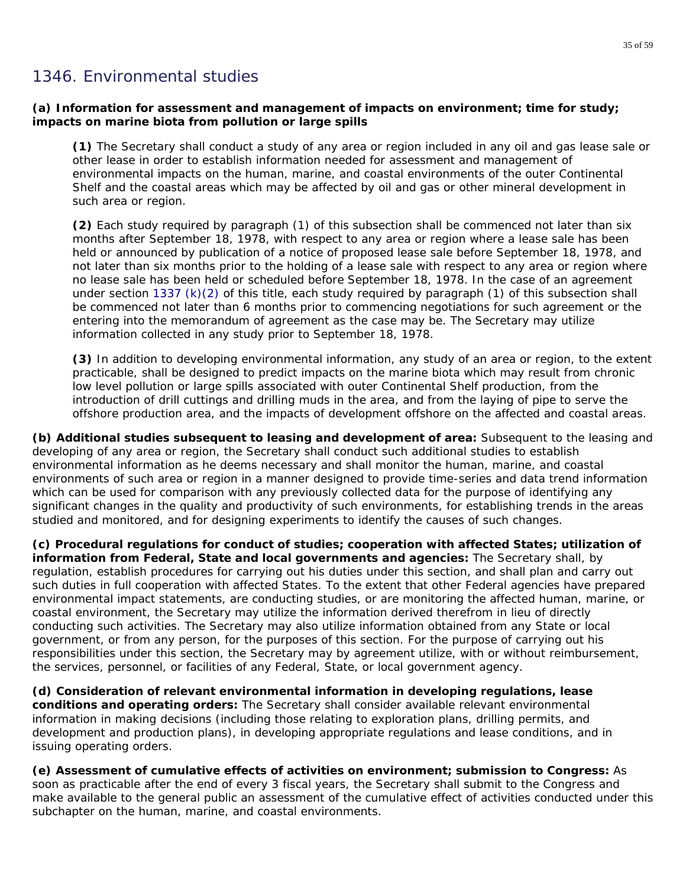# 1346. Environmental studies

**(a) Information for assessment and management of impacts on environment; time for study; impacts on marine biota from pollution or large spills**

> **(1)** The Secretary shall conduct a study of any area or region included in any oil and gas lease sale or other lease in order to establish information needed for assessment and management of environmental impacts on the human, marine, and coastal environments of the outer Continental Shelf and the coastal areas which may be affected by oil and gas or other mineral development in such area or region.
>
> **(2)** Each study required by paragraph (1) of this subsection shall be commenced not later than six months after September 18, 1978, with respect to any area or region where a lease sale has been held or announced by publication of a notice of proposed lease sale before September 18, 1978, and not later than six months prior to the holding of a lease sale with respect to any area or region where no lease sale has been held or scheduled before September 18, 1978. In the case of an agreement under section 1337 (k)(2) of this title, each study required by paragraph (1) of this subsection shall be commenced not later than 6 months prior to commencing negotiations for such agreement or the entering into the memorandum of agreement as the case may be. The Secretary may utilize information collected in any study prior to September 18, 1978.
>
> **(3)** In addition to developing environmental information, any study of an area or region, to the extent practicable, shall be designed to predict impacts on the marine biota which may result from chronic low level pollution or large spills associated with outer Continental Shelf production, from the introduction of drill cuttings and drilling muds in the area, and from the laying of pipe to serve the offshore production area, and the impacts of development offshore on the affected and coastal areas.

**(b) Additional studies subsequent to leasing and development of area:** Subsequent to the leasing and developing of any area or region, the Secretary shall conduct such additional studies to establish environmental information as he deems necessary and shall monitor the human, marine, and coastal environments of such area or region in a manner designed to provide time-series and data trend information which can be used for comparison with any previously collected data for the purpose of identifying any significant changes in the quality and productivity of such environments, for establishing trends in the areas studied and monitored, and for designing experiments to identify the causes of such changes.

**(c) Procedural regulations for conduct of studies; cooperation with affected States; utilization of information from Federal, State and local governments and agencies:** The Secretary shall, by regulation, establish procedures for carrying out his duties under this section, and shall plan and carry out such duties in full cooperation with affected States. To the extent that other Federal agencies have prepared environmental impact statements, are conducting studies, or are monitoring the affected human, marine, or coastal environment, the Secretary may utilize the information derived therefrom in lieu of directly conducting such activities. The Secretary may also utilize information obtained from any State or local government, or from any person, for the purposes of this section. For the purpose of carrying out his responsibilities under this section, the Secretary may by agreement utilize, with or without reimbursement, the services, personnel, or facilities of any Federal, State, or local government agency.

**(d) Consideration of relevant environmental information in developing regulations, lease conditions and operating orders:** The Secretary shall consider available relevant environmental information in making decisions (including those relating to exploration plans, drilling permits, and development and production plans), in developing appropriate regulations and lease conditions, and in issuing operating orders.

**(e) Assessment of cumulative effects of activities on environment; submission to Congress:** As soon as practicable after the end of every 3 fiscal years, the Secretary shall submit to the Congress and make available to the general public an assessment of the cumulative effect of activities conducted under this subchapter on the human, marine, and coastal environments.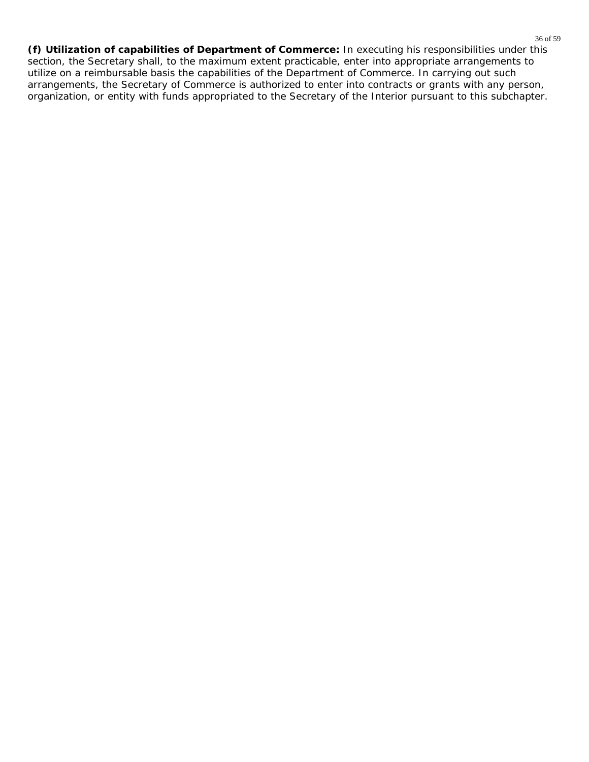**(f) Utilization of capabilities of Department of Commerce:** In executing his responsibilities under this section, the Secretary shall, to the maximum extent practicable, enter into appropriate arrangements to utilize on a reimbursable basis the capabilities of the Department of Commerce. In carrying out such arrangements, the Secretary of Commerce is authorized to enter into contracts or grants with any person, organization, or entity with funds appropriated to the Secretary of the Interior pursuant to this subchapter.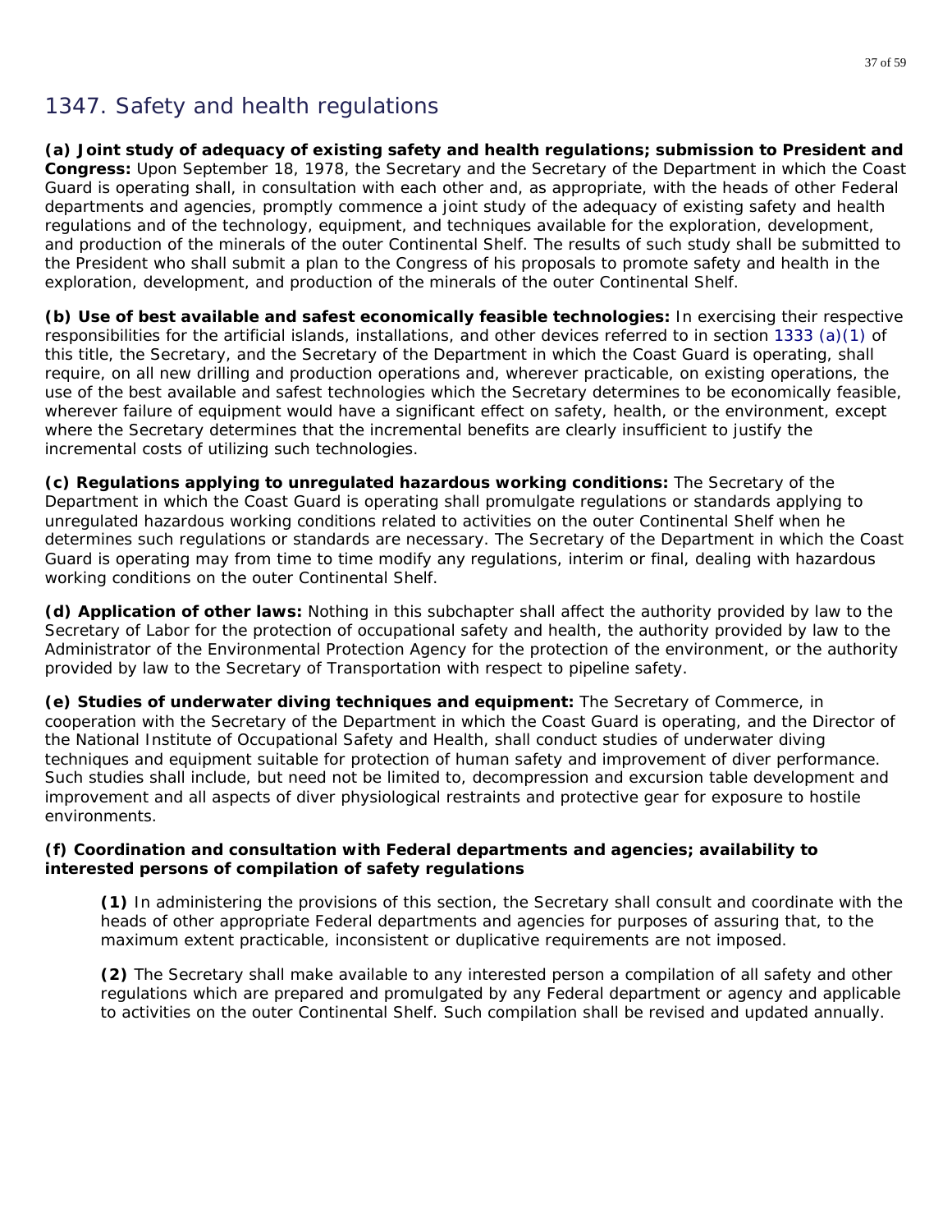# 1347. Safety and health regulations

**(a) Joint study of adequacy of existing safety and health regulations; submission to President and Congress:** Upon September 18, 1978, the Secretary and the Secretary of the Department in which the Coast Guard is operating shall, in consultation with each other and, as appropriate, with the heads of other Federal departments and agencies, promptly commence a joint study of the adequacy of existing safety and health regulations and of the technology, equipment, and techniques available for the exploration, development, and production of the minerals of the outer Continental Shelf. The results of such study shall be submitted to the President who shall submit a plan to the Congress of his proposals to promote safety and health in the exploration, development, and production of the minerals of the outer Continental Shelf.

**(b) Use of best available and safest economically feasible technologies:** In exercising their respective responsibilities for the artificial islands, installations, and other devices referred to in section 1333 (a)(1) of this title, the Secretary, and the Secretary of the Department in which the Coast Guard is operating, shall require, on all new drilling and production operations and, wherever practicable, on existing operations, the use of the best available and safest technologies which the Secretary determines to be economically feasible, wherever failure of equipment would have a significant effect on safety, health, or the environment, except where the Secretary determines that the incremental benefits are clearly insufficient to justify the incremental costs of utilizing such technologies.

**(c) Regulations applying to unregulated hazardous working conditions:** The Secretary of the Department in which the Coast Guard is operating shall promulgate regulations or standards applying to unregulated hazardous working conditions related to activities on the outer Continental Shelf when he determines such regulations or standards are necessary. The Secretary of the Department in which the Coast Guard is operating may from time to time modify any regulations, interim or final, dealing with hazardous working conditions on the outer Continental Shelf.

**(d) Application of other laws:** Nothing in this subchapter shall affect the authority provided by law to the Secretary of Labor for the protection of occupational safety and health, the authority provided by law to the Administrator of the Environmental Protection Agency for the protection of the environment, or the authority provided by law to the Secretary of Transportation with respect to pipeline safety.

**(e) Studies of underwater diving techniques and equipment:** The Secretary of Commerce, in cooperation with the Secretary of the Department in which the Coast Guard is operating, and the Director of the National Institute of Occupational Safety and Health, shall conduct studies of underwater diving techniques and equipment suitable for protection of human safety and improvement of diver performance. Such studies shall include, but need not be limited to, decompression and excursion table development and improvement and all aspects of diver physiological restraints and protective gear for exposure to hostile environments.

**(f) Coordination and consultation with Federal departments and agencies; availability to interested persons of compilation of safety regulations**

> **(1)** In administering the provisions of this section, the Secretary shall consult and coordinate with the heads of other appropriate Federal departments and agencies for purposes of assuring that, to the maximum extent practicable, inconsistent or duplicative requirements are not imposed.
>
> **(2)** The Secretary shall make available to any interested person a compilation of all safety and other regulations which are prepared and promulgated by any Federal department or agency and applicable to activities on the outer Continental Shelf. Such compilation shall be revised and updated annually.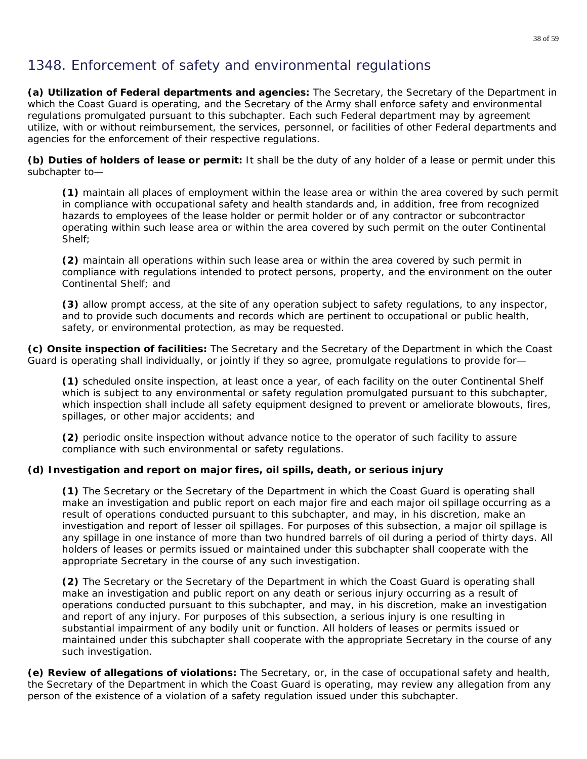# 1348. Enforcement of safety and environmental regulations

**(a) Utilization of Federal departments and agencies:** The Secretary, the Secretary of the Department in which the Coast Guard is operating, and the Secretary of the Army shall enforce safety and environmental regulations promulgated pursuant to this subchapter. Each such Federal department may by agreement utilize, with or without reimbursement, the services, personnel, or facilities of other Federal departments and agencies for the enforcement of their respective regulations.

**(b) Duties of holders of lease or permit:** It shall be the duty of any holder of a lease or permit under this subchapter to—

> **(1)** maintain all places of employment within the lease area or within the area covered by such permit in compliance with occupational safety and health standards and, in addition, free from recognized hazards to employees of the lease holder or permit holder or of any contractor or subcontractor operating within such lease area or within the area covered by such permit on the outer Continental Shelf;
>
> **(2)** maintain all operations within such lease area or within the area covered by such permit in compliance with regulations intended to protect persons, property, and the environment on the outer Continental Shelf; and
>
> **(3)** allow prompt access, at the site of any operation subject to safety regulations, to any inspector, and to provide such documents and records which are pertinent to occupational or public health, safety, or environmental protection, as may be requested.

**(c) Onsite inspection of facilities:** The Secretary and the Secretary of the Department in which the Coast Guard is operating shall individually, or jointly if they so agree, promulgate regulations to provide for—

> **(1)** scheduled onsite inspection, at least once a year, of each facility on the outer Continental Shelf which is subject to any environmental or safety regulation promulgated pursuant to this subchapter, which inspection shall include all safety equipment designed to prevent or ameliorate blowouts, fires, spillages, or other major accidents; and
>
> **(2)** periodic onsite inspection without advance notice to the operator of such facility to assure compliance with such environmental or safety regulations.

**(d) Investigation and report on major fires, oil spills, death, or serious injury**

> **(1)** The Secretary or the Secretary of the Department in which the Coast Guard is operating shall make an investigation and public report on each major fire and each major oil spillage occurring as a result of operations conducted pursuant to this subchapter, and may, in his discretion, make an investigation and report of lesser oil spillages. For purposes of this subsection, a major oil spillage is any spillage in one instance of more than two hundred barrels of oil during a period of thirty days. All holders of leases or permits issued or maintained under this subchapter shall cooperate with the appropriate Secretary in the course of any such investigation.
>
> **(2)** The Secretary or the Secretary of the Department in which the Coast Guard is operating shall make an investigation and public report on any death or serious injury occurring as a result of operations conducted pursuant to this subchapter, and may, in his discretion, make an investigation and report of any injury. For purposes of this subsection, a serious injury is one resulting in substantial impairment of any bodily unit or function. All holders of leases or permits issued or maintained under this subchapter shall cooperate with the appropriate Secretary in the course of any such investigation.

**(e) Review of allegations of violations:** The Secretary, or, in the case of occupational safety and health, the Secretary of the Department in which the Coast Guard is operating, may review any allegation from any person of the existence of a violation of a safety regulation issued under this subchapter.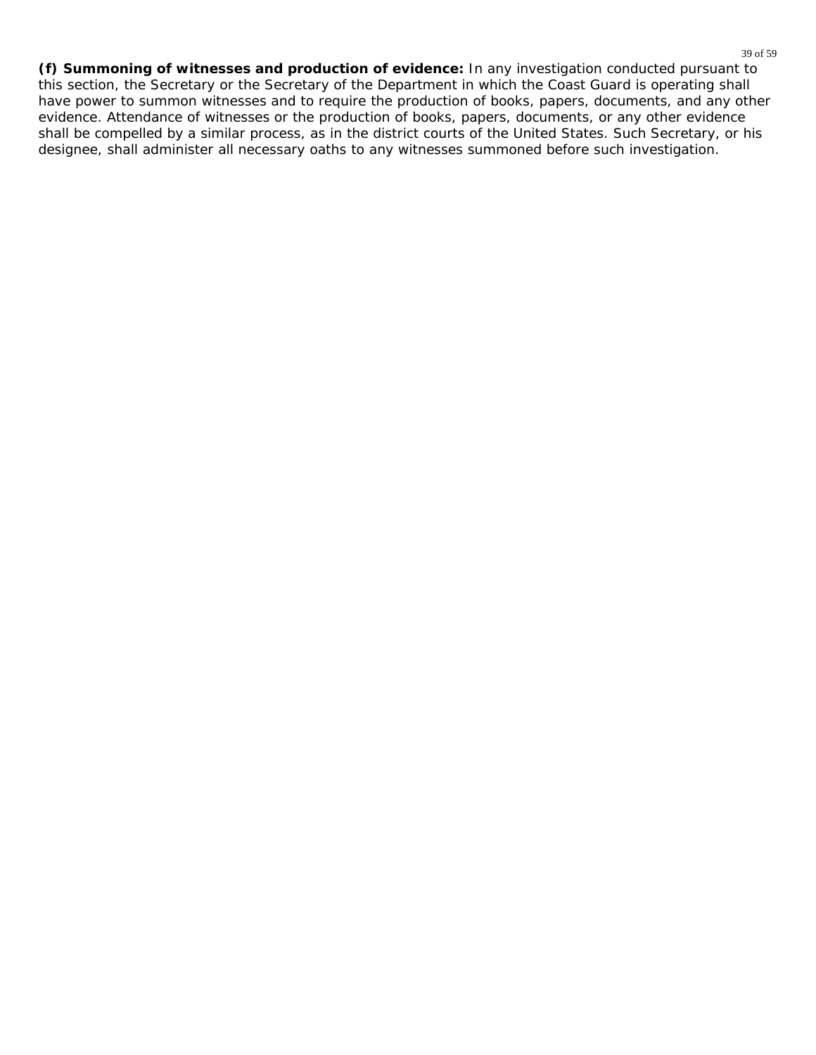**(f) Summoning of witnesses and production of evidence:** In any investigation conducted pursuant to this section, the Secretary or the Secretary of the Department in which the Coast Guard is operating shall have power to summon witnesses and to require the production of books, papers, documents, and any other evidence. Attendance of witnesses or the production of books, papers, documents, or any other evidence shall be compelled by a similar process, as in the district courts of the United States. Such Secretary, or his designee, shall administer all necessary oaths to any witnesses summoned before such investigation.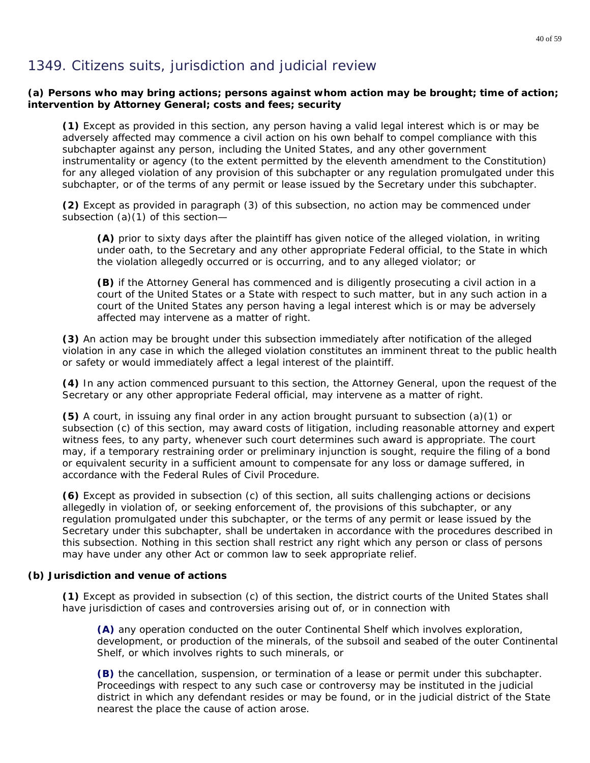# 1349. Citizens suits, jurisdiction and judicial review

**(a) Persons who may bring actions; persons against whom action may be brought; time of action; intervention by Attorney General; costs and fees; security**

**(1)** Except as provided in this section, any person having a valid legal interest which is or may be adversely affected may commence a civil action on his own behalf to compel compliance with this subchapter against any person, including the United States, and any other government instrumentality or agency (to the extent permitted by the eleventh amendment to the Constitution) for any alleged violation of any provision of this subchapter or any regulation promulgated under this subchapter, or of the terms of any permit or lease issued by the Secretary under this subchapter.

**(2)** Except as provided in paragraph (3) of this subsection, no action may be commenced under subsection (a)(1) of this section—

**(A)** prior to sixty days after the plaintiff has given notice of the alleged violation, in writing under oath, to the Secretary and any other appropriate Federal official, to the State in which the violation allegedly occurred or is occurring, and to any alleged violator; or

**(B)** if the Attorney General has commenced and is diligently prosecuting a civil action in a court of the United States or a State with respect to such matter, but in any such action in a court of the United States any person having a legal interest which is or may be adversely affected may intervene as a matter of right.

**(3)** An action may be brought under this subsection immediately after notification of the alleged violation in any case in which the alleged violation constitutes an imminent threat to the public health or safety or would immediately affect a legal interest of the plaintiff.

**(4)** In any action commenced pursuant to this section, the Attorney General, upon the request of the Secretary or any other appropriate Federal official, may intervene as a matter of right.

**(5)** A court, in issuing any final order in any action brought pursuant to subsection (a)(1) or subsection (c) of this section, may award costs of litigation, including reasonable attorney and expert witness fees, to any party, whenever such court determines such award is appropriate. The court may, if a temporary restraining order or preliminary injunction is sought, require the filing of a bond or equivalent security in a sufficient amount to compensate for any loss or damage suffered, in accordance with the Federal Rules of Civil Procedure.

**(6)** Except as provided in subsection (c) of this section, all suits challenging actions or decisions allegedly in violation of, or seeking enforcement of, the provisions of this subchapter, or any regulation promulgated under this subchapter, or the terms of any permit or lease issued by the Secretary under this subchapter, shall be undertaken in accordance with the procedures described in this subsection. Nothing in this section shall restrict any right which any person or class of persons may have under any other Act or common law to seek appropriate relief.

**(b) Jurisdiction and venue of actions**

**(1)** Except as provided in subsection (c) of this section, the district courts of the United States shall have jurisdiction of cases and controversies arising out of, or in connection with

**(A)** any operation conducted on the outer Continental Shelf which involves exploration, development, or production of the minerals, of the subsoil and seabed of the outer Continental Shelf, or which involves rights to such minerals, or

**(B)** the cancellation, suspension, or termination of a lease or permit under this subchapter. Proceedings with respect to any such case or controversy may be instituted in the judicial district in which any defendant resides or may be found, or in the judicial district of the State nearest the place the cause of action arose.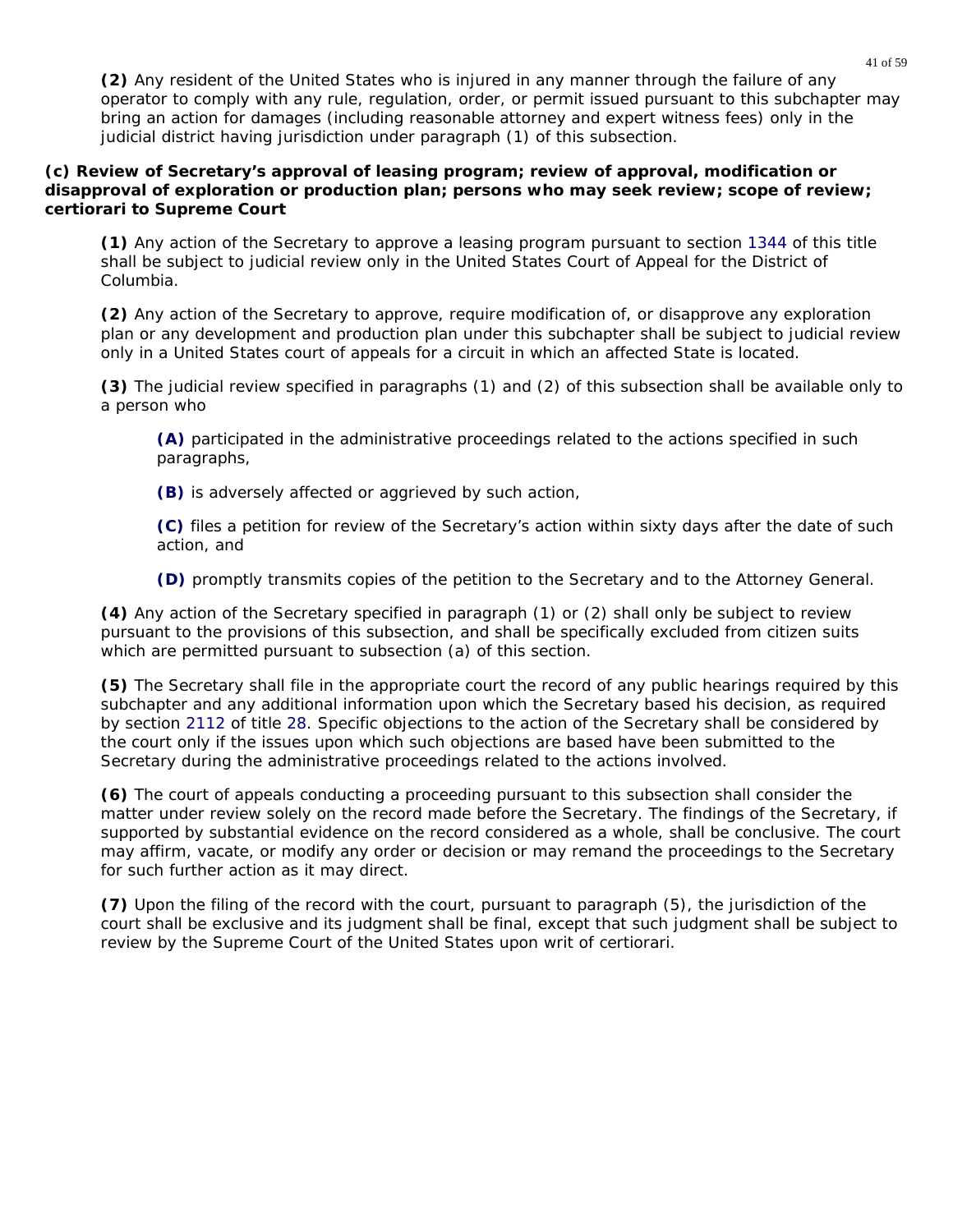**(2)** Any resident of the United States who is injured in any manner through the failure of any operator to comply with any rule, regulation, order, or permit issued pursuant to this subchapter may bring an action for damages (including reasonable attorney and expert witness fees) only in the judicial district having jurisdiction under paragraph (1) of this subsection.

**(c) Review of Secretary's approval of leasing program; review of approval, modification or disapproval of exploration or production plan; persons who may seek review; scope of review; certiorari to Supreme Court**

**(1)** Any action of the Secretary to approve a leasing program pursuant to section 1344 of this title shall be subject to judicial review only in the United States Court of Appeal for the District of Columbia.

**(2)** Any action of the Secretary to approve, require modification of, or disapprove any exploration plan or any development and production plan under this subchapter shall be subject to judicial review only in a United States court of appeals for a circuit in which an affected State is located.

**(3)** The judicial review specified in paragraphs (1) and (2) of this subsection shall be available only to a person who

**(A)** participated in the administrative proceedings related to the actions specified in such paragraphs,

**(B)** is adversely affected or aggrieved by such action,

**(C)** files a petition for review of the Secretary's action within sixty days after the date of such action, and

**(D)** promptly transmits copies of the petition to the Secretary and to the Attorney General.

**(4)** Any action of the Secretary specified in paragraph (1) or (2) shall only be subject to review pursuant to the provisions of this subsection, and shall be specifically excluded from citizen suits which are permitted pursuant to subsection (a) of this section.

**(5)** The Secretary shall file in the appropriate court the record of any public hearings required by this subchapter and any additional information upon which the Secretary based his decision, as required by section 2112 of title 28. Specific objections to the action of the Secretary shall be considered by the court only if the issues upon which such objections are based have been submitted to the Secretary during the administrative proceedings related to the actions involved.

**(6)** The court of appeals conducting a proceeding pursuant to this subsection shall consider the matter under review solely on the record made before the Secretary. The findings of the Secretary, if supported by substantial evidence on the record considered as a whole, shall be conclusive. The court may affirm, vacate, or modify any order or decision or may remand the proceedings to the Secretary for such further action as it may direct.

**(7)** Upon the filing of the record with the court, pursuant to paragraph (5), the jurisdiction of the court shall be exclusive and its judgment shall be final, except that such judgment shall be subject to review by the Supreme Court of the United States upon writ of certiorari.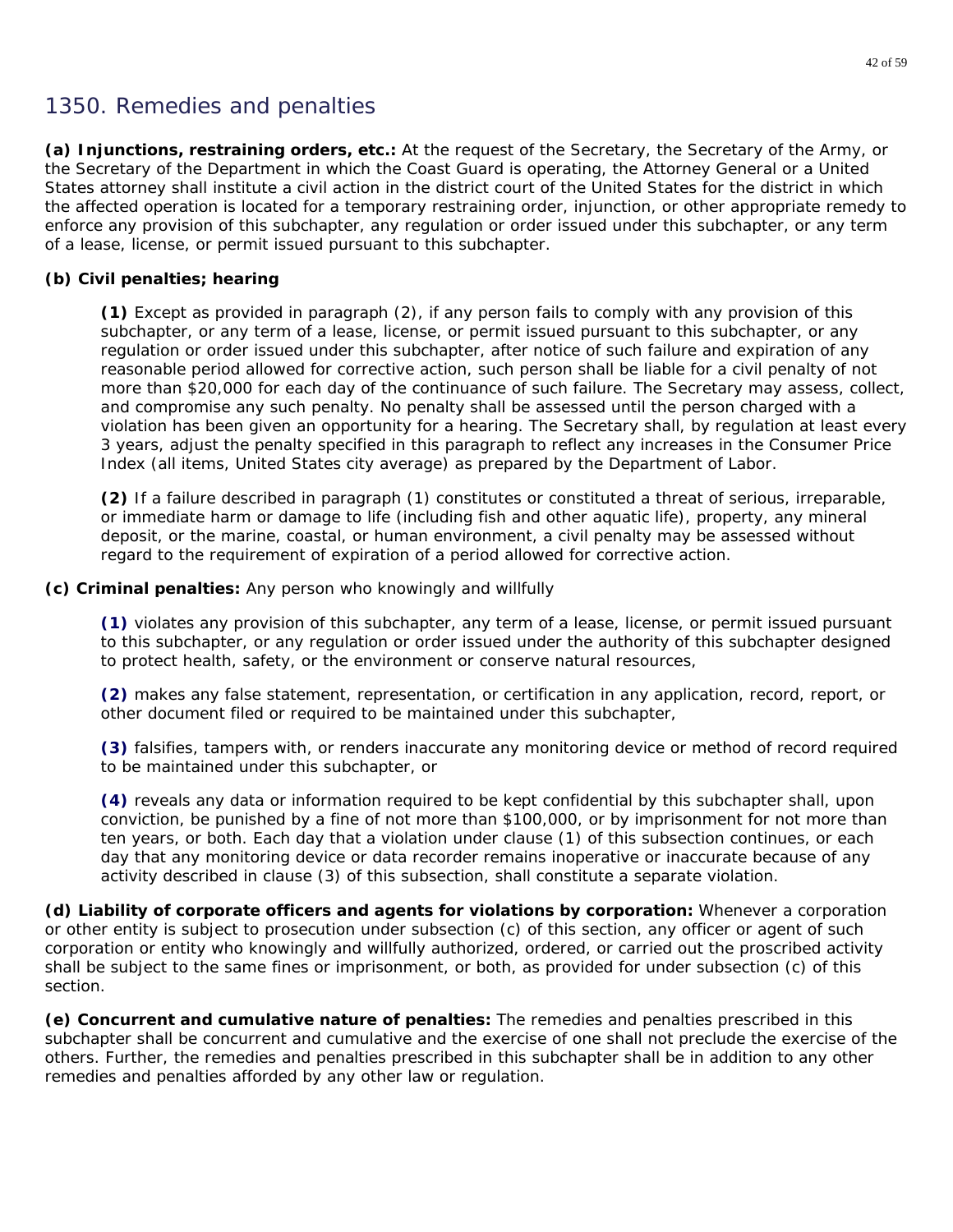## 1350. Remedies and penalties

**(a) Injunctions, restraining orders, etc.:** At the request of the Secretary, the Secretary of the Army, or the Secretary of the Department in which the Coast Guard is operating, the Attorney General or a United States attorney shall institute a civil action in the district court of the United States for the district in which the affected operation is located for a temporary restraining order, injunction, or other appropriate remedy to enforce any provision of this subchapter, any regulation or order issued under this subchapter, or any term of a lease, license, or permit issued pursuant to this subchapter.

**(b) Civil penalties; hearing**

> **(1)** Except as provided in paragraph (2), if any person fails to comply with any provision of this subchapter, or any term of a lease, license, or permit issued pursuant to this subchapter, or any regulation or order issued under this subchapter, after notice of such failure and expiration of any reasonable period allowed for corrective action, such person shall be liable for a civil penalty of not more than $20,000 for each day of the continuance of such failure. The Secretary may assess, collect, and compromise any such penalty. No penalty shall be assessed until the person charged with a violation has been given an opportunity for a hearing. The Secretary shall, by regulation at least every 3 years, adjust the penalty specified in this paragraph to reflect any increases in the Consumer Price Index (all items, United States city average) as prepared by the Department of Labor.
>
> **(2)** If a failure described in paragraph (1) constitutes or constituted a threat of serious, irreparable, or immediate harm or damage to life (including fish and other aquatic life), property, any mineral deposit, or the marine, coastal, or human environment, a civil penalty may be assessed without regard to the requirement of expiration of a period allowed for corrective action.

**(c) Criminal penalties:** Any person who knowingly and willfully

> **(1)** violates any provision of this subchapter, any term of a lease, license, or permit issued pursuant to this subchapter, or any regulation or order issued under the authority of this subchapter designed to protect health, safety, or the environment or conserve natural resources,
>
> **(2)** makes any false statement, representation, or certification in any application, record, report, or other document filed or required to be maintained under this subchapter,
>
> **(3)** falsifies, tampers with, or renders inaccurate any monitoring device or method of record required to be maintained under this subchapter, or
>
> **(4)** reveals any data or information required to be kept confidential by this subchapter shall, upon conviction, be punished by a fine of not more than $100,000, or by imprisonment for not more than ten years, or both. Each day that a violation under clause (1) of this subsection continues, or each day that any monitoring device or data recorder remains inoperative or inaccurate because of any activity described in clause (3) of this subsection, shall constitute a separate violation.

**(d) Liability of corporate officers and agents for violations by corporation:** Whenever a corporation or other entity is subject to prosecution under subsection (c) of this section, any officer or agent of such corporation or entity who knowingly and willfully authorized, ordered, or carried out the proscribed activity shall be subject to the same fines or imprisonment, or both, as provided for under subsection (c) of this section.

**(e) Concurrent and cumulative nature of penalties:** The remedies and penalties prescribed in this subchapter shall be concurrent and cumulative and the exercise of one shall not preclude the exercise of the others. Further, the remedies and penalties prescribed in this subchapter shall be in addition to any other remedies and penalties afforded by any other law or regulation.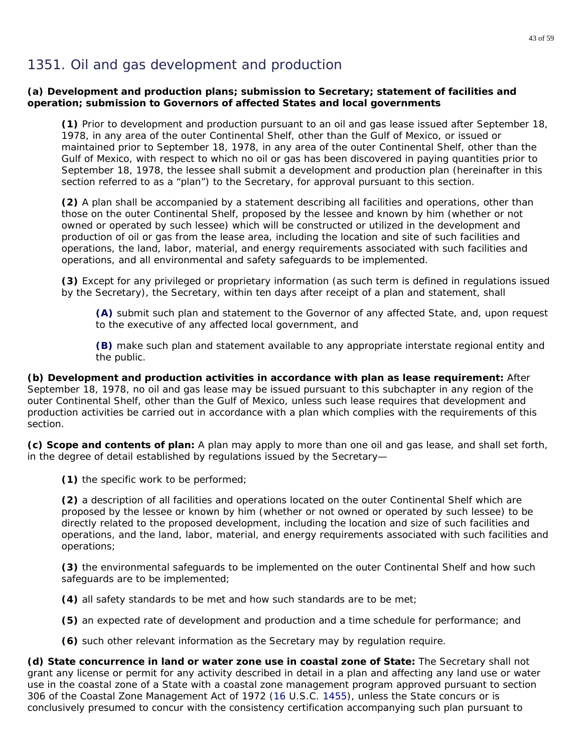# 1351. Oil and gas development and production

**(a) Development and production plans; submission to Secretary; statement of facilities and operation; submission to Governors of affected States and local governments**

> **(1)** Prior to development and production pursuant to an oil and gas lease issued after September 18, 1978, in any area of the outer Continental Shelf, other than the Gulf of Mexico, or issued or maintained prior to September 18, 1978, in any area of the outer Continental Shelf, other than the Gulf of Mexico, with respect to which no oil or gas has been discovered in paying quantities prior to September 18, 1978, the lessee shall submit a development and production plan (hereinafter in this section referred to as a "plan") to the Secretary, for approval pursuant to this section.
>
> **(2)** A plan shall be accompanied by a statement describing all facilities and operations, other than those on the outer Continental Shelf, proposed by the lessee and known by him (whether or not owned or operated by such lessee) which will be constructed or utilized in the development and production of oil or gas from the lease area, including the location and site of such facilities and operations, the land, labor, material, and energy requirements associated with such facilities and operations, and all environmental and safety safeguards to be implemented.
>
> **(3)** Except for any privileged or proprietary information (as such term is defined in regulations issued by the Secretary), the Secretary, within ten days after receipt of a plan and statement, shall
>
> > **(A)** submit such plan and statement to the Governor of any affected State, and, upon request to the executive of any affected local government, and
> >
> > **(B)** make such plan and statement available to any appropriate interstate regional entity and the public.

**(b) Development and production activities in accordance with plan as lease requirement:** After September 18, 1978, no oil and gas lease may be issued pursuant to this subchapter in any region of the outer Continental Shelf, other than the Gulf of Mexico, unless such lease requires that development and production activities be carried out in accordance with a plan which complies with the requirements of this section.

**(c) Scope and contents of plan:** A plan may apply to more than one oil and gas lease, and shall set forth, in the degree of detail established by regulations issued by the Secretary—

> **(1)** the specific work to be performed;
>
> **(2)** a description of all facilities and operations located on the outer Continental Shelf which are proposed by the lessee or known by him (whether or not owned or operated by such lessee) to be directly related to the proposed development, including the location and size of such facilities and operations, and the land, labor, material, and energy requirements associated with such facilities and operations;
>
> **(3)** the environmental safeguards to be implemented on the outer Continental Shelf and how such safeguards are to be implemented;
>
> **(4)** all safety standards to be met and how such standards are to be met;
>
> **(5)** an expected rate of development and production and a time schedule for performance; and
>
> **(6)** such other relevant information as the Secretary may by regulation require.

**(d) State concurrence in land or water zone use in coastal zone of State:** The Secretary shall not grant any license or permit for any activity described in detail in a plan and affecting any land use or water use in the coastal zone of a State with a coastal zone management program approved pursuant to section 306 of the Coastal Zone Management Act of 1972 (16 U.S.C. 1455), unless the State concurs or is conclusively presumed to concur with the consistency certification accompanying such plan pursuant to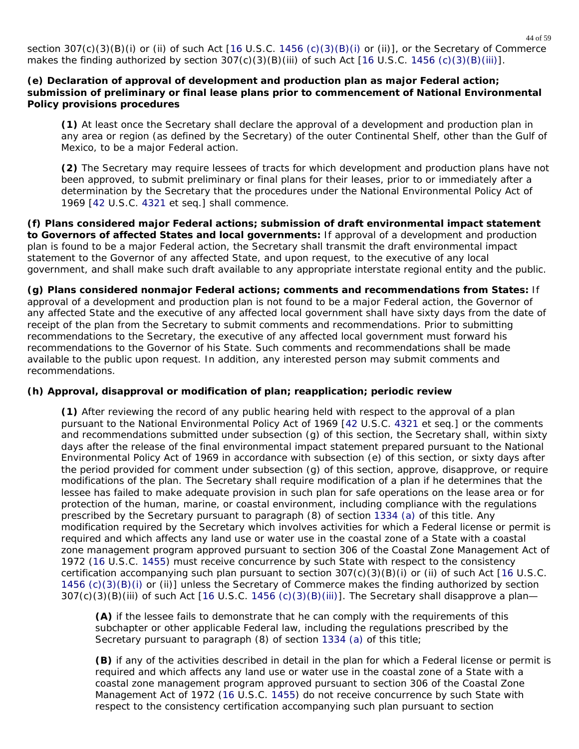section 307(c)(3)(B)(i) or (ii) of such Act [16 U.S.C. 1456 (c)(3)(B)(i) or (ii)], or the Secretary of Commerce makes the finding authorized by section 307(c)(3)(B)(iii) of such Act [16 U.S.C. 1456 (c)(3)(B)(iii)].

**(e) Declaration of approval of development and production plan as major Federal action; submission of preliminary or final lease plans prior to commencement of National Environmental Policy provisions procedures**

> **(1)** At least once the Secretary shall declare the approval of a development and production plan in any area or region (as defined by the Secretary) of the outer Continental Shelf, other than the Gulf of Mexico, to be a major Federal action.
>
> **(2)** The Secretary may require lessees of tracts for which development and production plans have not been approved, to submit preliminary or final plans for their leases, prior to or immediately after a determination by the Secretary that the procedures under the National Environmental Policy Act of 1969 [42 U.S.C. 4321 et seq.] shall commence.

**(f) Plans considered major Federal actions; submission of draft environmental impact statement to Governors of affected States and local governments:** If approval of a development and production plan is found to be a major Federal action, the Secretary shall transmit the draft environmental impact statement to the Governor of any affected State, and upon request, to the executive of any local government, and shall make such draft available to any appropriate interstate regional entity and the public.

**(g) Plans considered nonmajor Federal actions; comments and recommendations from States:** If approval of a development and production plan is not found to be a major Federal action, the Governor of any affected State and the executive of any affected local government shall have sixty days from the date of receipt of the plan from the Secretary to submit comments and recommendations. Prior to submitting recommendations to the Secretary, the executive of any affected local government must forward his recommendations to the Governor of his State. Such comments and recommendations shall be made available to the public upon request. In addition, any interested person may submit comments and recommendations.

**(h) Approval, disapproval or modification of plan; reapplication; periodic review**

> **(1)** After reviewing the record of any public hearing held with respect to the approval of a plan pursuant to the National Environmental Policy Act of 1969 [42 U.S.C. 4321 et seq.] or the comments and recommendations submitted under subsection (g) of this section, the Secretary shall, within sixty days after the release of the final environmental impact statement prepared pursuant to the National Environmental Policy Act of 1969 in accordance with subsection (e) of this section, or sixty days after the period provided for comment under subsection (g) of this section, approve, disapprove, or require modifications of the plan. The Secretary shall require modification of a plan if he determines that the lessee has failed to make adequate provision in such plan for safe operations on the lease area or for protection of the human, marine, or coastal environment, including compliance with the regulations prescribed by the Secretary pursuant to paragraph (8) of section 1334 (a) of this title. Any modification required by the Secretary which involves activities for which a Federal license or permit is required and which affects any land use or water use in the coastal zone of a State with a coastal zone management program approved pursuant to section 306 of the Coastal Zone Management Act of 1972 (16 U.S.C. 1455) must receive concurrence by such State with respect to the consistency certification accompanying such plan pursuant to section 307(c)(3)(B)(i) or (ii) of such Act [16 U.S.C. 1456 (c)(3)(B)(i) or (ii)] unless the Secretary of Commerce makes the finding authorized by section 307(c)(3)(B)(iii) of such Act [16 U.S.C. 1456 (c)(3)(B)(iii)]. The Secretary shall disapprove a plan—
>
> > **(A)** if the lessee fails to demonstrate that he can comply with the requirements of this subchapter or other applicable Federal law, including the regulations prescribed by the Secretary pursuant to paragraph (8) of section 1334 (a) of this title;
> >
> > **(B)** if any of the activities described in detail in the plan for which a Federal license or permit is required and which affects any land use or water use in the coastal zone of a State with a coastal zone management program approved pursuant to section 306 of the Coastal Zone Management Act of 1972 (16 U.S.C. 1455) do not receive concurrence by such State with respect to the consistency certification accompanying such plan pursuant to section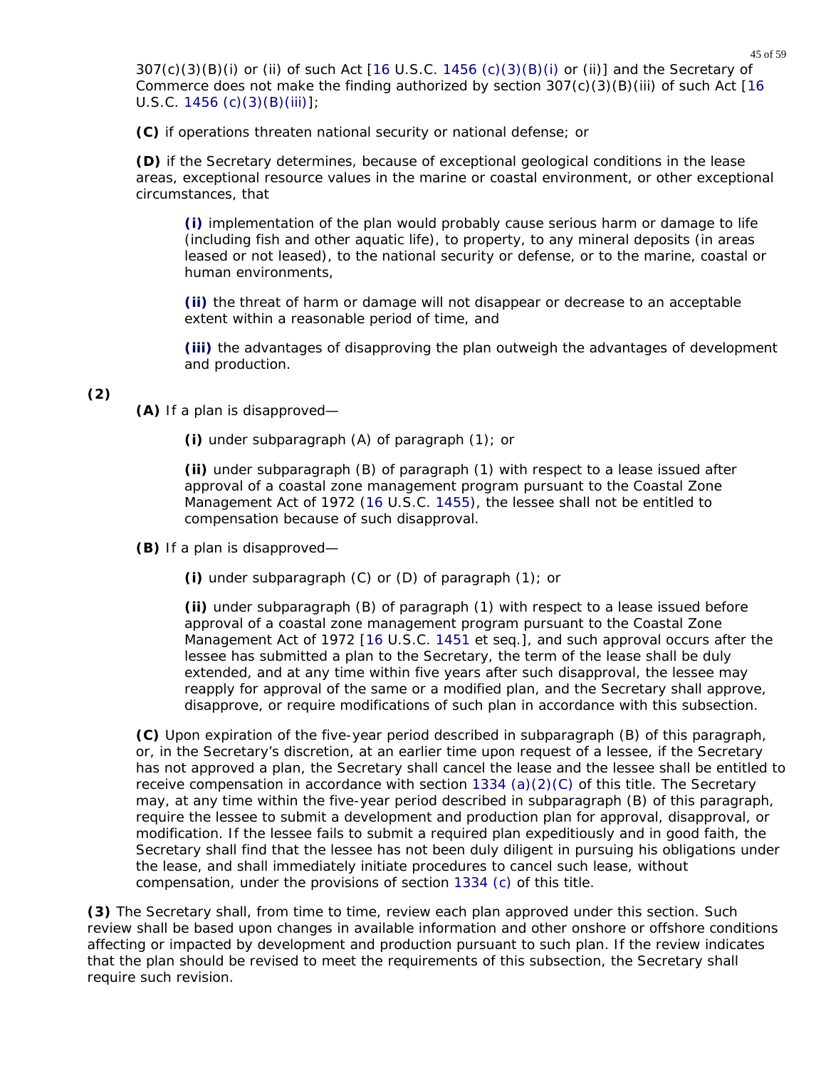307(c)(3)(B)(i) or (ii) of such Act [16 U.S.C. 1456 (c)(3)(B)(i) or (ii)] and the Secretary of Commerce does not make the finding authorized by section 307(c)(3)(B)(iii) of such Act [16 U.S.C. 1456 (c)(3)(B)(iii)];

**(C)** if operations threaten national security or national defense; or

**(D)** if the Secretary determines, because of exceptional geological conditions in the lease areas, exceptional resource values in the marine or coastal environment, or other exceptional circumstances, that

**(i)** implementation of the plan would probably cause serious harm or damage to life (including fish and other aquatic life), to property, to any mineral deposits (in areas leased or not leased), to the national security or defense, or to the marine, coastal or human environments,

**(ii)** the threat of harm or damage will not disappear or decrease to an acceptable extent within a reasonable period of time, and

**(iii)** the advantages of disapproving the plan outweigh the advantages of development and production.

**(2)**

**(A)** If a plan is disapproved—

**(i)** under subparagraph (A) of paragraph (1); or

**(ii)** under subparagraph (B) of paragraph (1) with respect to a lease issued after approval of a coastal zone management program pursuant to the Coastal Zone Management Act of 1972 (16 U.S.C. 1455), the lessee shall not be entitled to compensation because of such disapproval.

**(B)** If a plan is disapproved—

**(i)** under subparagraph (C) or (D) of paragraph (1); or

**(ii)** under subparagraph (B) of paragraph (1) with respect to a lease issued before approval of a coastal zone management program pursuant to the Coastal Zone Management Act of 1972 [16 U.S.C. 1451 et seq.], and such approval occurs after the lessee has submitted a plan to the Secretary, the term of the lease shall be duly extended, and at any time within five years after such disapproval, the lessee may reapply for approval of the same or a modified plan, and the Secretary shall approve, disapprove, or require modifications of such plan in accordance with this subsection.

**(C)** Upon expiration of the five-year period described in subparagraph (B) of this paragraph, or, in the Secretary's discretion, at an earlier time upon request of a lessee, if the Secretary has not approved a plan, the Secretary shall cancel the lease and the lessee shall be entitled to receive compensation in accordance with section 1334 (a)(2)(C) of this title. The Secretary may, at any time within the five-year period described in subparagraph (B) of this paragraph, require the lessee to submit a development and production plan for approval, disapproval, or modification. If the lessee fails to submit a required plan expeditiously and in good faith, the Secretary shall find that the lessee has not been duly diligent in pursuing his obligations under the lease, and shall immediately initiate procedures to cancel such lease, without compensation, under the provisions of section 1334 (c) of this title.

**(3)** The Secretary shall, from time to time, review each plan approved under this section. Such review shall be based upon changes in available information and other onshore or offshore conditions affecting or impacted by development and production pursuant to such plan. If the review indicates that the plan should be revised to meet the requirements of this subsection, the Secretary shall require such revision.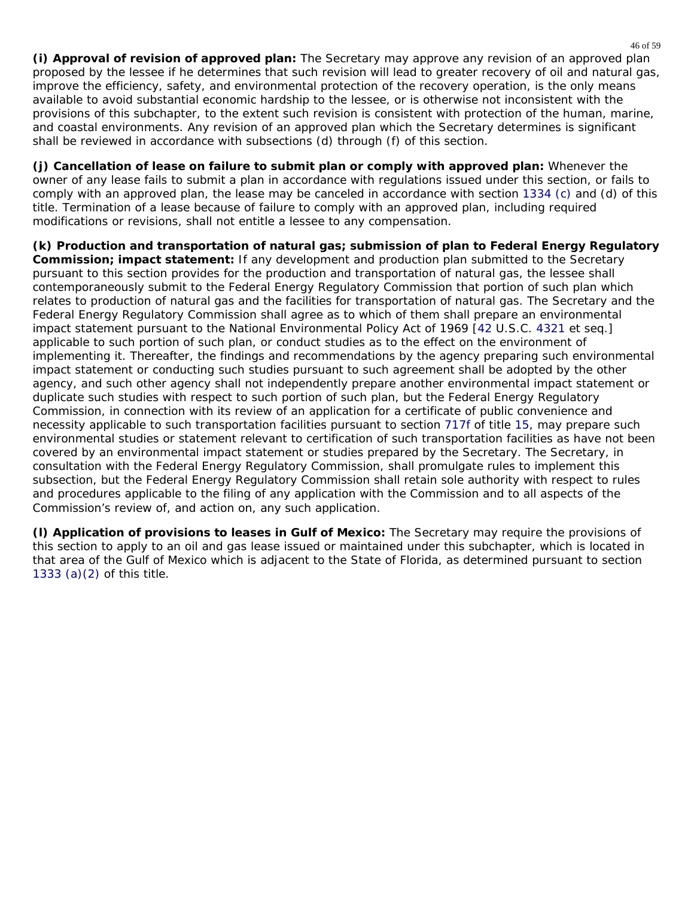**(i) Approval of revision of approved plan:** The Secretary may approve any revision of an approved plan proposed by the lessee if he determines that such revision will lead to greater recovery of oil and natural gas, improve the efficiency, safety, and environmental protection of the recovery operation, is the only means available to avoid substantial economic hardship to the lessee, or is otherwise not inconsistent with the provisions of this subchapter, to the extent such revision is consistent with protection of the human, marine, and coastal environments. Any revision of an approved plan which the Secretary determines is significant shall be reviewed in accordance with subsections (d) through (f) of this section.

**(j) Cancellation of lease on failure to submit plan or comply with approved plan:** Whenever the owner of any lease fails to submit a plan in accordance with regulations issued under this section, or fails to comply with an approved plan, the lease may be canceled in accordance with section 1334 (c) and (d) of this title. Termination of a lease because of failure to comply with an approved plan, including required modifications or revisions, shall not entitle a lessee to any compensation.

**(k) Production and transportation of natural gas; submission of plan to Federal Energy Regulatory Commission; impact statement:** If any development and production plan submitted to the Secretary pursuant to this section provides for the production and transportation of natural gas, the lessee shall contemporaneously submit to the Federal Energy Regulatory Commission that portion of such plan which relates to production of natural gas and the facilities for transportation of natural gas. The Secretary and the Federal Energy Regulatory Commission shall agree as to which of them shall prepare an environmental impact statement pursuant to the National Environmental Policy Act of 1969 [42 U.S.C. 4321 et seq.] applicable to such portion of such plan, or conduct studies as to the effect on the environment of implementing it. Thereafter, the findings and recommendations by the agency preparing such environmental impact statement or conducting such studies pursuant to such agreement shall be adopted by the other agency, and such other agency shall not independently prepare another environmental impact statement or duplicate such studies with respect to such portion of such plan, but the Federal Energy Regulatory Commission, in connection with its review of an application for a certificate of public convenience and necessity applicable to such transportation facilities pursuant to section 717f of title 15, may prepare such environmental studies or statement relevant to certification of such transportation facilities as have not been covered by an environmental impact statement or studies prepared by the Secretary. The Secretary, in consultation with the Federal Energy Regulatory Commission, shall promulgate rules to implement this subsection, but the Federal Energy Regulatory Commission shall retain sole authority with respect to rules and procedures applicable to the filing of any application with the Commission and to all aspects of the Commission's review of, and action on, any such application.

**(l) Application of provisions to leases in Gulf of Mexico:** The Secretary may require the provisions of this section to apply to an oil and gas lease issued or maintained under this subchapter, which is located in that area of the Gulf of Mexico which is adjacent to the State of Florida, as determined pursuant to section 1333 (a)(2) of this title.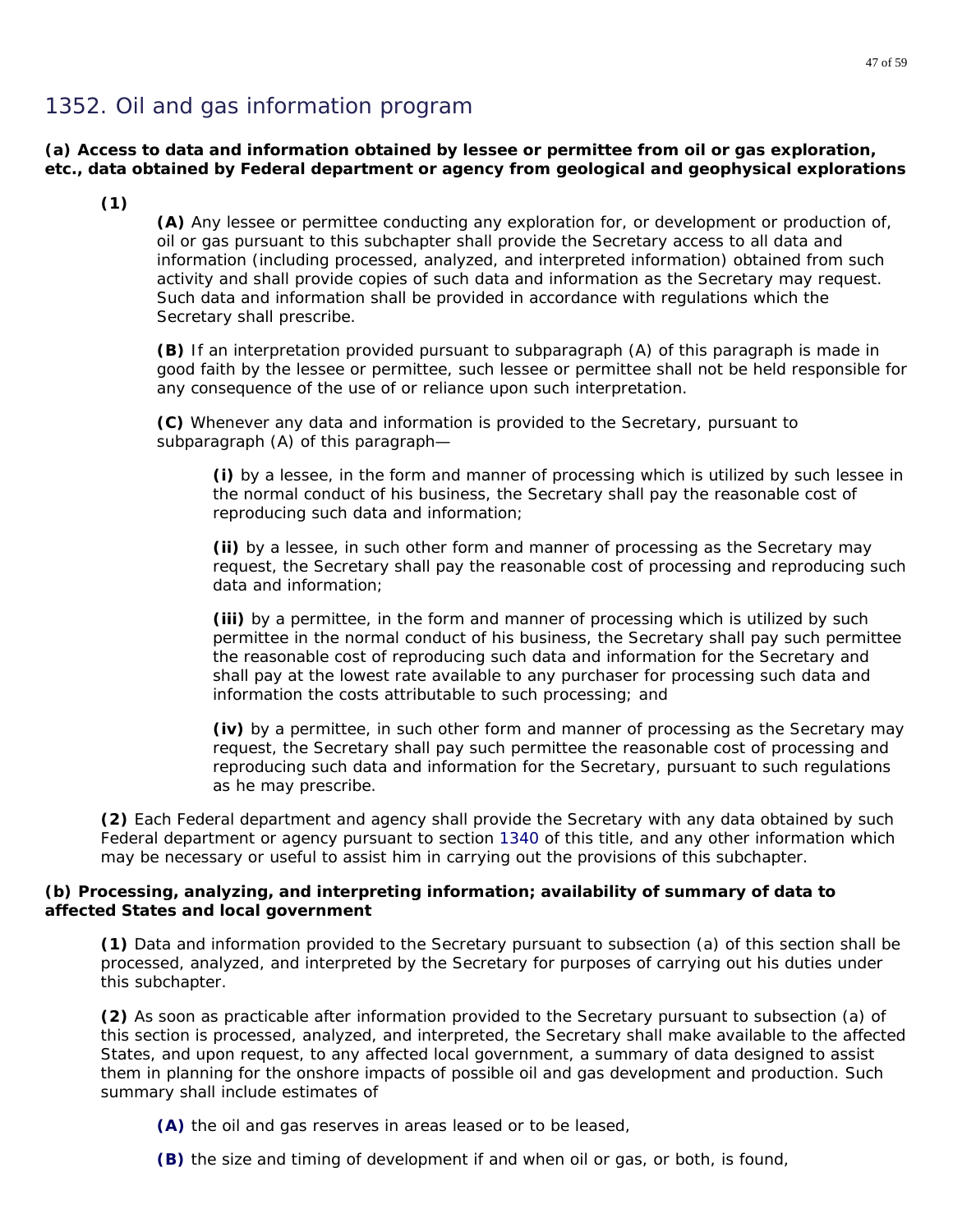# 1352. Oil and gas information program

**(a) Access to data and information obtained by lessee or permittee from oil or gas exploration, etc., data obtained by Federal department or agency from geological and geophysical explorations**

**(1)**

**(A)** Any lessee or permittee conducting any exploration for, or development or production of, oil or gas pursuant to this subchapter shall provide the Secretary access to all data and information (including processed, analyzed, and interpreted information) obtained from such activity and shall provide copies of such data and information as the Secretary may request. Such data and information shall be provided in accordance with regulations which the Secretary shall prescribe.

**(B)** If an interpretation provided pursuant to subparagraph (A) of this paragraph is made in good faith by the lessee or permittee, such lessee or permittee shall not be held responsible for any consequence of the use of or reliance upon such interpretation.

**(C)** Whenever any data and information is provided to the Secretary, pursuant to subparagraph (A) of this paragraph—

**(i)** by a lessee, in the form and manner of processing which is utilized by such lessee in the normal conduct of his business, the Secretary shall pay the reasonable cost of reproducing such data and information;

**(ii)** by a lessee, in such other form and manner of processing as the Secretary may request, the Secretary shall pay the reasonable cost of processing and reproducing such data and information;

**(iii)** by a permittee, in the form and manner of processing which is utilized by such permittee in the normal conduct of his business, the Secretary shall pay such permittee the reasonable cost of reproducing such data and information for the Secretary and shall pay at the lowest rate available to any purchaser for processing such data and information the costs attributable to such processing; and

**(iv)** by a permittee, in such other form and manner of processing as the Secretary may request, the Secretary shall pay such permittee the reasonable cost of processing and reproducing such data and information for the Secretary, pursuant to such regulations as he may prescribe.

**(2)** Each Federal department and agency shall provide the Secretary with any data obtained by such Federal department or agency pursuant to section 1340 of this title, and any other information which may be necessary or useful to assist him in carrying out the provisions of this subchapter.

**(b) Processing, analyzing, and interpreting information; availability of summary of data to affected States and local government**

**(1)** Data and information provided to the Secretary pursuant to subsection (a) of this section shall be processed, analyzed, and interpreted by the Secretary for purposes of carrying out his duties under this subchapter.

**(2)** As soon as practicable after information provided to the Secretary pursuant to subsection (a) of this section is processed, analyzed, and interpreted, the Secretary shall make available to the affected States, and upon request, to any affected local government, a summary of data designed to assist them in planning for the onshore impacts of possible oil and gas development and production. Such summary shall include estimates of

**(A)** the oil and gas reserves in areas leased or to be leased,

**(B)** the size and timing of development if and when oil or gas, or both, is found,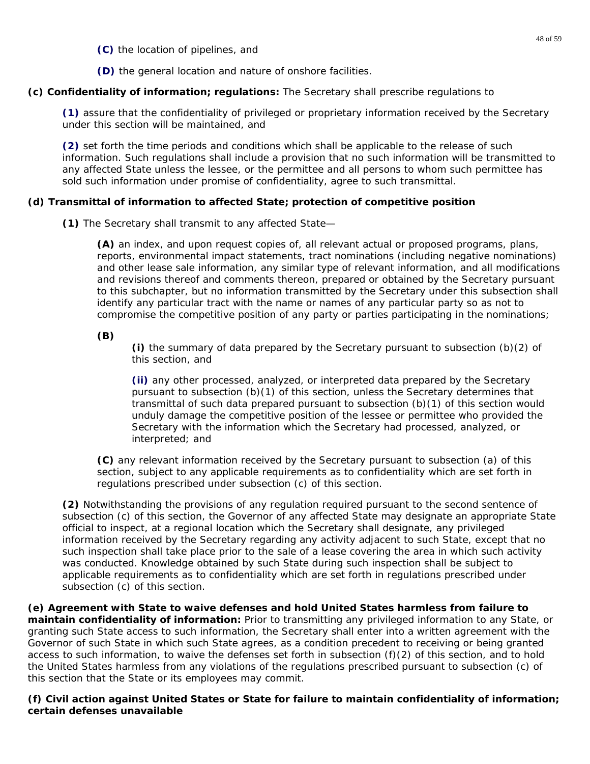**(C)** the location of pipelines, and

**(D)** the general location and nature of onshore facilities.

**(c) Confidentiality of information; regulations:** The Secretary shall prescribe regulations to

**(1)** assure that the confidentiality of privileged or proprietary information received by the Secretary under this section will be maintained, and

**(2)** set forth the time periods and conditions which shall be applicable to the release of such information. Such regulations shall include a provision that no such information will be transmitted to any affected State unless the lessee, or the permittee and all persons to whom such permittee has sold such information under promise of confidentiality, agree to such transmittal.

**(d) Transmittal of information to affected State; protection of competitive position**

**(1)** The Secretary shall transmit to any affected State—

**(A)** an index, and upon request copies of, all relevant actual or proposed programs, plans, reports, environmental impact statements, tract nominations (including negative nominations) and other lease sale information, any similar type of relevant information, and all modifications and revisions thereof and comments thereon, prepared or obtained by the Secretary pursuant to this subchapter, but no information transmitted by the Secretary under this subsection shall identify any particular tract with the name or names of any particular party so as not to compromise the competitive position of any party or parties participating in the nominations;

**(B)**

**(i)** the summary of data prepared by the Secretary pursuant to subsection (b)(2) of this section, and

**(ii)** any other processed, analyzed, or interpreted data prepared by the Secretary pursuant to subsection (b)(1) of this section, unless the Secretary determines that transmittal of such data prepared pursuant to subsection (b)(1) of this section would unduly damage the competitive position of the lessee or permittee who provided the Secretary with the information which the Secretary had processed, analyzed, or interpreted; and

**(C)** any relevant information received by the Secretary pursuant to subsection (a) of this section, subject to any applicable requirements as to confidentiality which are set forth in regulations prescribed under subsection (c) of this section.

**(2)** Notwithstanding the provisions of any regulation required pursuant to the second sentence of subsection (c) of this section, the Governor of any affected State may designate an appropriate State official to inspect, at a regional location which the Secretary shall designate, any privileged information received by the Secretary regarding any activity adjacent to such State, except that no such inspection shall take place prior to the sale of a lease covering the area in which such activity was conducted. Knowledge obtained by such State during such inspection shall be subject to applicable requirements as to confidentiality which are set forth in regulations prescribed under subsection (c) of this section.

**(e) Agreement with State to waive defenses and hold United States harmless from failure to maintain confidentiality of information:** Prior to transmitting any privileged information to any State, or granting such State access to such information, the Secretary shall enter into a written agreement with the Governor of such State in which such State agrees, as a condition precedent to receiving or being granted access to such information, to waive the defenses set forth in subsection (f)(2) of this section, and to hold the United States harmless from any violations of the regulations prescribed pursuant to subsection (c) of this section that the State or its employees may commit.

**(f) Civil action against United States or State for failure to maintain confidentiality of information; certain defenses unavailable**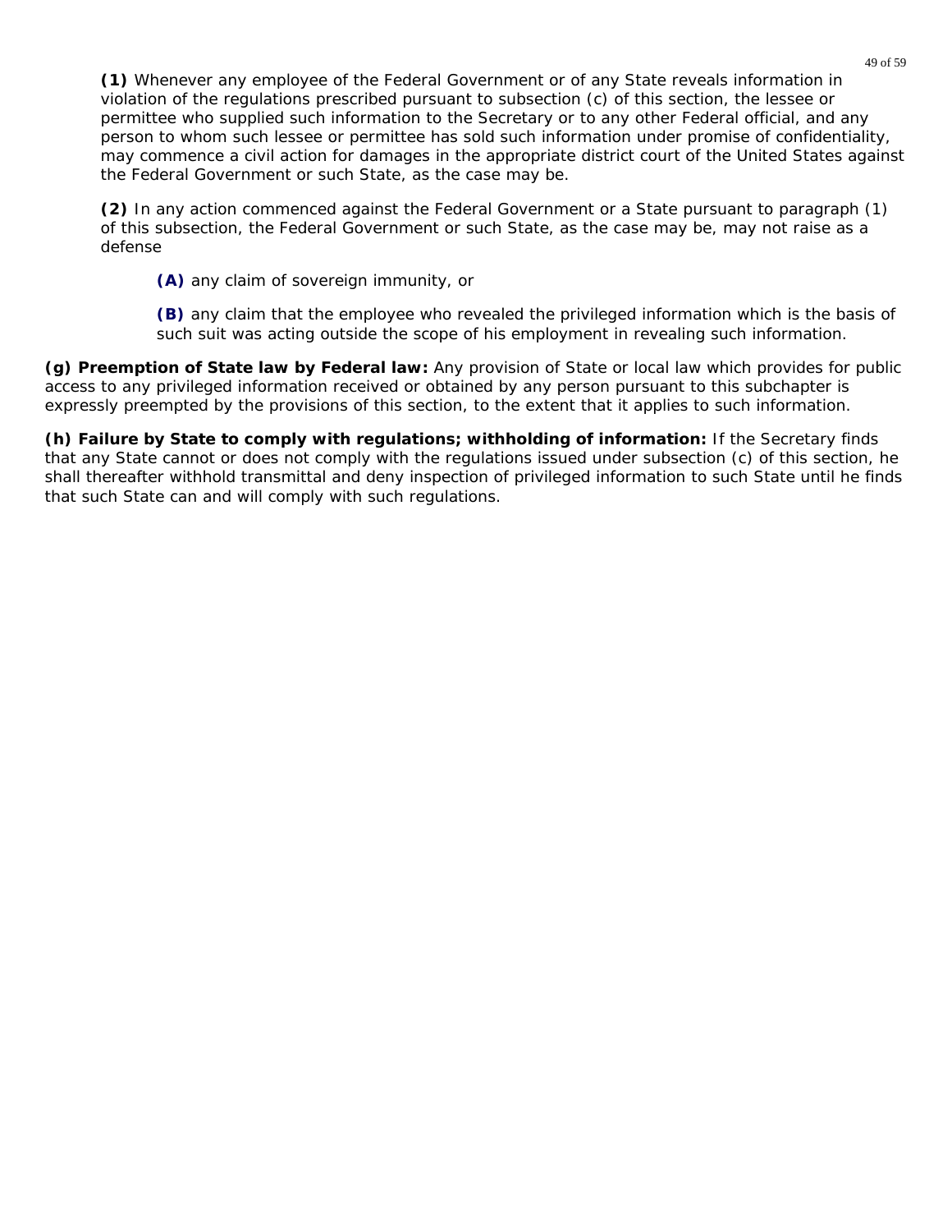**(1)** Whenever any employee of the Federal Government or of any State reveals information in violation of the regulations prescribed pursuant to subsection (c) of this section, the lessee or permittee who supplied such information to the Secretary or to any other Federal official, and any person to whom such lessee or permittee has sold such information under promise of confidentiality, may commence a civil action for damages in the appropriate district court of the United States against the Federal Government or such State, as the case may be.

**(2)** In any action commenced against the Federal Government or a State pursuant to paragraph (1) of this subsection, the Federal Government or such State, as the case may be, may not raise as a defense

**(A)** any claim of sovereign immunity, or

**(B)** any claim that the employee who revealed the privileged information which is the basis of such suit was acting outside the scope of his employment in revealing such information.

**(g) Preemption of State law by Federal law:** Any provision of State or local law which provides for public access to any privileged information received or obtained by any person pursuant to this subchapter is expressly preempted by the provisions of this section, to the extent that it applies to such information.

**(h) Failure by State to comply with regulations; withholding of information:** If the Secretary finds that any State cannot or does not comply with the regulations issued under subsection (c) of this section, he shall thereafter withhold transmittal and deny inspection of privileged information to such State until he finds that such State can and will comply with such regulations.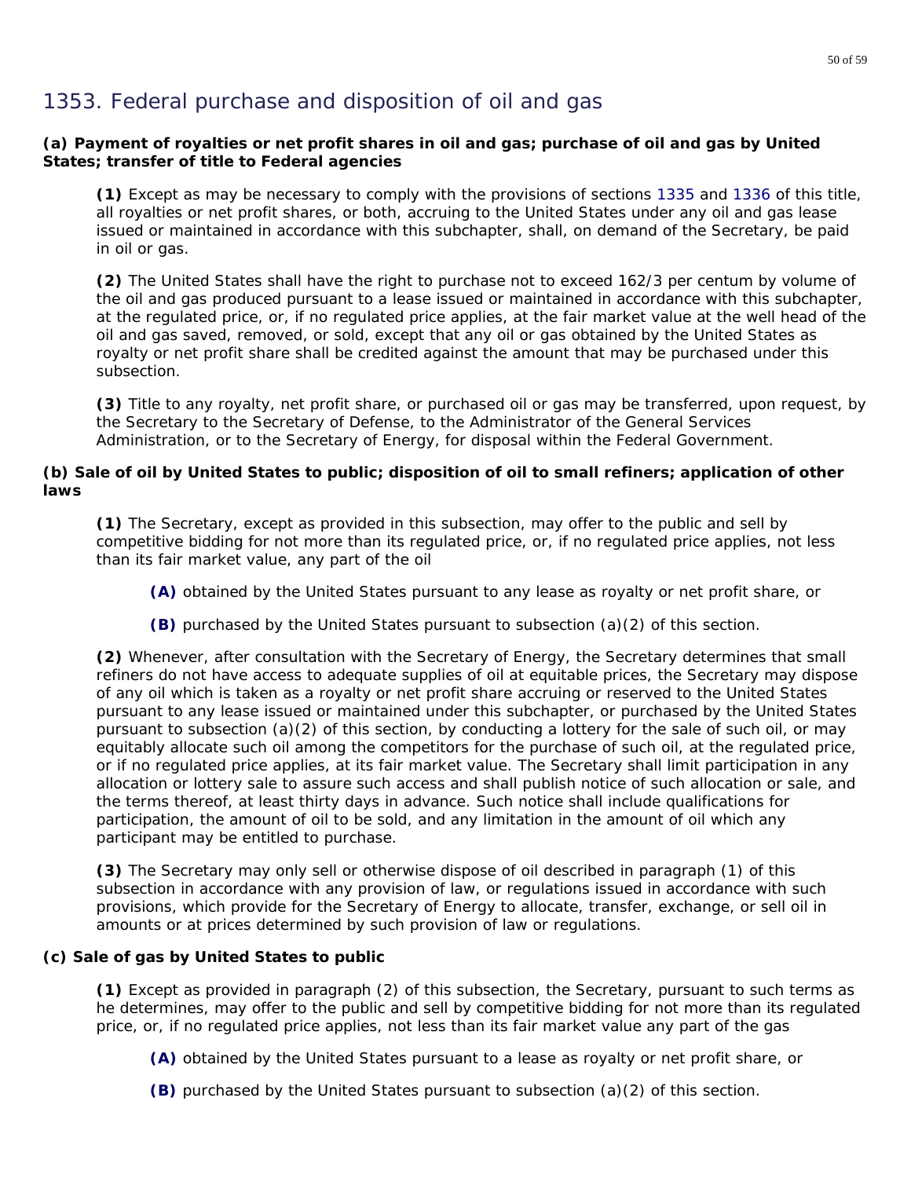# 1353. Federal purchase and disposition of oil and gas

**(a) Payment of royalties or net profit shares in oil and gas; purchase of oil and gas by United States; transfer of title to Federal agencies**

**(1)** Except as may be necessary to comply with the provisions of sections 1335 and 1336 of this title, all royalties or net profit shares, or both, accruing to the United States under any oil and gas lease issued or maintained in accordance with this subchapter, shall, on demand of the Secretary, be paid in oil or gas.

**(2)** The United States shall have the right to purchase not to exceed 162/3 per centum by volume of the oil and gas produced pursuant to a lease issued or maintained in accordance with this subchapter, at the regulated price, or, if no regulated price applies, at the fair market value at the well head of the oil and gas saved, removed, or sold, except that any oil or gas obtained by the United States as royalty or net profit share shall be credited against the amount that may be purchased under this subsection.

**(3)** Title to any royalty, net profit share, or purchased oil or gas may be transferred, upon request, by the Secretary to the Secretary of Defense, to the Administrator of the General Services Administration, or to the Secretary of Energy, for disposal within the Federal Government.

**(b) Sale of oil by United States to public; disposition of oil to small refiners; application of other laws**

**(1)** The Secretary, except as provided in this subsection, may offer to the public and sell by competitive bidding for not more than its regulated price, or, if no regulated price applies, not less than its fair market value, any part of the oil

**(A)** obtained by the United States pursuant to any lease as royalty or net profit share, or

**(B)** purchased by the United States pursuant to subsection (a)(2) of this section.

**(2)** Whenever, after consultation with the Secretary of Energy, the Secretary determines that small refiners do not have access to adequate supplies of oil at equitable prices, the Secretary may dispose of any oil which is taken as a royalty or net profit share accruing or reserved to the United States pursuant to any lease issued or maintained under this subchapter, or purchased by the United States pursuant to subsection (a)(2) of this section, by conducting a lottery for the sale of such oil, or may equitably allocate such oil among the competitors for the purchase of such oil, at the regulated price, or if no regulated price applies, at its fair market value. The Secretary shall limit participation in any allocation or lottery sale to assure such access and shall publish notice of such allocation or sale, and the terms thereof, at least thirty days in advance. Such notice shall include qualifications for participation, the amount of oil to be sold, and any limitation in the amount of oil which any participant may be entitled to purchase.

**(3)** The Secretary may only sell or otherwise dispose of oil described in paragraph (1) of this subsection in accordance with any provision of law, or regulations issued in accordance with such provisions, which provide for the Secretary of Energy to allocate, transfer, exchange, or sell oil in amounts or at prices determined by such provision of law or regulations.

**(c) Sale of gas by United States to public**

**(1)** Except as provided in paragraph (2) of this subsection, the Secretary, pursuant to such terms as he determines, may offer to the public and sell by competitive bidding for not more than its regulated price, or, if no regulated price applies, not less than its fair market value any part of the gas

**(A)** obtained by the United States pursuant to a lease as royalty or net profit share, or

**(B)** purchased by the United States pursuant to subsection (a)(2) of this section.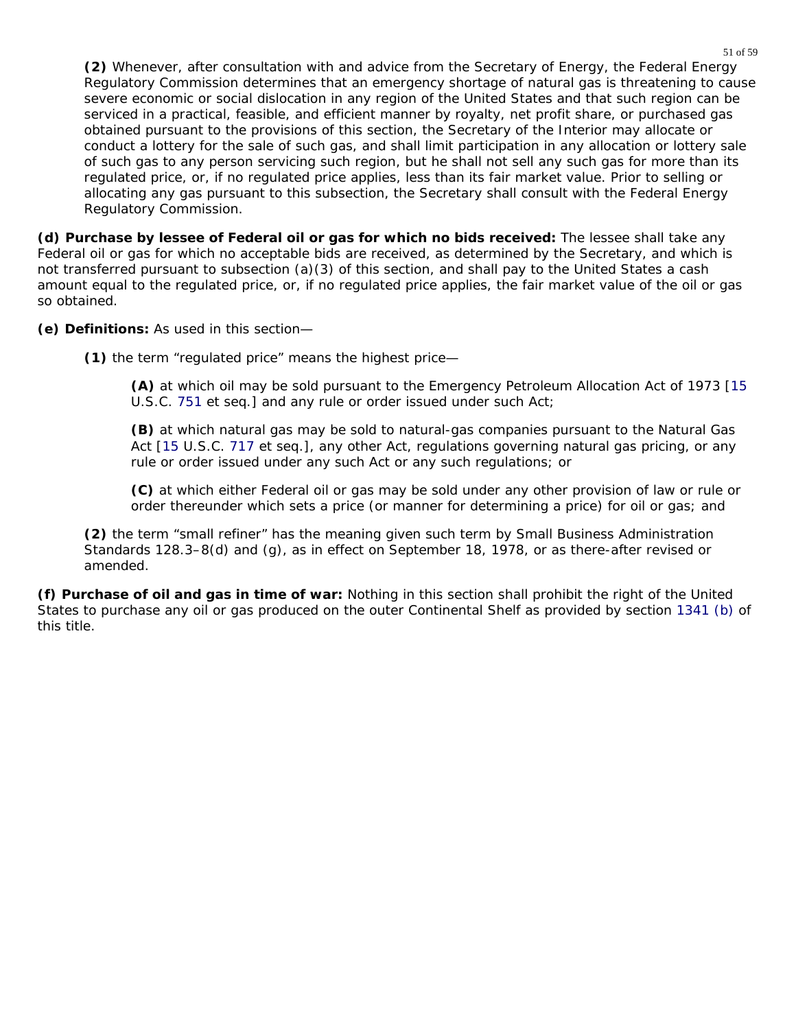**(2)** Whenever, after consultation with and advice from the Secretary of Energy, the Federal Energy Regulatory Commission determines that an emergency shortage of natural gas is threatening to cause severe economic or social dislocation in any region of the United States and that such region can be serviced in a practical, feasible, and efficient manner by royalty, net profit share, or purchased gas obtained pursuant to the provisions of this section, the Secretary of the Interior may allocate or conduct a lottery for the sale of such gas, and shall limit participation in any allocation or lottery sale of such gas to any person servicing such region, but he shall not sell any such gas for more than its regulated price, or, if no regulated price applies, less than its fair market value. Prior to selling or allocating any gas pursuant to this subsection, the Secretary shall consult with the Federal Energy Regulatory Commission.

**(d) Purchase by lessee of Federal oil or gas for which no bids received:** The lessee shall take any Federal oil or gas for which no acceptable bids are received, as determined by the Secretary, and which is not transferred pursuant to subsection (a)(3) of this section, and shall pay to the United States a cash amount equal to the regulated price, or, if no regulated price applies, the fair market value of the oil or gas so obtained.

**(e) Definitions:** As used in this section—

**(1)** the term "regulated price" means the highest price—

**(A)** at which oil may be sold pursuant to the Emergency Petroleum Allocation Act of 1973 [15 U.S.C. 751 et seq.] and any rule or order issued under such Act;

**(B)** at which natural gas may be sold to natural-gas companies pursuant to the Natural Gas Act [15 U.S.C. 717 et seq.], any other Act, regulations governing natural gas pricing, or any rule or order issued under any such Act or any such regulations; or

**(C)** at which either Federal oil or gas may be sold under any other provision of law or rule or order thereunder which sets a price (or manner for determining a price) for oil or gas; and

**(2)** the term "small refiner" has the meaning given such term by Small Business Administration Standards 128.3–8(d) and (g), as in effect on September 18, 1978, or as there-after revised or amended.

**(f) Purchase of oil and gas in time of war:** Nothing in this section shall prohibit the right of the United States to purchase any oil or gas produced on the outer Continental Shelf as provided by section 1341 (b) of this title.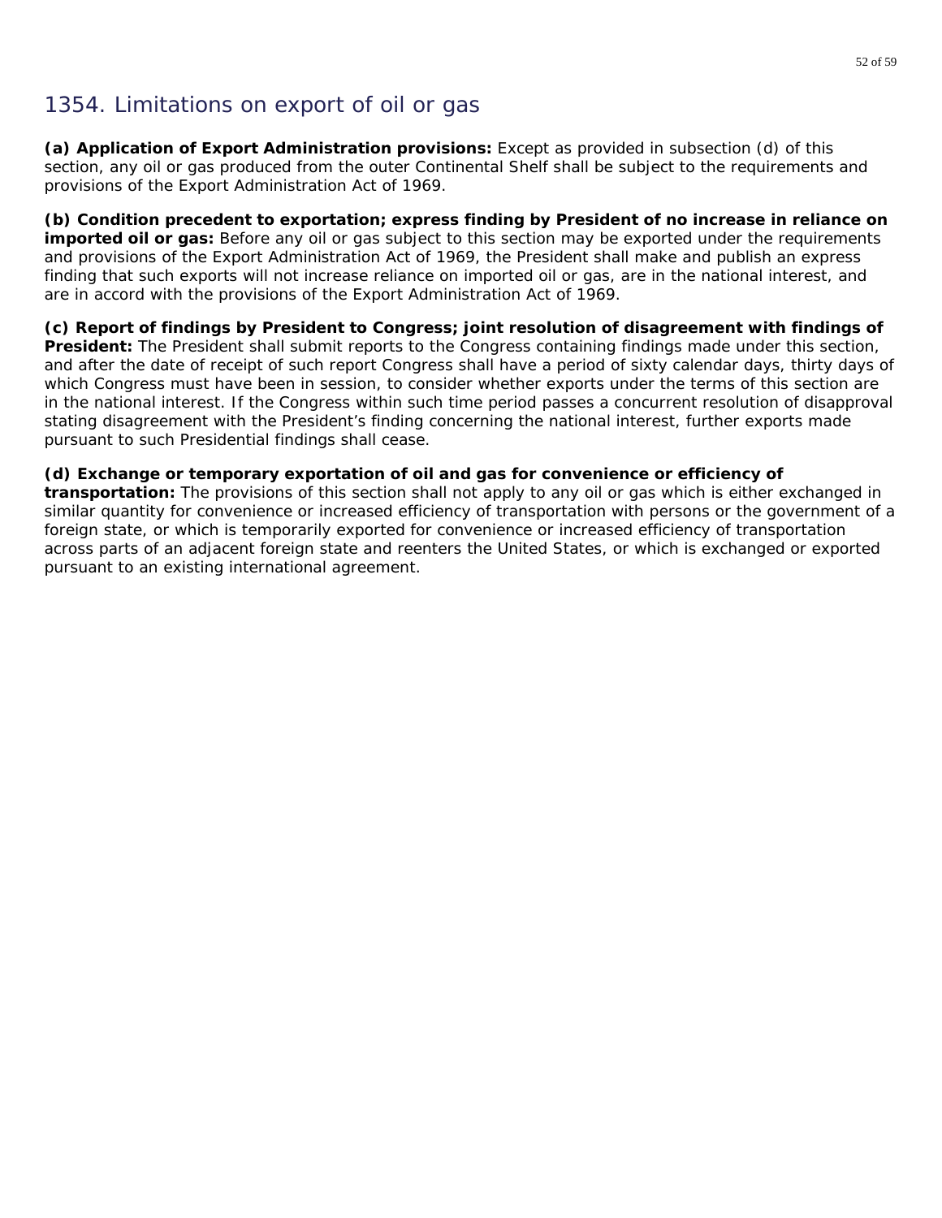## 1354. Limitations on export of oil or gas

**(a) Application of Export Administration provisions:** Except as provided in subsection (d) of this section, any oil or gas produced from the outer Continental Shelf shall be subject to the requirements and provisions of the Export Administration Act of 1969.

**(b) Condition precedent to exportation; express finding by President of no increase in reliance on imported oil or gas:** Before any oil or gas subject to this section may be exported under the requirements and provisions of the Export Administration Act of 1969, the President shall make and publish an express finding that such exports will not increase reliance on imported oil or gas, are in the national interest, and are in accord with the provisions of the Export Administration Act of 1969.

**(c) Report of findings by President to Congress; joint resolution of disagreement with findings of President:** The President shall submit reports to the Congress containing findings made under this section, and after the date of receipt of such report Congress shall have a period of sixty calendar days, thirty days of which Congress must have been in session, to consider whether exports under the terms of this section are in the national interest. If the Congress within such time period passes a concurrent resolution of disapproval stating disagreement with the President's finding concerning the national interest, further exports made pursuant to such Presidential findings shall cease.

**(d) Exchange or temporary exportation of oil and gas for convenience or efficiency of transportation:** The provisions of this section shall not apply to any oil or gas which is either exchanged in similar quantity for convenience or increased efficiency of transportation with persons or the government of a foreign state, or which is temporarily exported for convenience or increased efficiency of transportation across parts of an adjacent foreign state and reenters the United States, or which is exchanged or exported pursuant to an existing international agreement.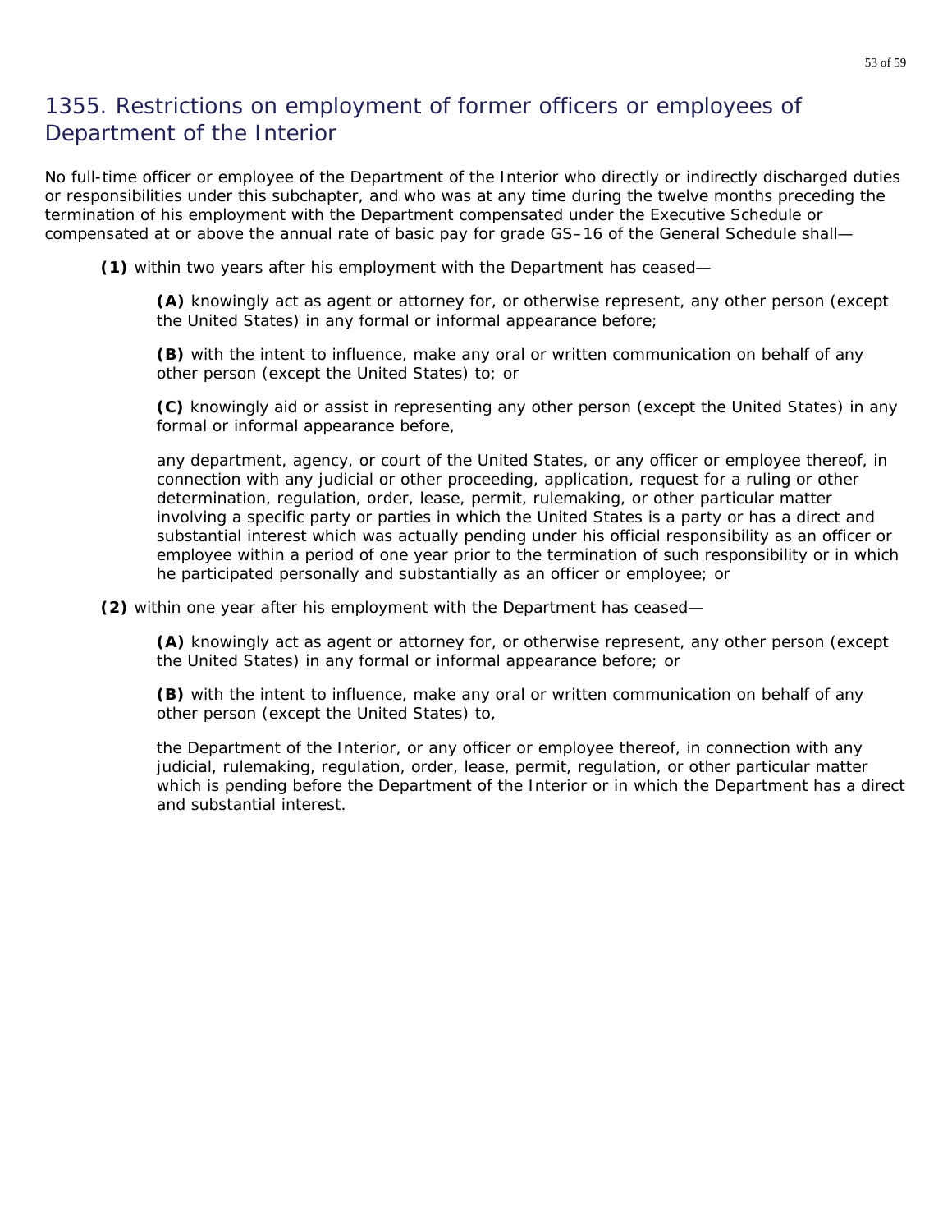## 1355. Restrictions on employment of former officers or employees of Department of the Interior

No full-time officer or employee of the Department of the Interior who directly or indirectly discharged duties or responsibilities under this subchapter, and who was at any time during the twelve months preceding the termination of his employment with the Department compensated under the Executive Schedule or compensated at or above the annual rate of basic pay for grade GS–16 of the General Schedule shall—

**(1)** within two years after his employment with the Department has ceased—

> **(A)** knowingly act as agent or attorney for, or otherwise represent, any other person (except the United States) in any formal or informal appearance before;
>
> **(B)** with the intent to influence, make any oral or written communication on behalf of any other person (except the United States) to; or
>
> **(C)** knowingly aid or assist in representing any other person (except the United States) in any formal or informal appearance before,
>
> any department, agency, or court of the United States, or any officer or employee thereof, in connection with any judicial or other proceeding, application, request for a ruling or other determination, regulation, order, lease, permit, rulemaking, or other particular matter involving a specific party or parties in which the United States is a party or has a direct and substantial interest which was actually pending under his official responsibility as an officer or employee within a period of one year prior to the termination of such responsibility or in which he participated personally and substantially as an officer or employee; or

**(2)** within one year after his employment with the Department has ceased—

> **(A)** knowingly act as agent or attorney for, or otherwise represent, any other person (except the United States) in any formal or informal appearance before; or
>
> **(B)** with the intent to influence, make any oral or written communication on behalf of any other person (except the United States) to,
>
> the Department of the Interior, or any officer or employee thereof, in connection with any judicial, rulemaking, regulation, order, lease, permit, regulation, or other particular matter which is pending before the Department of the Interior or in which the Department has a direct and substantial interest.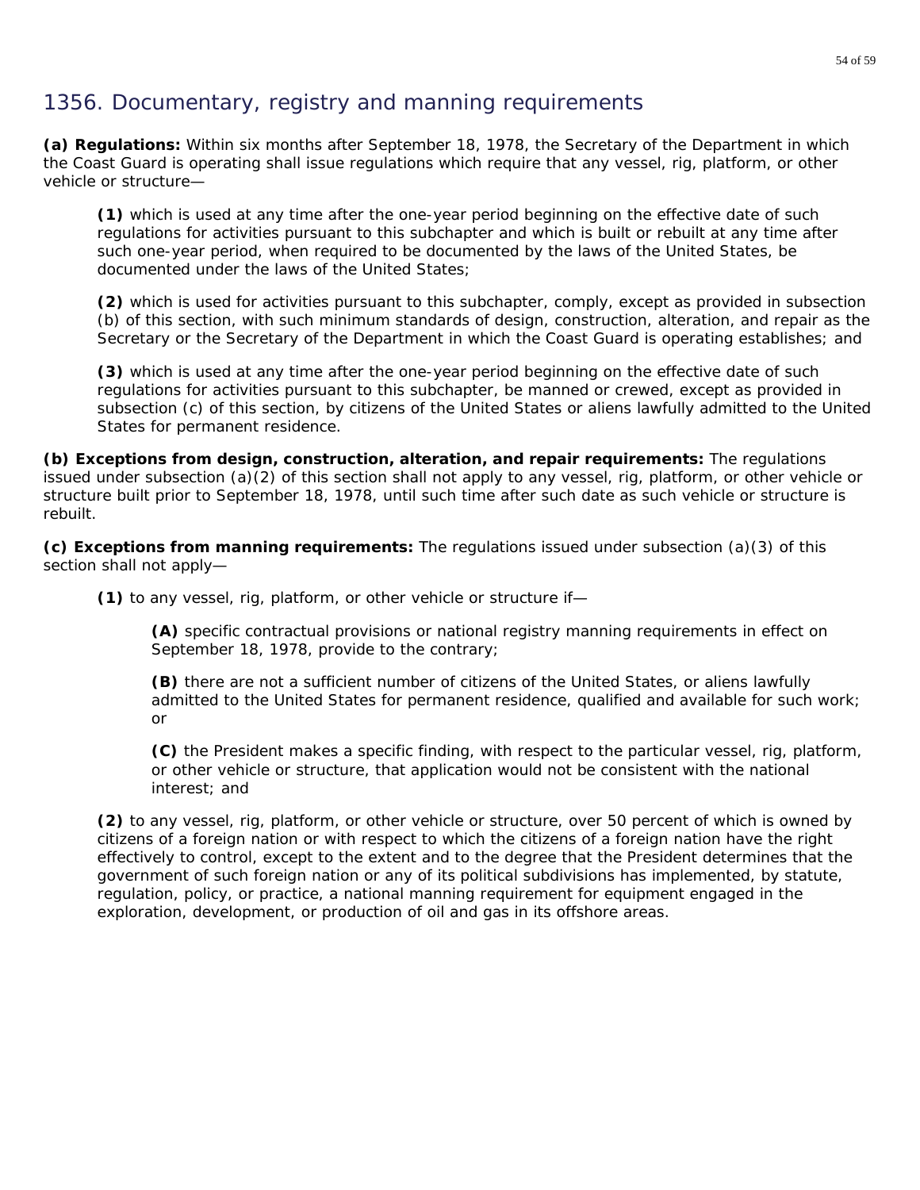## 1356. Documentary, registry and manning requirements

**(a) Regulations:** Within six months after September 18, 1978, the Secretary of the Department in which the Coast Guard is operating shall issue regulations which require that any vessel, rig, platform, or other vehicle or structure—

> **(1)** which is used at any time after the one-year period beginning on the effective date of such regulations for activities pursuant to this subchapter and which is built or rebuilt at any time after such one-year period, when required to be documented by the laws of the United States, be documented under the laws of the United States;
>
> **(2)** which is used for activities pursuant to this subchapter, comply, except as provided in subsection (b) of this section, with such minimum standards of design, construction, alteration, and repair as the Secretary or the Secretary of the Department in which the Coast Guard is operating establishes; and
>
> **(3)** which is used at any time after the one-year period beginning on the effective date of such regulations for activities pursuant to this subchapter, be manned or crewed, except as provided in subsection (c) of this section, by citizens of the United States or aliens lawfully admitted to the United States for permanent residence.

**(b) Exceptions from design, construction, alteration, and repair requirements:** The regulations issued under subsection (a)(2) of this section shall not apply to any vessel, rig, platform, or other vehicle or structure built prior to September 18, 1978, until such time after such date as such vehicle or structure is rebuilt.

**(c) Exceptions from manning requirements:** The regulations issued under subsection (a)(3) of this section shall not apply—

> **(1)** to any vessel, rig, platform, or other vehicle or structure if—
>
> > **(A)** specific contractual provisions or national registry manning requirements in effect on September 18, 1978, provide to the contrary;
> >
> > **(B)** there are not a sufficient number of citizens of the United States, or aliens lawfully admitted to the United States for permanent residence, qualified and available for such work; or
> >
> > **(C)** the President makes a specific finding, with respect to the particular vessel, rig, platform, or other vehicle or structure, that application would not be consistent with the national interest; and
>
> **(2)** to any vessel, rig, platform, or other vehicle or structure, over 50 percent of which is owned by citizens of a foreign nation or with respect to which the citizens of a foreign nation have the right effectively to control, except to the extent and to the degree that the President determines that the government of such foreign nation or any of its political subdivisions has implemented, by statute, regulation, policy, or practice, a national manning requirement for equipment engaged in the exploration, development, or production of oil and gas in its offshore areas.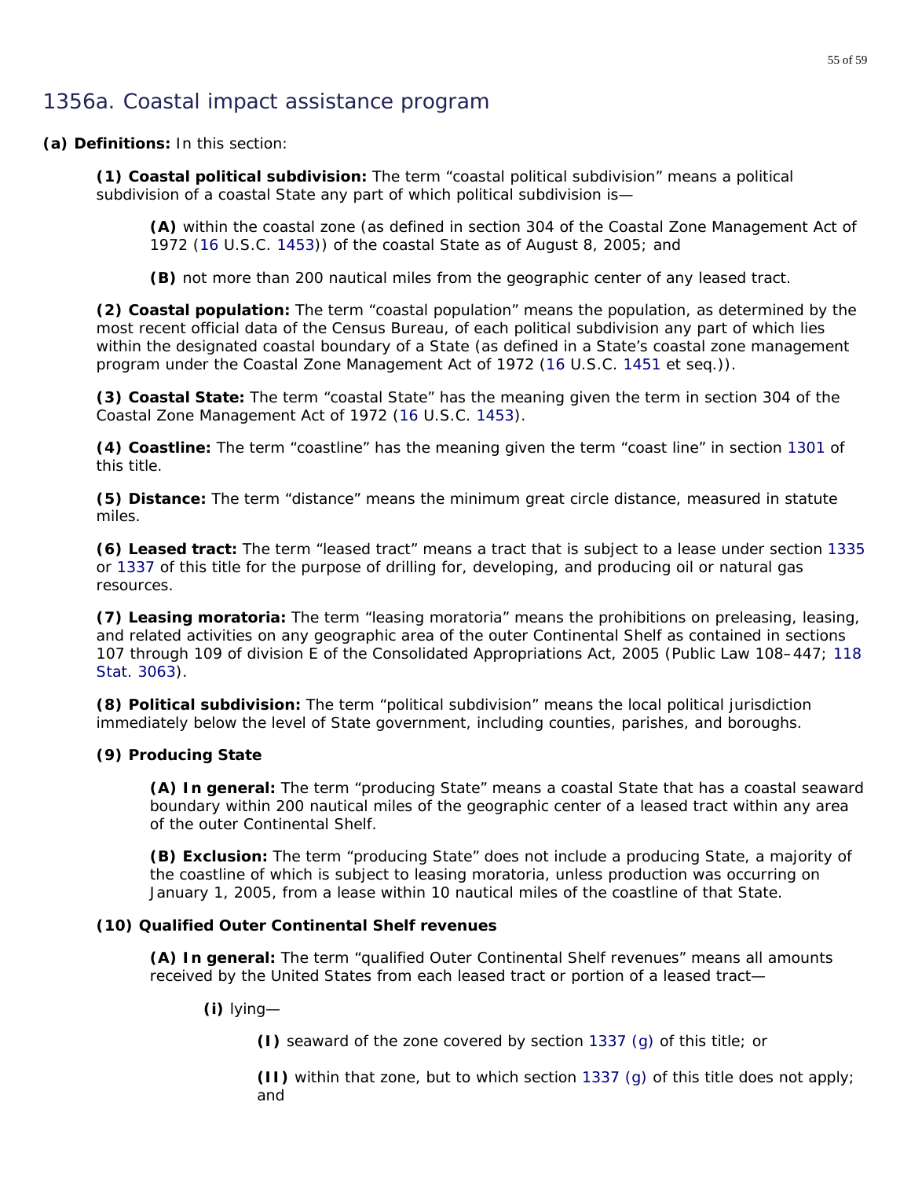## 1356a. Coastal impact assistance program

**(a) Definitions:** In this section:

**(1) Coastal political subdivision:** The term "coastal political subdivision" means a political subdivision of a coastal State any part of which political subdivision is—

**(A)** within the coastal zone (as defined in section 304 of the Coastal Zone Management Act of 1972 (16 U.S.C. 1453)) of the coastal State as of August 8, 2005; and

**(B)** not more than 200 nautical miles from the geographic center of any leased tract.

**(2) Coastal population:** The term "coastal population" means the population, as determined by the most recent official data of the Census Bureau, of each political subdivision any part of which lies within the designated coastal boundary of a State (as defined in a State's coastal zone management program under the Coastal Zone Management Act of 1972 (16 U.S.C. 1451 et seq.)).

**(3) Coastal State:** The term "coastal State" has the meaning given the term in section 304 of the Coastal Zone Management Act of 1972 (16 U.S.C. 1453).

**(4) Coastline:** The term "coastline" has the meaning given the term "coast line" in section 1301 of this title.

**(5) Distance:** The term "distance" means the minimum great circle distance, measured in statute miles.

**(6) Leased tract:** The term "leased tract" means a tract that is subject to a lease under section 1335 or 1337 of this title for the purpose of drilling for, developing, and producing oil or natural gas resources.

**(7) Leasing moratoria:** The term "leasing moratoria" means the prohibitions on preleasing, leasing, and related activities on any geographic area of the outer Continental Shelf as contained in sections 107 through 109 of division E of the Consolidated Appropriations Act, 2005 (Public Law 108–447; 118 Stat. 3063).

**(8) Political subdivision:** The term "political subdivision" means the local political jurisdiction immediately below the level of State government, including counties, parishes, and boroughs.

**(9) Producing State**

**(A) In general:** The term "producing State" means a coastal State that has a coastal seaward boundary within 200 nautical miles of the geographic center of a leased tract within any area of the outer Continental Shelf.

**(B) Exclusion:** The term "producing State" does not include a producing State, a majority of the coastline of which is subject to leasing moratoria, unless production was occurring on January 1, 2005, from a lease within 10 nautical miles of the coastline of that State.

**(10) Qualified Outer Continental Shelf revenues**

**(A) In general:** The term "qualified Outer Continental Shelf revenues" means all amounts received by the United States from each leased tract or portion of a leased tract—

**(i)** lying—

**(I)** seaward of the zone covered by section 1337 (g) of this title; or

**(II)** within that zone, but to which section 1337 (g) of this title does not apply; and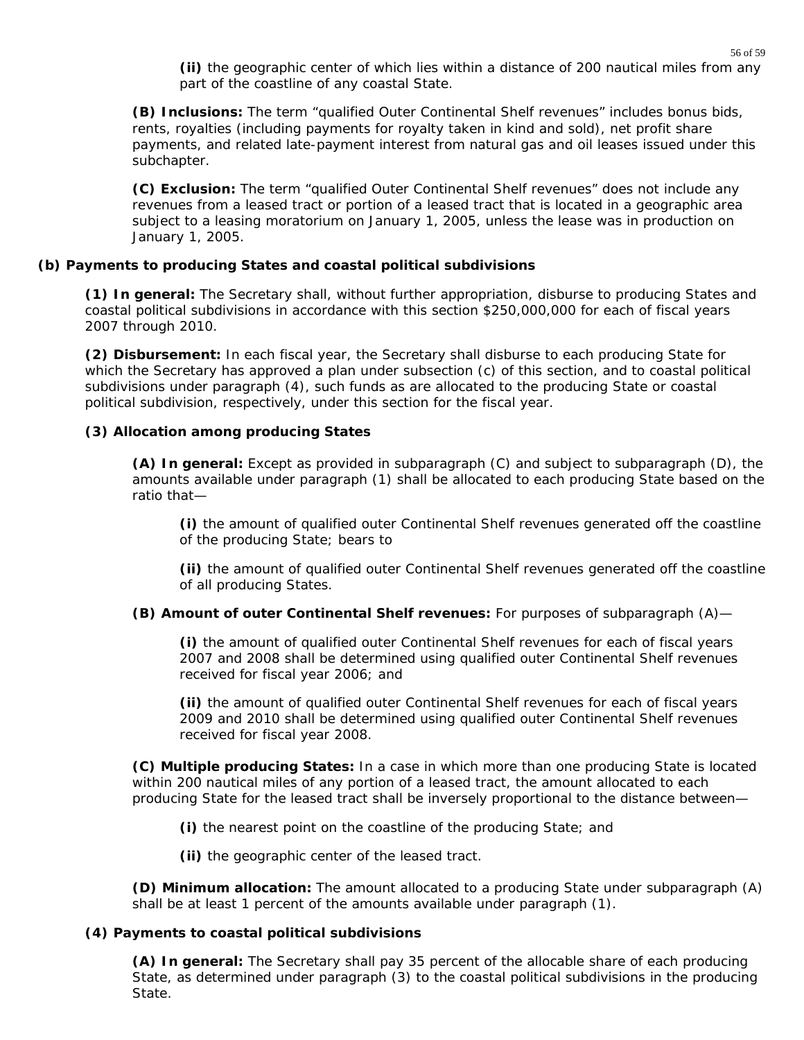**(ii)** the geographic center of which lies within a distance of 200 nautical miles from any part of the coastline of any coastal State.

**(B) Inclusions:** The term "qualified Outer Continental Shelf revenues" includes bonus bids, rents, royalties (including payments for royalty taken in kind and sold), net profit share payments, and related late-payment interest from natural gas and oil leases issued under this subchapter.

**(C) Exclusion:** The term "qualified Outer Continental Shelf revenues" does not include any revenues from a leased tract or portion of a leased tract that is located in a geographic area subject to a leasing moratorium on January 1, 2005, unless the lease was in production on January 1, 2005.

**(b) Payments to producing States and coastal political subdivisions**

**(1) In general:** The Secretary shall, without further appropriation, disburse to producing States and coastal political subdivisions in accordance with this section $250,000,000 for each of fiscal years 2007 through 2010.

**(2) Disbursement:** In each fiscal year, the Secretary shall disburse to each producing State for which the Secretary has approved a plan under subsection (c) of this section, and to coastal political subdivisions under paragraph (4), such funds as are allocated to the producing State or coastal political subdivision, respectively, under this section for the fiscal year.

**(3) Allocation among producing States**

**(A) In general:** Except as provided in subparagraph (C) and subject to subparagraph (D), the amounts available under paragraph (1) shall be allocated to each producing State based on the ratio that—

**(i)** the amount of qualified outer Continental Shelf revenues generated off the coastline of the producing State; bears to

**(ii)** the amount of qualified outer Continental Shelf revenues generated off the coastline of all producing States.

**(B) Amount of outer Continental Shelf revenues:** For purposes of subparagraph (A)—

**(i)** the amount of qualified outer Continental Shelf revenues for each of fiscal years 2007 and 2008 shall be determined using qualified outer Continental Shelf revenues received for fiscal year 2006; and

**(ii)** the amount of qualified outer Continental Shelf revenues for each of fiscal years 2009 and 2010 shall be determined using qualified outer Continental Shelf revenues received for fiscal year 2008.

**(C) Multiple producing States:** In a case in which more than one producing State is located within 200 nautical miles of any portion of a leased tract, the amount allocated to each producing State for the leased tract shall be inversely proportional to the distance between—

**(i)** the nearest point on the coastline of the producing State; and

**(ii)** the geographic center of the leased tract.

**(D) Minimum allocation:** The amount allocated to a producing State under subparagraph (A) shall be at least 1 percent of the amounts available under paragraph (1).

**(4) Payments to coastal political subdivisions**

**(A) In general:** The Secretary shall pay 35 percent of the allocable share of each producing State, as determined under paragraph (3) to the coastal political subdivisions in the producing State.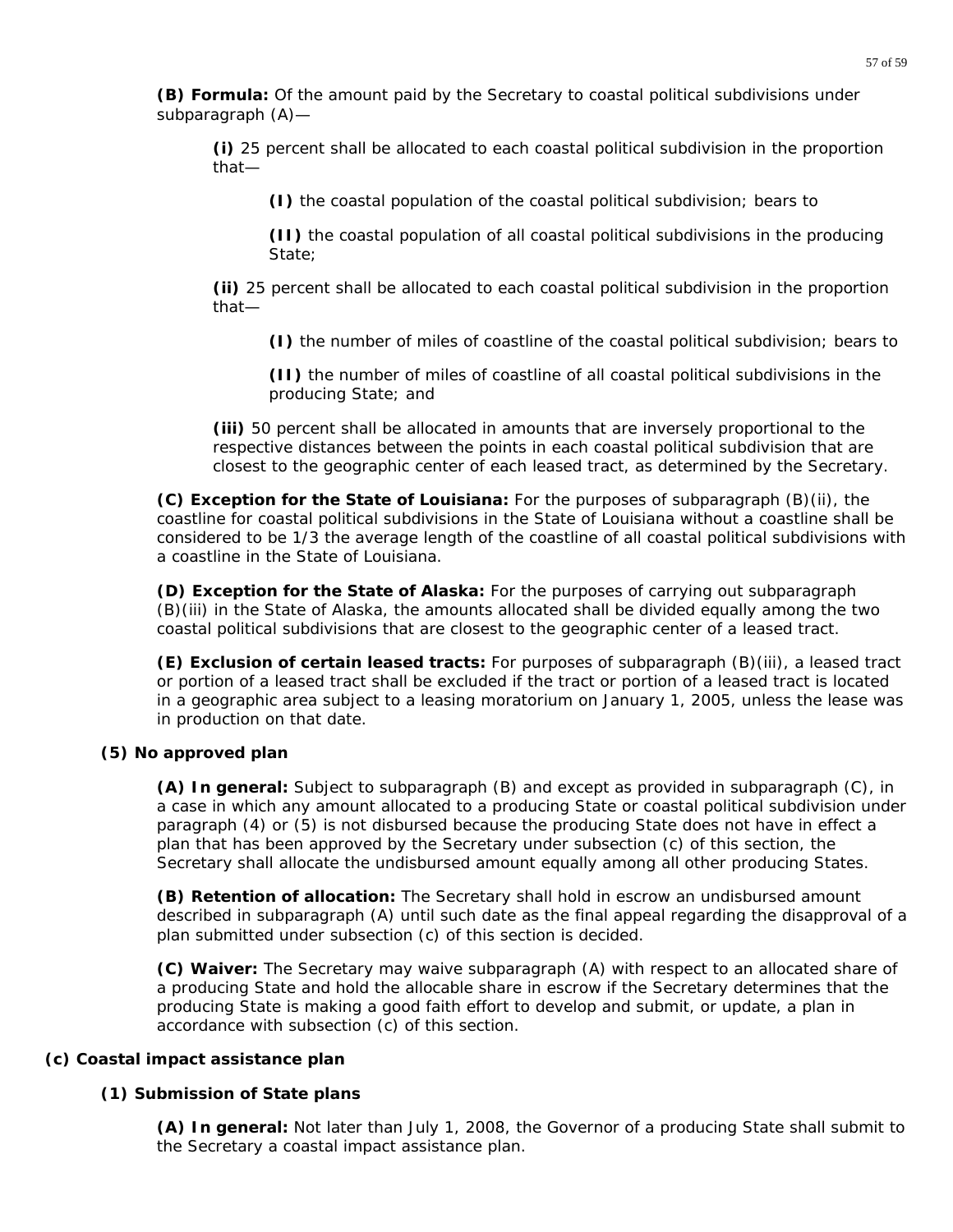**(B) Formula:** Of the amount paid by the Secretary to coastal political subdivisions under subparagraph (A)—

**(i)** 25 percent shall be allocated to each coastal political subdivision in the proportion that—

**(I)** the coastal population of the coastal political subdivision; bears to

**(II)** the coastal population of all coastal political subdivisions in the producing State;

**(ii)** 25 percent shall be allocated to each coastal political subdivision in the proportion that—

**(I)** the number of miles of coastline of the coastal political subdivision; bears to

**(II)** the number of miles of coastline of all coastal political subdivisions in the producing State; and

**(iii)** 50 percent shall be allocated in amounts that are inversely proportional to the respective distances between the points in each coastal political subdivision that are closest to the geographic center of each leased tract, as determined by the Secretary.

**(C) Exception for the State of Louisiana:** For the purposes of subparagraph (B)(ii), the coastline for coastal political subdivisions in the State of Louisiana without a coastline shall be considered to be 1/3 the average length of the coastline of all coastal political subdivisions with a coastline in the State of Louisiana.

**(D) Exception for the State of Alaska:** For the purposes of carrying out subparagraph (B)(iii) in the State of Alaska, the amounts allocated shall be divided equally among the two coastal political subdivisions that are closest to the geographic center of a leased tract.

**(E) Exclusion of certain leased tracts:** For purposes of subparagraph (B)(iii), a leased tract or portion of a leased tract shall be excluded if the tract or portion of a leased tract is located in a geographic area subject to a leasing moratorium on January 1, 2005, unless the lease was in production on that date.

**(5) No approved plan**

**(A) In general:** Subject to subparagraph (B) and except as provided in subparagraph (C), in a case in which any amount allocated to a producing State or coastal political subdivision under paragraph (4) or (5) is not disbursed because the producing State does not have in effect a plan that has been approved by the Secretary under subsection (c) of this section, the Secretary shall allocate the undisbursed amount equally among all other producing States.

**(B) Retention of allocation:** The Secretary shall hold in escrow an undisbursed amount described in subparagraph (A) until such date as the final appeal regarding the disapproval of a plan submitted under subsection (c) of this section is decided.

**(C) Waiver:** The Secretary may waive subparagraph (A) with respect to an allocated share of a producing State and hold the allocable share in escrow if the Secretary determines that the producing State is making a good faith effort to develop and submit, or update, a plan in accordance with subsection (c) of this section.

**(c) Coastal impact assistance plan**

**(1) Submission of State plans**

**(A) In general:** Not later than July 1, 2008, the Governor of a producing State shall submit to the Secretary a coastal impact assistance plan.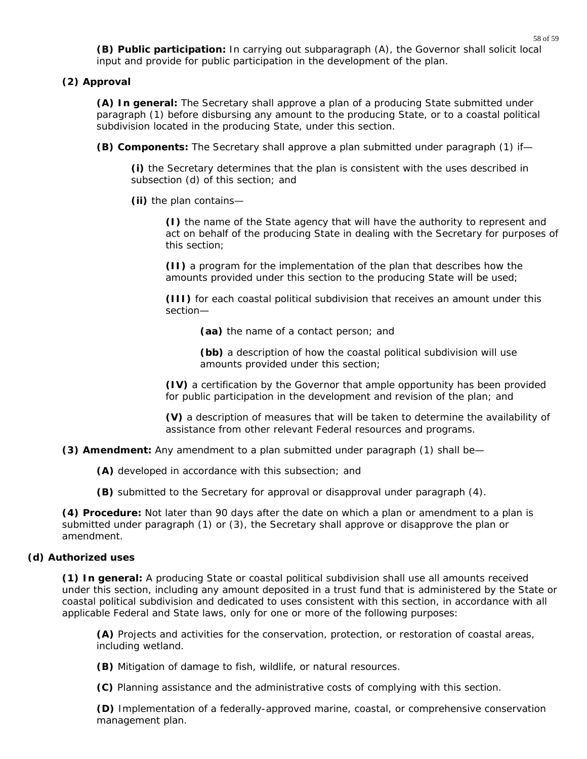**(B) Public participation:** In carrying out subparagraph (A), the Governor shall solicit local input and provide for public participation in the development of the plan.

**(2) Approval**

**(A) In general:** The Secretary shall approve a plan of a producing State submitted under paragraph (1) before disbursing any amount to the producing State, or to a coastal political subdivision located in the producing State, under this section.

**(B) Components:** The Secretary shall approve a plan submitted under paragraph (1) if—

**(i)** the Secretary determines that the plan is consistent with the uses described in subsection (d) of this section; and

**(ii)** the plan contains—

**(I)** the name of the State agency that will have the authority to represent and act on behalf of the producing State in dealing with the Secretary for purposes of this section;

**(II)** a program for the implementation of the plan that describes how the amounts provided under this section to the producing State will be used;

**(III)** for each coastal political subdivision that receives an amount under this section—

**(aa)** the name of a contact person; and

**(bb)** a description of how the coastal political subdivision will use amounts provided under this section;

**(IV)** a certification by the Governor that ample opportunity has been provided for public participation in the development and revision of the plan; and

**(V)** a description of measures that will be taken to determine the availability of assistance from other relevant Federal resources and programs.

**(3) Amendment:** Any amendment to a plan submitted under paragraph (1) shall be—

**(A)** developed in accordance with this subsection; and

**(B)** submitted to the Secretary for approval or disapproval under paragraph (4).

**(4) Procedure:** Not later than 90 days after the date on which a plan or amendment to a plan is submitted under paragraph (1) or (3), the Secretary shall approve or disapprove the plan or amendment.

**(d) Authorized uses**

**(1) In general:** A producing State or coastal political subdivision shall use all amounts received under this section, including any amount deposited in a trust fund that is administered by the State or coastal political subdivision and dedicated to uses consistent with this section, in accordance with all applicable Federal and State laws, only for one or more of the following purposes:

**(A)** Projects and activities for the conservation, protection, or restoration of coastal areas, including wetland.

**(B)** Mitigation of damage to fish, wildlife, or natural resources.

**(C)** Planning assistance and the administrative costs of complying with this section.

**(D)** Implementation of a federally-approved marine, coastal, or comprehensive conservation management plan.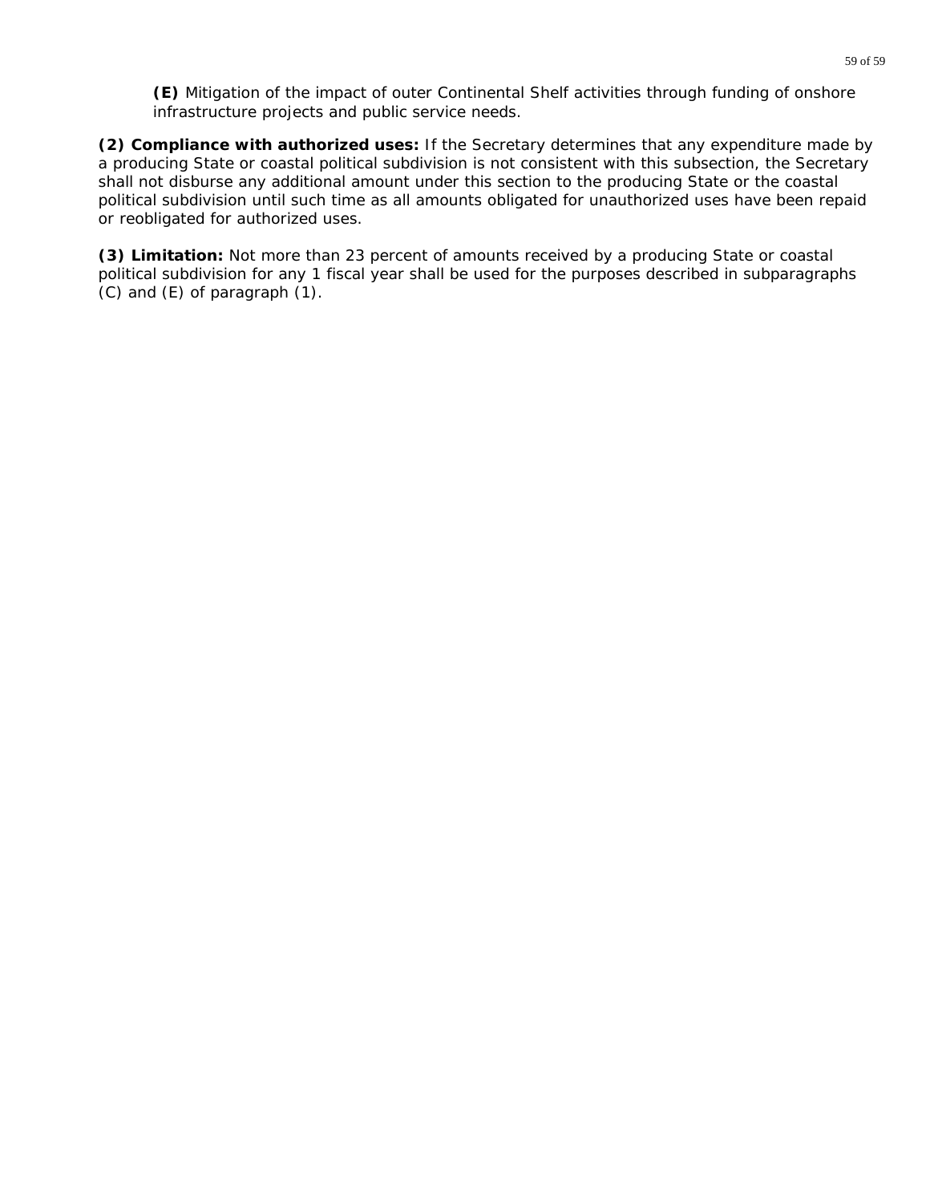**(E)** Mitigation of the impact of outer Continental Shelf activities through funding of onshore infrastructure projects and public service needs.

**(2) Compliance with authorized uses:** If the Secretary determines that any expenditure made by a producing State or coastal political subdivision is not consistent with this subsection, the Secretary shall not disburse any additional amount under this section to the producing State or the coastal political subdivision until such time as all amounts obligated for unauthorized uses have been repaid or reobligated for authorized uses.

**(3) Limitation:** Not more than 23 percent of amounts received by a producing State or coastal political subdivision for any 1 fiscal year shall be used for the purposes described in subparagraphs (C) and (E) of paragraph (1).